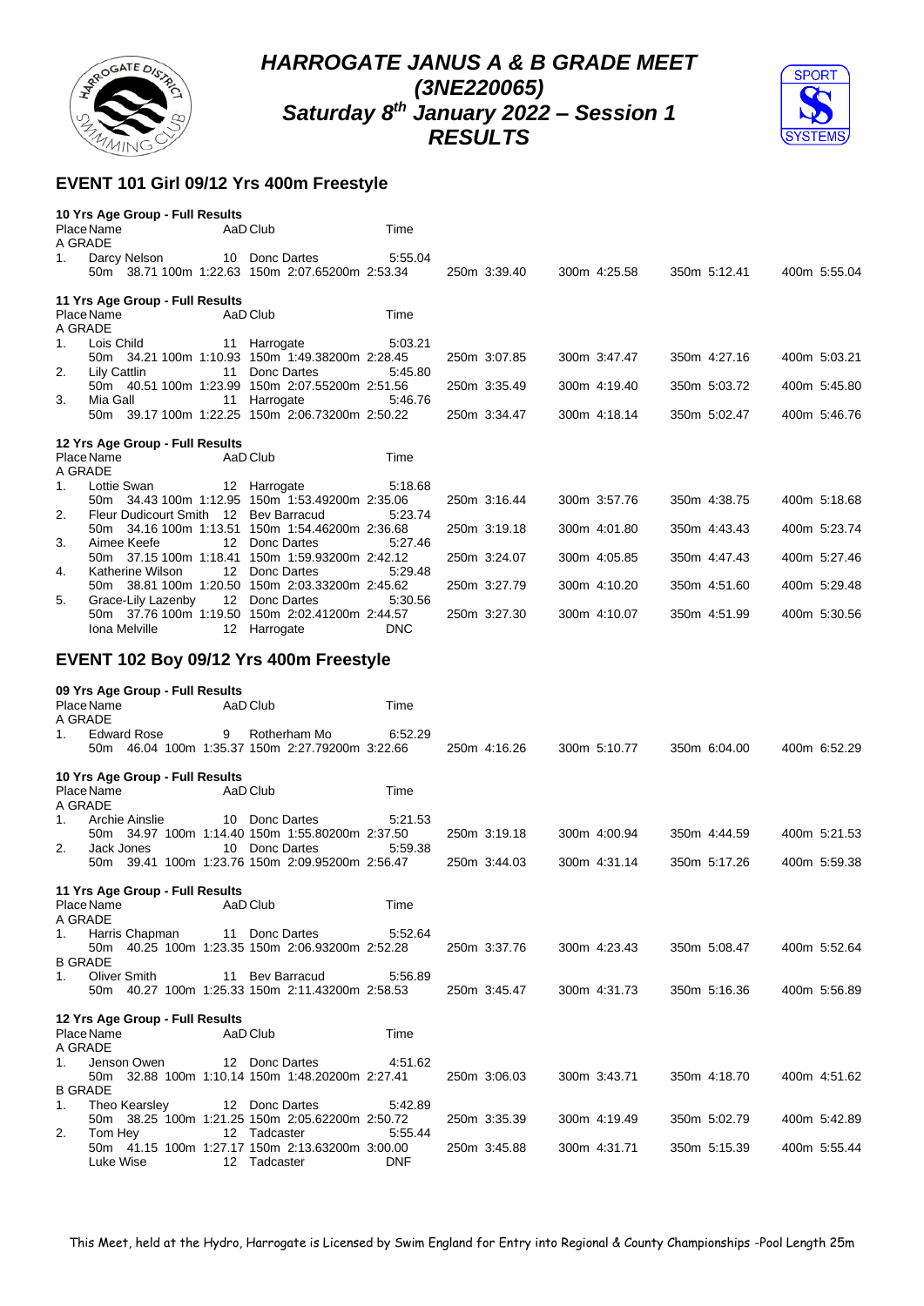# HARROGATE JANUS A & B GRADE MEET
## (3NE220065)
## Saturday 8th January 2022 – Session 1
## RESULTS

## EVENT 101 Girl 09/12 Yrs 400m Freestyle

**10 Yrs Age Group - Full Results**

| Place | Name | AaD | Club | Time | | | | | | | | |
|---|---|---|---|---|---|---|---|---|---|---|---|---|
| A GRADE | | | | | | | | | | | | |
| 1. | Darcy Nelson | 10 | Donc Dartes | 5:55.04 | | | | | | | | |
| | 50m 38.71 | 100m 1:22.63 | 150m 2:07.65 | 200m 2:53.34 | 250m 3:39.40 | 300m 4:25.58 | 350m 5:12.41 | 400m 5:55.04 | | | | |

**11 Yrs Age Group - Full Results**

| Place | Name | AaD | Club | Time | | | | |
|---|---|---|---|---|---|---|---|---|
| A GRADE | | | | | | | | |
| 1. | Lois Child | 11 | Harrogate | 5:03.21 | | | | |
| | 50m 34.21 | 100m 1:10.93 | 150m 1:49.38 | 200m 2:28.45 | 250m 3:07.85 | 300m 3:47.47 | 350m 4:27.16 | 400m 5:03.21 |
| 2. | Lily Cattlin | 11 | Donc Dartes | 5:45.80 | | | | |
| | 50m 40.51 | 100m 1:23.99 | 150m 2:07.55 | 200m 2:51.56 | 250m 3:35.49 | 300m 4:19.40 | 350m 5:03.72 | 400m 5:45.80 |
| 3. | Mia Gall | 11 | Harrogate | 5:46.76 | | | | |
| | 50m 39.17 | 100m 1:22.25 | 150m 2:06.73 | 200m 2:50.22 | 250m 3:34.47 | 300m 4:18.14 | 350m 5:02.47 | 400m 5:46.76 |

**12 Yrs Age Group - Full Results**

| Place | Name | AaD | Club | Time | | | | |
|---|---|---|---|---|---|---|---|---|
| A GRADE | | | | | | | | |
| 1. | Lottie Swan | 12 | Harrogate | 5:18.68 | | | | |
| | 50m 34.43 | 100m 1:12.95 | 150m 1:53.49 | 200m 2:35.06 | 250m 3:16.44 | 300m 3:57.76 | 350m 4:38.75 | 400m 5:18.68 |
| 2. | Fleur Dudicourt Smith | 12 | Bev Barracud | 5:23.74 | | | | |
| | 50m 34.16 | 100m 1:13.51 | 150m 1:54.46 | 200m 2:36.68 | 250m 3:19.18 | 300m 4:01.80 | 350m 4:43.43 | 400m 5:23.74 |
| 3. | Aimee Keefe | 12 | Donc Dartes | 5:27.46 | | | | |
| | 50m 37.15 | 100m 1:18.41 | 150m 1:59.93 | 200m 2:42.12 | 250m 3:24.07 | 300m 4:05.85 | 350m 4:47.43 | 400m 5:27.46 |
| 4. | Katherine Wilson | 12 | Donc Dartes | 5:29.48 | | | | |
| | 50m 38.81 | 100m 1:20.50 | 150m 2:03.33 | 200m 2:45.62 | 250m 3:27.79 | 300m 4:10.20 | 350m 4:51.60 | 400m 5:29.48 |
| 5. | Grace-Lily Lazenby | 12 | Donc Dartes | 5:30.56 | | | | |
| | 50m 37.76 | 100m 1:19.50 | 150m 2:02.41 | 200m 2:44.57 | 250m 3:27.30 | 300m 4:10.07 | 350m 4:51.99 | 400m 5:30.56 |
| | Iona Melville | 12 | Harrogate | DNC | | | | |

## EVENT 102 Boy 09/12 Yrs 400m Freestyle

**09 Yrs Age Group - Full Results**

| Place | Name | AaD | Club | Time | | | | |
|---|---|---|---|---|---|---|---|---|
| A GRADE | | | | | | | | |
| 1. | Edward Rose | 9 | Rotherham Mo | 6:52.29 | | | | |
| | 50m 46.04 | 100m 1:35.37 | 150m 2:27.79 | 200m 3:22.66 | 250m 4:16.26 | 300m 5:10.77 | 350m 6:04.00 | 400m 6:52.29 |

**10 Yrs Age Group - Full Results**

| Place | Name | AaD | Club | Time | | | | |
|---|---|---|---|---|---|---|---|---|
| A GRADE | | | | | | | | |
| 1. | Archie Ainslie | 10 | Donc Dartes | 5:21.53 | | | | |
| | 50m 34.97 | 100m 1:14.40 | 150m 1:55.80 | 200m 2:37.50 | 250m 3:19.18 | 300m 4:00.94 | 350m 4:44.59 | 400m 5:21.53 |
| 2. | Jack Jones | 10 | Donc Dartes | 5:59.38 | | | | |
| | 50m 39.41 | 100m 1:23.76 | 150m 2:09.95 | 200m 2:56.47 | 250m 3:44.03 | 300m 4:31.14 | 350m 5:17.26 | 400m 5:59.38 |

**11 Yrs Age Group - Full Results**

| Place | Name | AaD | Club | Time | | | | |
|---|---|---|---|---|---|---|---|---|
| A GRADE | | | | | | | | |
| 1. | Harris Chapman | 11 | Donc Dartes | 5:52.64 | | | | |
| | 50m 40.25 | 100m 1:23.35 | 150m 2:06.93 | 200m 2:52.28 | 250m 3:37.76 | 300m 4:23.43 | 350m 5:08.47 | 400m 5:52.64 |
| B GRADE | | | | | | | | |
| 1. | Oliver Smith | 11 | Bev Barracud | 5:56.89 | | | | |
| | 50m 40.27 | 100m 1:25.33 | 150m 2:11.43 | 200m 2:58.53 | 250m 3:45.47 | 300m 4:31.73 | 350m 5:16.36 | 400m 5:56.89 |

**12 Yrs Age Group - Full Results**

| Place | Name | AaD | Club | Time | | | | |
|---|---|---|---|---|---|---|---|---|
| A GRADE | | | | | | | | |
| 1. | Jenson Owen | 12 | Donc Dartes | 4:51.62 | | | | |
| | 50m 32.88 | 100m 1:10.14 | 150m 1:48.20 | 200m 2:27.41 | 250m 3:06.03 | 300m 3:43.71 | 350m 4:18.70 | 400m 4:51.62 |
| B GRADE | | | | | | | | |
| 1. | Theo Kearsley | 12 | Donc Dartes | 5:42.89 | | | | |
| | 50m 38.25 | 100m 1:21.25 | 150m 2:05.62 | 200m 2:50.72 | 250m 3:35.39 | 300m 4:19.49 | 350m 5:02.79 | 400m 5:42.89 |
| 2. | Tom Hey | 12 | Tadcaster | 5:55.44 | | | | |
| | 50m 41.15 | 100m 1:27.17 | 150m 2:13.63 | 200m 3:00.00 | 250m 3:45.88 | 300m 4:31.71 | 350m 5:15.39 | 400m 5:55.44 |
| | Luke Wise | 12 | Tadcaster | DNF | | | | |

This Meet, held at the Hydro, Harrogate is Licensed by Swim England for Entry into Regional & County Championships -Pool Length 25m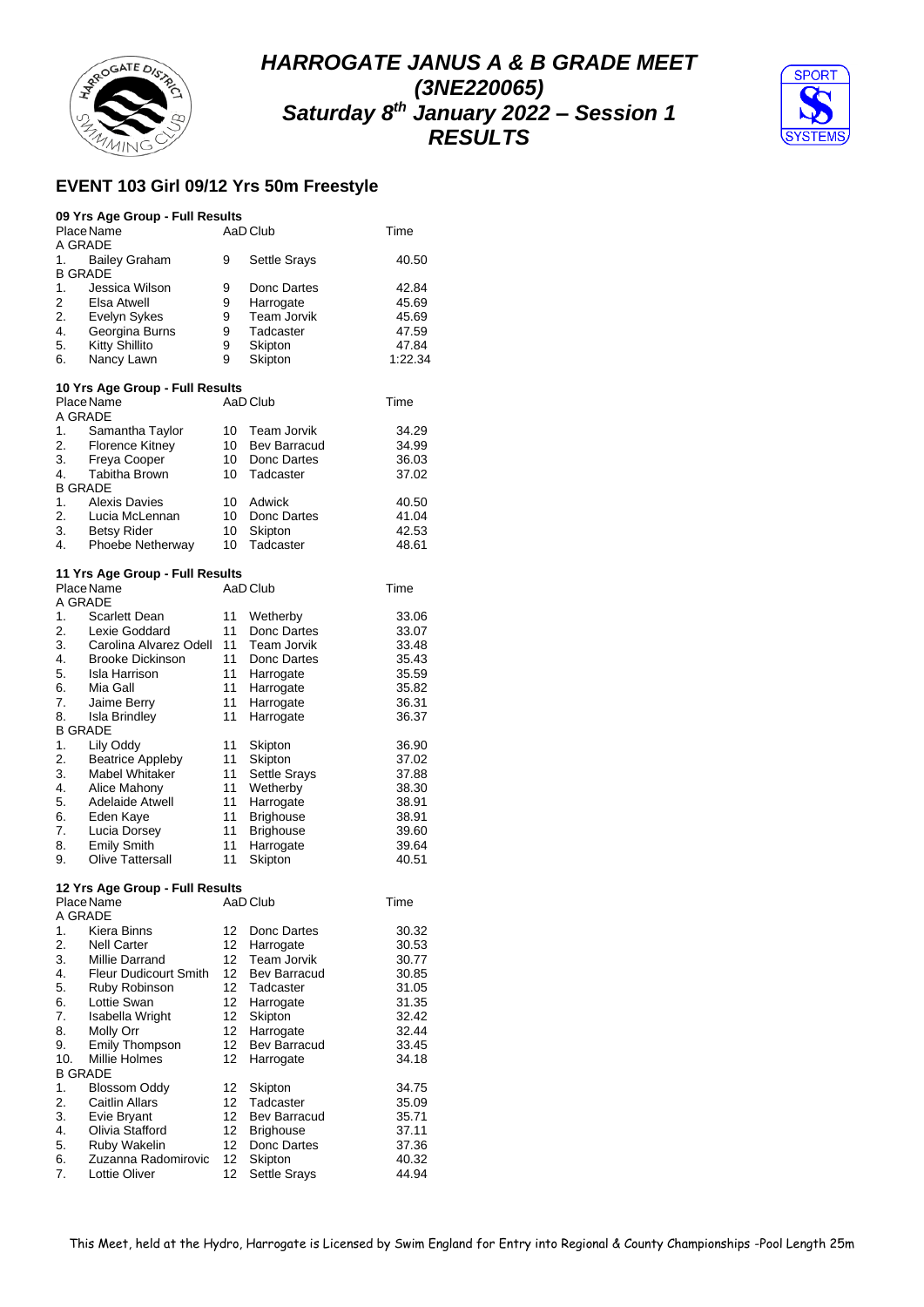# HARROGATE JANUS A & B GRADE MEET
## (3NE220065)
## Saturday 8th January 2022 – Session 1
## RESULTS

### EVENT 103 Girl 09/12 Yrs 50m Freestyle

**09 Yrs Age Group - Full Results**

| Place | Name | AaD | Club | Time |
|---|---|---|---|---|
| A GRADE | | | | |
| 1. | Bailey Graham | 9 | Settle Srays | 40.50 |
| B GRADE | | | | |
| 1. | Jessica Wilson | 9 | Donc Dartes | 42.84 |
| 2 | Elsa Atwell | 9 | Harrogate | 45.69 |
| 2. | Evelyn Sykes | 9 | Team Jorvik | 45.69 |
| 4. | Georgina Burns | 9 | Tadcaster | 47.59 |
| 5. | Kitty Shillito | 9 | Skipton | 47.84 |
| 6. | Nancy Lawn | 9 | Skipton | 1:22.34 |

**10 Yrs Age Group - Full Results**

| Place | Name | AaD | Club | Time |
|---|---|---|---|---|
| A GRADE | | | | |
| 1. | Samantha Taylor | 10 | Team Jorvik | 34.29 |
| 2. | Florence Kitney | 10 | Bev Barracud | 34.99 |
| 3. | Freya Cooper | 10 | Donc Dartes | 36.03 |
| 4. | Tabitha Brown | 10 | Tadcaster | 37.02 |
| B GRADE | | | | |
| 1. | Alexis Davies | 10 | Adwick | 40.50 |
| 2. | Lucia McLennan | 10 | Donc Dartes | 41.04 |
| 3. | Betsy Rider | 10 | Skipton | 42.53 |
| 4. | Phoebe Netherway | 10 | Tadcaster | 48.61 |

**11 Yrs Age Group - Full Results**

| Place | Name | AaD | Club | Time |
|---|---|---|---|---|
| A GRADE | | | | |
| 1. | Scarlett Dean | 11 | Wetherby | 33.06 |
| 2. | Lexie Goddard | 11 | Donc Dartes | 33.07 |
| 3. | Carolina Alvarez Odell | 11 | Team Jorvik | 33.48 |
| 4. | Brooke Dickinson | 11 | Donc Dartes | 35.43 |
| 5. | Isla Harrison | 11 | Harrogate | 35.59 |
| 6. | Mia Gall | 11 | Harrogate | 35.82 |
| 7. | Jaime Berry | 11 | Harrogate | 36.31 |
| 8. | Isla Brindley | 11 | Harrogate | 36.37 |
| B GRADE | | | | |
| 1. | Lily Oddy | 11 | Skipton | 36.90 |
| 2. | Beatrice Appleby | 11 | Skipton | 37.02 |
| 3. | Mabel Whitaker | 11 | Settle Srays | 37.88 |
| 4. | Alice Mahony | 11 | Wetherby | 38.30 |
| 5. | Adelaide Atwell | 11 | Harrogate | 38.91 |
| 6. | Eden Kaye | 11 | Brighouse | 38.91 |
| 7. | Lucia Dorsey | 11 | Brighouse | 39.60 |
| 8. | Emily Smith | 11 | Harrogate | 39.64 |
| 9. | Olive Tattersall | 11 | Skipton | 40.51 |

**12 Yrs Age Group - Full Results**

| Place | Name | AaD | Club | Time |
|---|---|---|---|---|
| A GRADE | | | | |
| 1. | Kiera Binns | 12 | Donc Dartes | 30.32 |
| 2. | Nell Carter | 12 | Harrogate | 30.53 |
| 3. | Millie Darrand | 12 | Team Jorvik | 30.77 |
| 4. | Fleur Dudicourt Smith | 12 | Bev Barracud | 30.85 |
| 5. | Ruby Robinson | 12 | Tadcaster | 31.05 |
| 6. | Lottie Swan | 12 | Harrogate | 31.35 |
| 7. | Isabella Wright | 12 | Skipton | 32.42 |
| 8. | Molly Orr | 12 | Harrogate | 32.44 |
| 9. | Emily Thompson | 12 | Bev Barracud | 33.45 |
| 10. | Millie Holmes | 12 | Harrogate | 34.18 |
| B GRADE | | | | |
| 1. | Blossom Oddy | 12 | Skipton | 34.75 |
| 2. | Caitlin Allars | 12 | Tadcaster | 35.09 |
| 3. | Evie Bryant | 12 | Bev Barracud | 35.71 |
| 4. | Olivia Stafford | 12 | Brighouse | 37.11 |
| 5. | Ruby Wakelin | 12 | Donc Dartes | 37.36 |
| 6. | Zuzanna Radomirovic | 12 | Skipton | 40.32 |
| 7. | Lottie Oliver | 12 | Settle Srays | 44.94 |

This Meet, held at the Hydro, Harrogate is Licensed by Swim England for Entry into Regional & County Championships -Pool Length 25m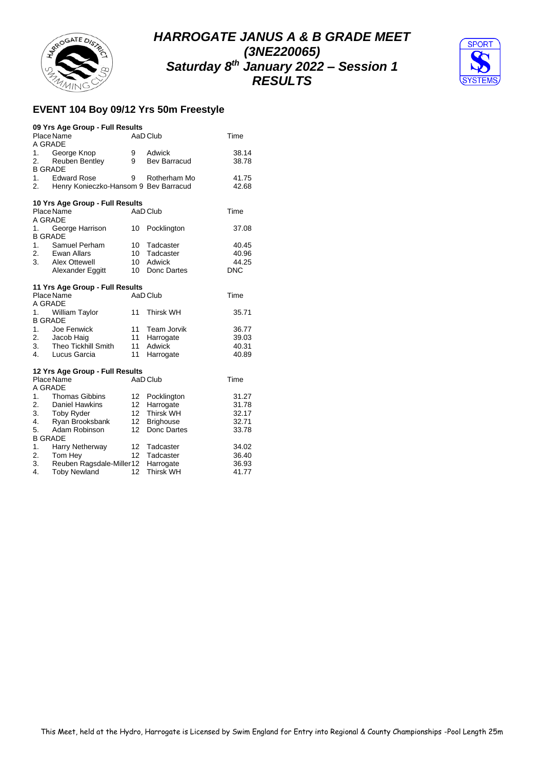# HARROGATE JANUS A & B GRADE MEET (3NE220065) Saturday 8th January 2022 – Session 1 RESULTS

## EVENT 104 Boy 09/12 Yrs 50m Freestyle

### 09 Yrs Age Group - Full Results

| Place | Name | AaD | Club | Time |
|---|---|---|---|---|
| A GRADE | | | | |
| 1. | George Knop | 9 | Adwick | 38.14 |
| 2. | Reuben Bentley | 9 | Bev Barracud | 38.78 |
| B GRADE | | | | |
| 1. | Edward Rose | 9 | Rotherham Mo | 41.75 |
| 2. | Henry Konieczko-Hansom | 9 | Bev Barracud | 42.68 |

### 10 Yrs Age Group - Full Results

| Place | Name | AaD | Club | Time |
|---|---|---|---|---|
| A GRADE | | | | |
| 1. | George Harrison | 10 | Pocklington | 37.08 |
| B GRADE | | | | |
| 1. | Samuel Perham | 10 | Tadcaster | 40.45 |
| 2. | Ewan Allars | 10 | Tadcaster | 40.96 |
| 3. | Alex Ottewell | 10 | Adwick | 44.25 |
| | Alexander Eggitt | 10 | Donc Dartes | DNC |

### 11 Yrs Age Group - Full Results

| Place | Name | AaD | Club | Time |
|---|---|---|---|---|
| A GRADE | | | | |
| 1. | William Taylor | 11 | Thirsk WH | 35.71 |
| B GRADE | | | | |
| 1. | Joe Fenwick | 11 | Team Jorvik | 36.77 |
| 2. | Jacob Haig | 11 | Harrogate | 39.03 |
| 3. | Theo Tickhill Smith | 11 | Adwick | 40.31 |
| 4. | Lucus Garcia | 11 | Harrogate | 40.89 |

### 12 Yrs Age Group - Full Results

| Place | Name | AaD | Club | Time |
|---|---|---|---|---|
| A GRADE | | | | |
| 1. | Thomas Gibbins | 12 | Pocklington | 31.27 |
| 2. | Daniel Hawkins | 12 | Harrogate | 31.78 |
| 3. | Toby Ryder | 12 | Thirsk WH | 32.17 |
| 4. | Ryan Brooksbank | 12 | Brighouse | 32.71 |
| 5. | Adam Robinson | 12 | Donc Dartes | 33.78 |
| B GRADE | | | | |
| 1. | Harry Netherway | 12 | Tadcaster | 34.02 |
| 2. | Tom Hey | 12 | Tadcaster | 36.40 |
| 3. | Reuben Ragsdale-Miller | 12 | Harrogate | 36.93 |
| 4. | Toby Newland | 12 | Thirsk WH | 41.77 |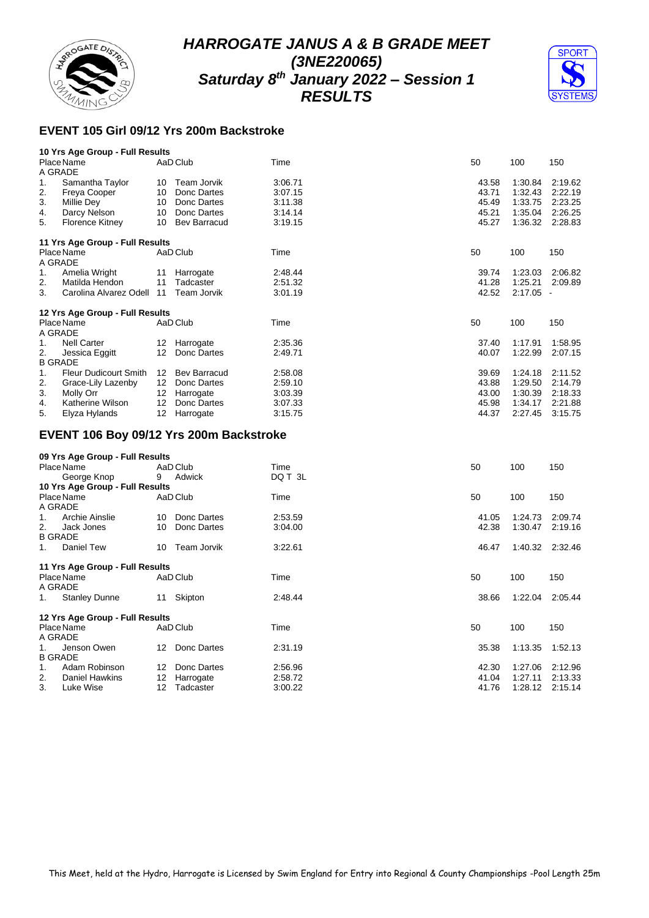# HARROGATE JANUS A & B GRADE MEET
## (3NE220065)
## Saturday 8th January 2022 – Session 1
## RESULTS

## EVENT 105 Girl 09/12 Yrs 200m Backstroke

**10 Yrs Age Group - Full Results**

| Place | Name | AaD | Club | Time | 50 | 100 | 150 |
|---|---|---|---|---|---|---|---|
| A GRADE | | | | | | | |
| 1. | Samantha Taylor | 10 | Team Jorvik | 3:06.71 | 43.58 | 1:30.84 | 2:19.62 |
| 2. | Freya Cooper | 10 | Donc Dartes | 3:07.15 | 43.71 | 1:32.43 | 2:22.19 |
| 3. | Millie Dey | 10 | Donc Dartes | 3:11.38 | 45.49 | 1:33.75 | 2:23.25 |
| 4. | Darcy Nelson | 10 | Donc Dartes | 3:14.14 | 45.21 | 1:35.04 | 2:26.25 |
| 5. | Florence Kitney | 10 | Bev Barracud | 3:19.15 | 45.27 | 1:36.32 | 2:28.83 |

**11 Yrs Age Group - Full Results**

| Place | Name | AaD | Club | Time | 50 | 100 | 150 |
|---|---|---|---|---|---|---|---|
| A GRADE | | | | | | | |
| 1. | Amelia Wright | 11 | Harrogate | 2:48.44 | 39.74 | 1:23.03 | 2:06.82 |
| 2. | Matilda Hendon | 11 | Tadcaster | 2:51.32 | 41.28 | 1:25.21 | 2:09.89 |
| 3. | Carolina Alvarez Odell | 11 | Team Jorvik | 3:01.19 | 42.52 | 2:17.05 | - |

**12 Yrs Age Group - Full Results**

| Place | Name | AaD | Club | Time | 50 | 100 | 150 |
|---|---|---|---|---|---|---|---|
| A GRADE | | | | | | | |
| 1. | Nell Carter | 12 | Harrogate | 2:35.36 | 37.40 | 1:17.91 | 1:58.95 |
| 2. | Jessica Eggitt | 12 | Donc Dartes | 2:49.71 | 40.07 | 1:22.99 | 2:07.15 |
| B GRADE | | | | | | | |
| 1. | Fleur Dudicourt Smith | 12 | Bev Barracud | 2:58.08 | 39.69 | 1:24.18 | 2:11.52 |
| 2. | Grace-Lily Lazenby | 12 | Donc Dartes | 2:59.10 | 43.88 | 1:29.50 | 2:14.79 |
| 3. | Molly Orr | 12 | Harrogate | 3:03.39 | 43.00 | 1:30.39 | 2:18.33 |
| 4. | Katherine Wilson | 12 | Donc Dartes | 3:07.33 | 45.98 | 1:34.17 | 2:21.88 |
| 5. | Elyza Hylands | 12 | Harrogate | 3:15.75 | 44.37 | 2:27.45 | 3:15.75 |

## EVENT 106 Boy 09/12 Yrs 200m Backstroke

**09 Yrs Age Group - Full Results**

| Place | Name | AaD | Club | Time | 50 | 100 | 150 |
|---|---|---|---|---|---|---|---|
| | George Knop | 9 | Adwick | DQ T 3L | | | |

**10 Yrs Age Group - Full Results**

| Place | Name | AaD | Club | Time | 50 | 100 | 150 |
|---|---|---|---|---|---|---|---|
| A GRADE | | | | | | | |
| 1. | Archie Ainslie | 10 | Donc Dartes | 2:53.59 | 41.05 | 1:24.73 | 2:09.74 |
| 2. | Jack Jones | 10 | Donc Dartes | 3:04.00 | 42.38 | 1:30.47 | 2:19.16 |
| B GRADE | | | | | | | |
| 1. | Daniel Tew | 10 | Team Jorvik | 3:22.61 | 46.47 | 1:40.32 | 2:32.46 |

**11 Yrs Age Group - Full Results**

| Place | Name | AaD | Club | Time | 50 | 100 | 150 |
|---|---|---|---|---|---|---|---|
| A GRADE | | | | | | | |
| 1. | Stanley Dunne | 11 | Skipton | 2:48.44 | 38.66 | 1:22.04 | 2:05.44 |

**12 Yrs Age Group - Full Results**

| Place | Name | AaD | Club | Time | 50 | 100 | 150 |
|---|---|---|---|---|---|---|---|
| A GRADE | | | | | | | |
| 1. | Jenson Owen | 12 | Donc Dartes | 2:31.19 | 35.38 | 1:13.35 | 1:52.13 |
| B GRADE | | | | | | | |
| 1. | Adam Robinson | 12 | Donc Dartes | 2:56.96 | 42.30 | 1:27.06 | 2:12.96 |
| 2. | Daniel Hawkins | 12 | Harrogate | 2:58.72 | 41.04 | 1:27.11 | 2:13.33 |
| 3. | Luke Wise | 12 | Tadcaster | 3:00.22 | 41.76 | 1:28.12 | 2:15.14 |

This Meet, held at the Hydro, Harrogate is Licensed by Swim England for Entry into Regional & County Championships -Pool Length 25m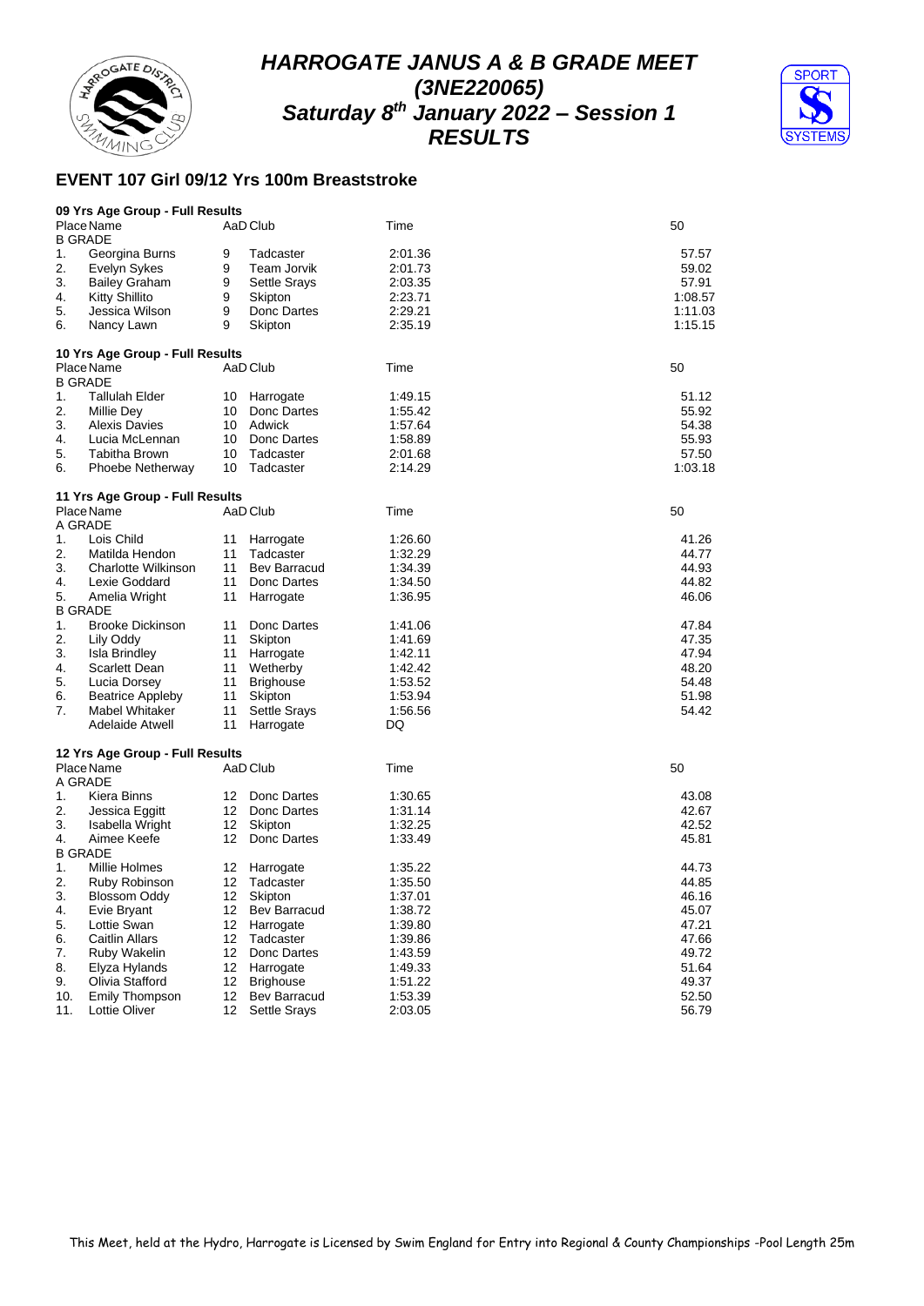# HARROGATE JANUS A & B GRADE MEET
## (3NE220065)
## Saturday 8th January 2022 – Session 1
## RESULTS

### EVENT 107 Girl 09/12 Yrs 100m Breaststroke

**09 Yrs Age Group - Full Results**

| Place | Name | AaD | Club | Time | 50 |
|---|---|---|---|---|---|
| B GRADE | | | | | |
| 1. | Georgina Burns | 9 | Tadcaster | 2:01.36 | 57.57 |
| 2. | Evelyn Sykes | 9 | Team Jorvik | 2:01.73 | 59.02 |
| 3. | Bailey Graham | 9 | Settle Srays | 2:03.35 | 57.91 |
| 4. | Kitty Shillito | 9 | Skipton | 2:23.71 | 1:08.57 |
| 5. | Jessica Wilson | 9 | Donc Dartes | 2:29.21 | 1:11.03 |
| 6. | Nancy Lawn | 9 | Skipton | 2:35.19 | 1:15.15 |

**10 Yrs Age Group - Full Results**

| Place | Name | AaD | Club | Time | 50 |
|---|---|---|---|---|---|
| B GRADE | | | | | |
| 1. | Tallulah Elder | 10 | Harrogate | 1:49.15 | 51.12 |
| 2. | Millie Dey | 10 | Donc Dartes | 1:55.42 | 55.92 |
| 3. | Alexis Davies | 10 | Adwick | 1:57.64 | 54.38 |
| 4. | Lucia McLennan | 10 | Donc Dartes | 1:58.89 | 55.93 |
| 5. | Tabitha Brown | 10 | Tadcaster | 2:01.68 | 57.50 |
| 6. | Phoebe Netherway | 10 | Tadcaster | 2:14.29 | 1:03.18 |

**11 Yrs Age Group - Full Results**

| Place | Name | AaD | Club | Time | 50 |
|---|---|---|---|---|---|
| A GRADE | | | | | |
| 1. | Lois Child | 11 | Harrogate | 1:26.60 | 41.26 |
| 2. | Matilda Hendon | 11 | Tadcaster | 1:32.29 | 44.77 |
| 3. | Charlotte Wilkinson | 11 | Bev Barracud | 1:34.39 | 44.93 |
| 4. | Lexie Goddard | 11 | Donc Dartes | 1:34.50 | 44.82 |
| 5. | Amelia Wright | 11 | Harrogate | 1:36.95 | 46.06 |
| B GRADE | | | | | |
| 1. | Brooke Dickinson | 11 | Donc Dartes | 1:41.06 | 47.84 |
| 2. | Lily Oddy | 11 | Skipton | 1:41.69 | 47.35 |
| 3. | Isla Brindley | 11 | Harrogate | 1:42.11 | 47.94 |
| 4. | Scarlett Dean | 11 | Wetherby | 1:42.42 | 48.20 |
| 5. | Lucia Dorsey | 11 | Brighouse | 1:53.52 | 54.48 |
| 6. | Beatrice Appleby | 11 | Skipton | 1:53.94 | 51.98 |
| 7. | Mabel Whitaker | 11 | Settle Srays | 1:56.56 | 54.42 |
| | Adelaide Atwell | 11 | Harrogate | DQ | |

**12 Yrs Age Group - Full Results**

| Place | Name | AaD | Club | Time | 50 |
|---|---|---|---|---|---|
| A GRADE | | | | | |
| 1. | Kiera Binns | 12 | Donc Dartes | 1:30.65 | 43.08 |
| 2. | Jessica Eggitt | 12 | Donc Dartes | 1:31.14 | 42.67 |
| 3. | Isabella Wright | 12 | Skipton | 1:32.25 | 42.52 |
| 4. | Aimee Keefe | 12 | Donc Dartes | 1:33.49 | 45.81 |
| B GRADE | | | | | |
| 1. | Millie Holmes | 12 | Harrogate | 1:35.22 | 44.73 |
| 2. | Ruby Robinson | 12 | Tadcaster | 1:35.50 | 44.85 |
| 3. | Blossom Oddy | 12 | Skipton | 1:37.01 | 46.16 |
| 4. | Evie Bryant | 12 | Bev Barracud | 1:38.72 | 45.07 |
| 5. | Lottie Swan | 12 | Harrogate | 1:39.80 | 47.21 |
| 6. | Caitlin Allars | 12 | Tadcaster | 1:39.86 | 47.66 |
| 7. | Ruby Wakelin | 12 | Donc Dartes | 1:43.59 | 49.72 |
| 8. | Elyza Hylands | 12 | Harrogate | 1:49.33 | 51.64 |
| 9. | Olivia Stafford | 12 | Brighouse | 1:51.22 | 49.37 |
| 10. | Emily Thompson | 12 | Bev Barracud | 1:53.39 | 52.50 |
| 11. | Lottie Oliver | 12 | Settle Srays | 2:03.05 | 56.79 |

This Meet, held at the Hydro, Harrogate is Licensed by Swim England for Entry into Regional & County Championships -Pool Length 25m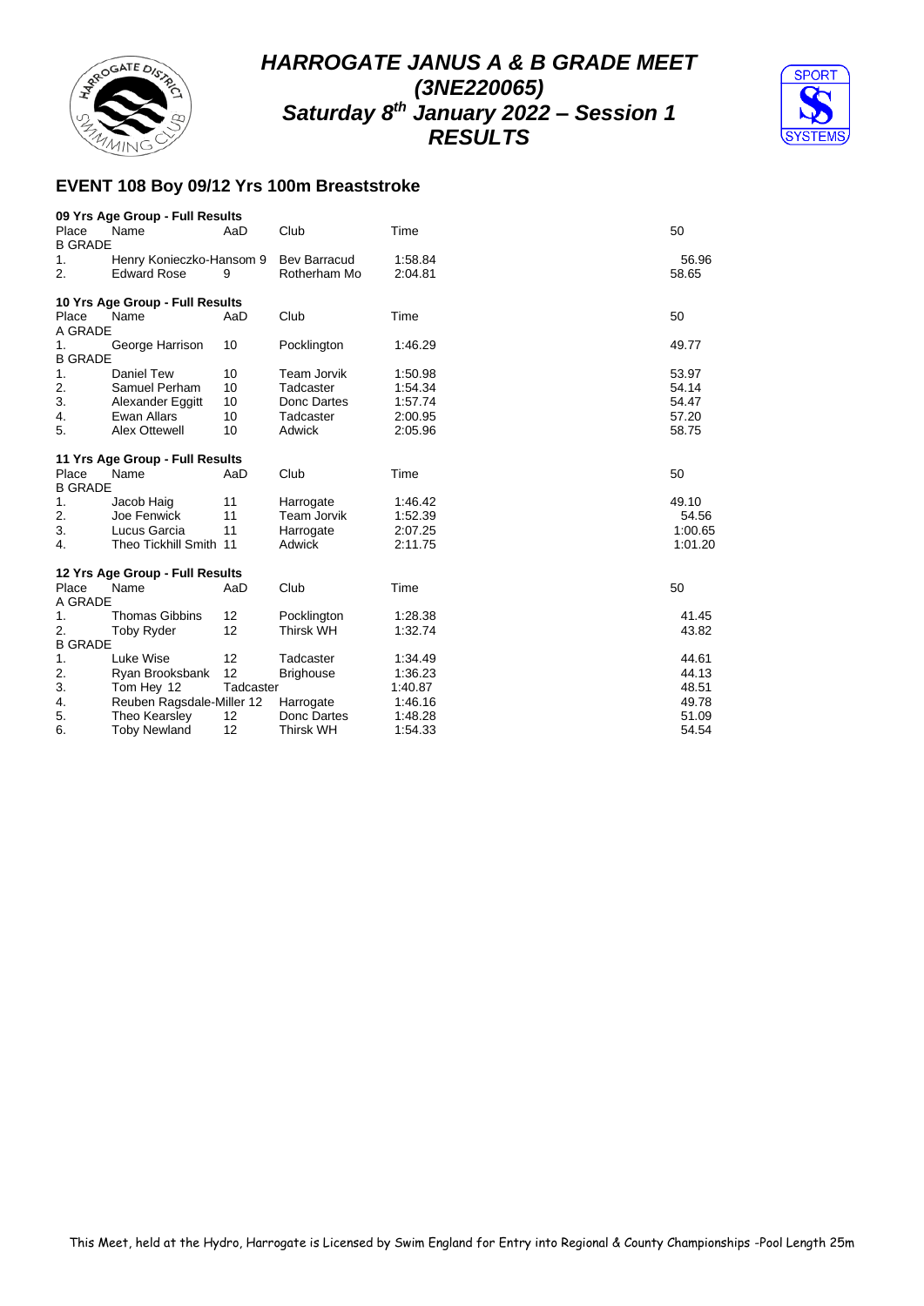# HARROGATE JANUS A & B GRADE MEET
## (3NE220065)
## Saturday 8th January 2022 – Session 1
## RESULTS

### EVENT 108 Boy 09/12 Yrs 100m Breaststroke

**09 Yrs Age Group - Full Results**

| Place | Name | AaD | Club | Time | 50 |
|---|---|---|---|---|---|
| B GRADE | | | | | |
| 1. | Henry Konieczko-Hansom | 9 | Bev Barracud | 1:58.84 | 56.96 |
| 2. | Edward Rose | 9 | Rotherham Mo | 2:04.81 | 58.65 |

**10 Yrs Age Group - Full Results**

| Place | Name | AaD | Club | Time | 50 |
|---|---|---|---|---|---|
| A GRADE | | | | | |
| 1. | George Harrison | 10 | Pocklington | 1:46.29 | 49.77 |
| B GRADE | | | | | |
| 1. | Daniel Tew | 10 | Team Jorvik | 1:50.98 | 53.97 |
| 2. | Samuel Perham | 10 | Tadcaster | 1:54.34 | 54.14 |
| 3. | Alexander Eggitt | 10 | Donc Dartes | 1:57.74 | 54.47 |
| 4. | Ewan Allars | 10 | Tadcaster | 2:00.95 | 57.20 |
| 5. | Alex Ottewell | 10 | Adwick | 2:05.96 | 58.75 |

**11 Yrs Age Group - Full Results**

| Place | Name | AaD | Club | Time | 50 |
|---|---|---|---|---|---|
| B GRADE | | | | | |
| 1. | Jacob Haig | 11 | Harrogate | 1:46.42 | 49.10 |
| 2. | Joe Fenwick | 11 | Team Jorvik | 1:52.39 | 54.56 |
| 3. | Lucus Garcia | 11 | Harrogate | 2:07.25 | 1:00.65 |
| 4. | Theo Tickhill Smith | 11 | Adwick | 2:11.75 | 1:01.20 |

**12 Yrs Age Group - Full Results**

| Place | Name | AaD | Club | Time | 50 |
|---|---|---|---|---|---|
| A GRADE | | | | | |
| 1. | Thomas Gibbins | 12 | Pocklington | 1:28.38 | 41.45 |
| 2. | Toby Ryder | 12 | Thirsk WH | 1:32.74 | 43.82 |
| B GRADE | | | | | |
| 1. | Luke Wise | 12 | Tadcaster | 1:34.49 | 44.61 |
| 2. | Ryan Brooksbank | 12 | Brighouse | 1:36.23 | 44.13 |
| 3. | Tom Hey | 12 | Tadcaster | 1:40.87 | 48.51 |
| 4. | Reuben Ragsdale-Miller | 12 | Harrogate | 1:46.16 | 49.78 |
| 5. | Theo Kearsley | 12 | Donc Dartes | 1:48.28 | 51.09 |
| 6. | Toby Newland | 12 | Thirsk WH | 1:54.33 | 54.54 |

This Meet, held at the Hydro, Harrogate is Licensed by Swim England for Entry into Regional & County Championships -Pool Length 25m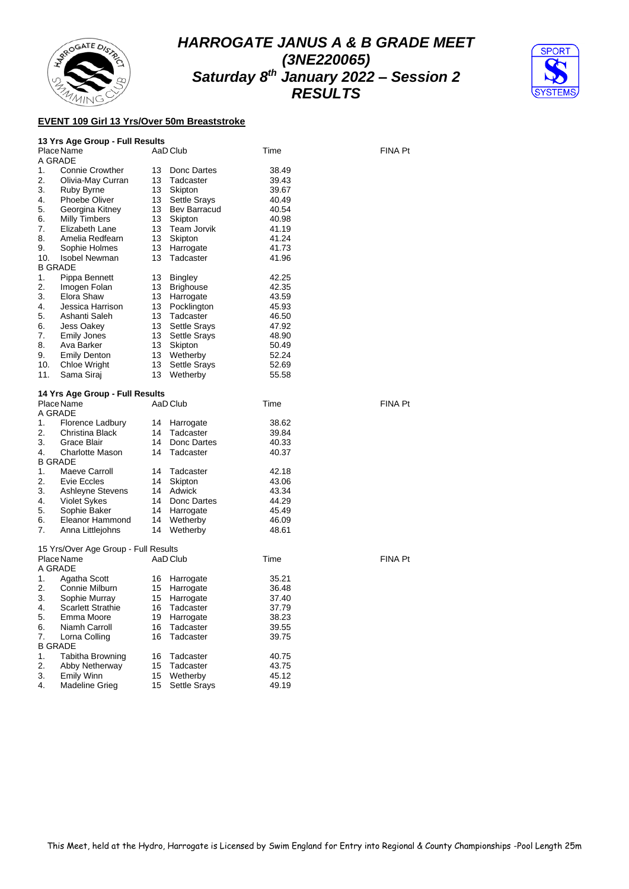# HARROGATE JANUS A & B GRADE MEET
# (3NE220065)
# Saturday 8th January 2022 – Session 2
# RESULTS

**EVENT 109 Girl 13 Yrs/Over 50m Breaststroke**

**13 Yrs Age Group - Full Results**

| Place | Name | AaD | Club | Time | FINA Pt |
|---|---|---|---|---|---|
| A GRADE | | | | | |
| 1. | Connie Crowther | 13 | Donc Dartes | 38.49 | |
| 2. | Olivia-May Curran | 13 | Tadcaster | 39.43 | |
| 3. | Ruby Byrne | 13 | Skipton | 39.67 | |
| 4. | Phoebe Oliver | 13 | Settle Srays | 40.49 | |
| 5. | Georgina Kitney | 13 | Bev Barracud | 40.54 | |
| 6. | Milly Timbers | 13 | Skipton | 40.98 | |
| 7. | Elizabeth Lane | 13 | Team Jorvik | 41.19 | |
| 8. | Amelia Redfearn | 13 | Skipton | 41.24 | |
| 9. | Sophie Holmes | 13 | Harrogate | 41.73 | |
| 10. | Isobel Newman | 13 | Tadcaster | 41.96 | |
| B GRADE | | | | | |
| 1. | Pippa Bennett | 13 | Bingley | 42.25 | |
| 2. | Imogen Folan | 13 | Brighouse | 42.35 | |
| 3. | Elora Shaw | 13 | Harrogate | 43.59 | |
| 4. | Jessica Harrison | 13 | Pocklington | 45.93 | |
| 5. | Ashanti Saleh | 13 | Tadcaster | 46.50 | |
| 6. | Jess Oakey | 13 | Settle Srays | 47.92 | |
| 7. | Emily Jones | 13 | Settle Srays | 48.90 | |
| 8. | Ava Barker | 13 | Skipton | 50.49 | |
| 9. | Emily Denton | 13 | Wetherby | 52.24 | |
| 10. | Chloe Wright | 13 | Settle Srays | 52.69 | |
| 11. | Sama Siraj | 13 | Wetherby | 55.58 | |

**14 Yrs Age Group - Full Results**

| Place | Name | AaD | Club | Time | FINA Pt |
|---|---|---|---|---|---|
| A GRADE | | | | | |
| 1. | Florence Ladbury | 14 | Harrogate | 38.62 | |
| 2. | Christina Black | 14 | Tadcaster | 39.84 | |
| 3. | Grace Blair | 14 | Donc Dartes | 40.33 | |
| 4. | Charlotte Mason | 14 | Tadcaster | 40.37 | |
| B GRADE | | | | | |
| 1. | Maeve Carroll | 14 | Tadcaster | 42.18 | |
| 2. | Evie Eccles | 14 | Skipton | 43.06 | |
| 3. | Ashleyne Stevens | 14 | Adwick | 43.34 | |
| 4. | Violet Sykes | 14 | Donc Dartes | 44.29 | |
| 5. | Sophie Baker | 14 | Harrogate | 45.49 | |
| 6. | Eleanor Hammond | 14 | Wetherby | 46.09 | |
| 7. | Anna Littlejohns | 14 | Wetherby | 48.61 | |

15 Yrs/Over Age Group - Full Results

| Place | Name | AaD | Club | Time | FINA Pt |
|---|---|---|---|---|---|
| A GRADE | | | | | |
| 1. | Agatha Scott | 16 | Harrogate | 35.21 | |
| 2. | Connie Milburn | 15 | Harrogate | 36.48 | |
| 3. | Sophie Murray | 15 | Harrogate | 37.40 | |
| 4. | Scarlett Strathie | 16 | Tadcaster | 37.79 | |
| 5. | Emma Moore | 19 | Harrogate | 38.23 | |
| 6. | Niamh Carroll | 16 | Tadcaster | 39.55 | |
| 7. | Lorna Colling | 16 | Tadcaster | 39.75 | |
| B GRADE | | | | | |
| 1. | Tabitha Browning | 16 | Tadcaster | 40.75 | |
| 2. | Abby Netherway | 15 | Tadcaster | 43.75 | |
| 3. | Emily Winn | 15 | Wetherby | 45.12 | |
| 4. | Madeline Grieg | 15 | Settle Srays | 49.19 | |

This Meet, held at the Hydro, Harrogate is Licensed by Swim England for Entry into Regional & County Championships -Pool Length 25m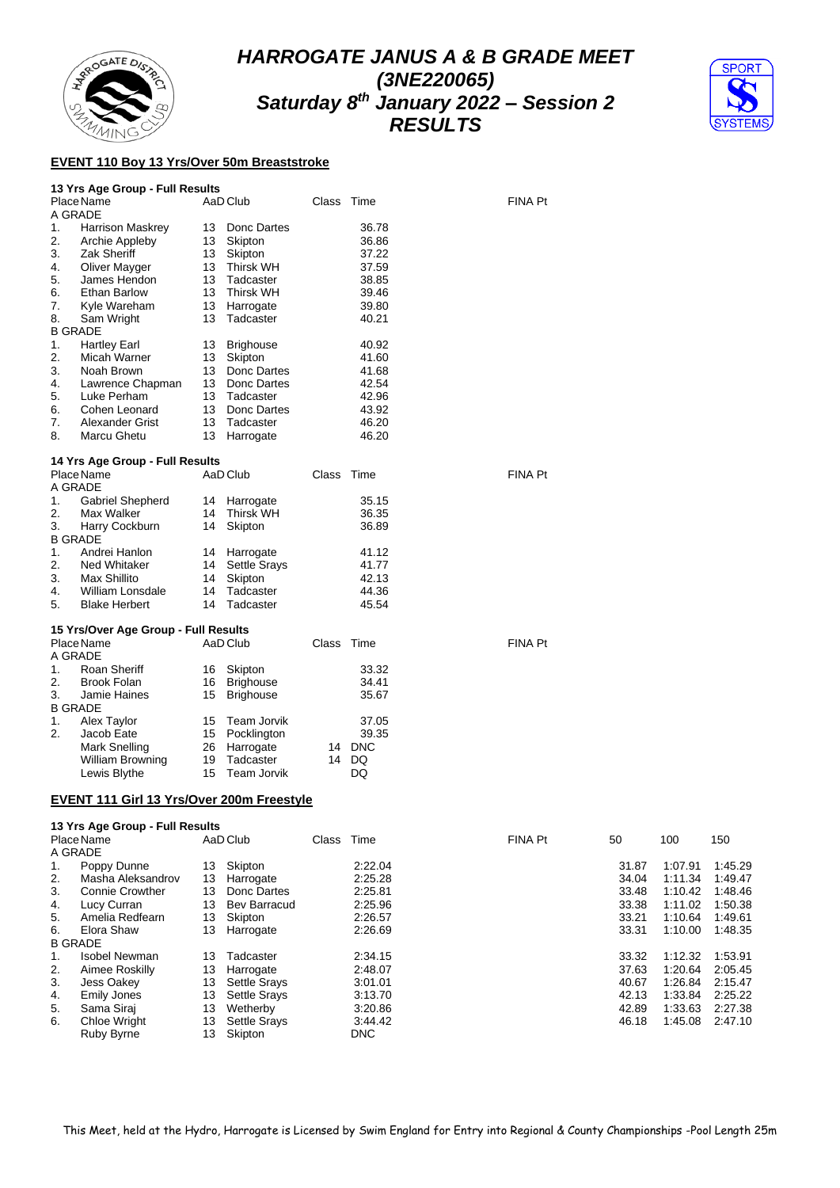# HARROGATE JANUS A & B GRADE MEET
## (3NE220065)
## Saturday 8th January 2022 – Session 2
## RESULTS

### EVENT 110 Boy 13 Yrs/Over 50m Breaststroke

**13 Yrs Age Group - Full Results**

| Place | Name | AaD | Club | Class | Time | FINA Pt |
|---|---|---|---|---|---|---|
| A GRADE | | | | | | |
| 1. | Harrison Maskrey | 13 | Donc Dartes | | 36.78 | |
| 2. | Archie Appleby | 13 | Skipton | | 36.86 | |
| 3. | Zak Sheriff | 13 | Skipton | | 37.22 | |
| 4. | Oliver Mayger | 13 | Thirsk WH | | 37.59 | |
| 5. | James Hendon | 13 | Tadcaster | | 38.85 | |
| 6. | Ethan Barlow | 13 | Thirsk WH | | 39.46 | |
| 7. | Kyle Wareham | 13 | Harrogate | | 39.80 | |
| 8. | Sam Wright | 13 | Tadcaster | | 40.21 | |
| B GRADE | | | | | | |
| 1. | Hartley Earl | 13 | Brighouse | | 40.92 | |
| 2. | Micah Warner | 13 | Skipton | | 41.60 | |
| 3. | Noah Brown | 13 | Donc Dartes | | 41.68 | |
| 4. | Lawrence Chapman | 13 | Donc Dartes | | 42.54 | |
| 5. | Luke Perham | 13 | Tadcaster | | 42.96 | |
| 6. | Cohen Leonard | 13 | Donc Dartes | | 43.92 | |
| 7. | Alexander Grist | 13 | Tadcaster | | 46.20 | |
| 8. | Marcu Ghetu | 13 | Harrogate | | 46.20 | |

**14 Yrs Age Group - Full Results**

| Place | Name | AaD | Club | Class | Time | FINA Pt |
|---|---|---|---|---|---|---|
| A GRADE | | | | | | |
| 1. | Gabriel Shepherd | 14 | Harrogate | | 35.15 | |
| 2. | Max Walker | 14 | Thirsk WH | | 36.35 | |
| 3. | Harry Cockburn | 14 | Skipton | | 36.89 | |
| B GRADE | | | | | | |
| 1. | Andrei Hanlon | 14 | Harrogate | | 41.12 | |
| 2. | Ned Whitaker | 14 | Settle Srays | | 41.77 | |
| 3. | Max Shillito | 14 | Skipton | | 42.13 | |
| 4. | William Lonsdale | 14 | Tadcaster | | 44.36 | |
| 5. | Blake Herbert | 14 | Tadcaster | | 45.54 | |

**15 Yrs/Over Age Group - Full Results**

| Place | Name | AaD | Club | Class | Time | FINA Pt |
|---|---|---|---|---|---|---|
| A GRADE | | | | | | |
| 1. | Roan Sheriff | 16 | Skipton | | 33.32 | |
| 2. | Brook Folan | 16 | Brighouse | | 34.41 | |
| 3. | Jamie Haines | 15 | Brighouse | | 35.67 | |
| B GRADE | | | | | | |
| 1. | Alex Taylor | 15 | Team Jorvik | | 37.05 | |
| 2. | Jacob Eate | 15 | Pocklington | | 39.35 | |
| | Mark Snelling | 26 | Harrogate | 14 | DNC | |
| | William Browning | 19 | Tadcaster | 14 | DQ | |
| | Lewis Blythe | 15 | Team Jorvik | | DQ | |

### EVENT 111 Girl 13 Yrs/Over 200m Freestyle

**13 Yrs Age Group - Full Results**

| Place | Name | AaD | Club | Class | Time | FINA Pt | 50 | 100 | 150 |
|---|---|---|---|---|---|---|---|---|---|
| A GRADE | | | | | | | | | |
| 1. | Poppy Dunne | 13 | Skipton | | 2:22.04 | | 31.87 | 1:07.91 | 1:45.29 |
| 2. | Masha Aleksandrov | 13 | Harrogate | | 2:25.28 | | 34.04 | 1:11.34 | 1:49.47 |
| 3. | Connie Crowther | 13 | Donc Dartes | | 2:25.81 | | 33.48 | 1:10.42 | 1:48.46 |
| 4. | Lucy Curran | 13 | Bev Barracud | | 2:25.96 | | 33.38 | 1:11.02 | 1:50.38 |
| 5. | Amelia Redfearn | 13 | Skipton | | 2:26.57 | | 33.21 | 1:10.64 | 1:49.61 |
| 6. | Elora Shaw | 13 | Harrogate | | 2:26.69 | | 33.31 | 1:10.00 | 1:48.35 |
| B GRADE | | | | | | | | | |
| 1. | Isobel Newman | 13 | Tadcaster | | 2:34.15 | | 33.32 | 1:12.32 | 1:53.91 |
| 2. | Aimee Roskilly | 13 | Harrogate | | 2:48.07 | | 37.63 | 1:20.64 | 2:05.45 |
| 3. | Jess Oakey | 13 | Settle Srays | | 3:01.01 | | 40.67 | 1:26.84 | 2:15.47 |
| 4. | Emily Jones | 13 | Settle Srays | | 3:13.70 | | 42.13 | 1:33.84 | 2:25.22 |
| 5. | Sama Siraj | 13 | Wetherby | | 3:20.86 | | 42.89 | 1:33.63 | 2:27.38 |
| 6. | Chloe Wright | 13 | Settle Srays | | 3:44.42 | | 46.18 | 1:45.08 | 2:47.10 |
| | Ruby Byrne | 13 | Skipton | | DNC | | | | |

This Meet, held at the Hydro, Harrogate is Licensed by Swim England for Entry into Regional & County Championships -Pool Length 25m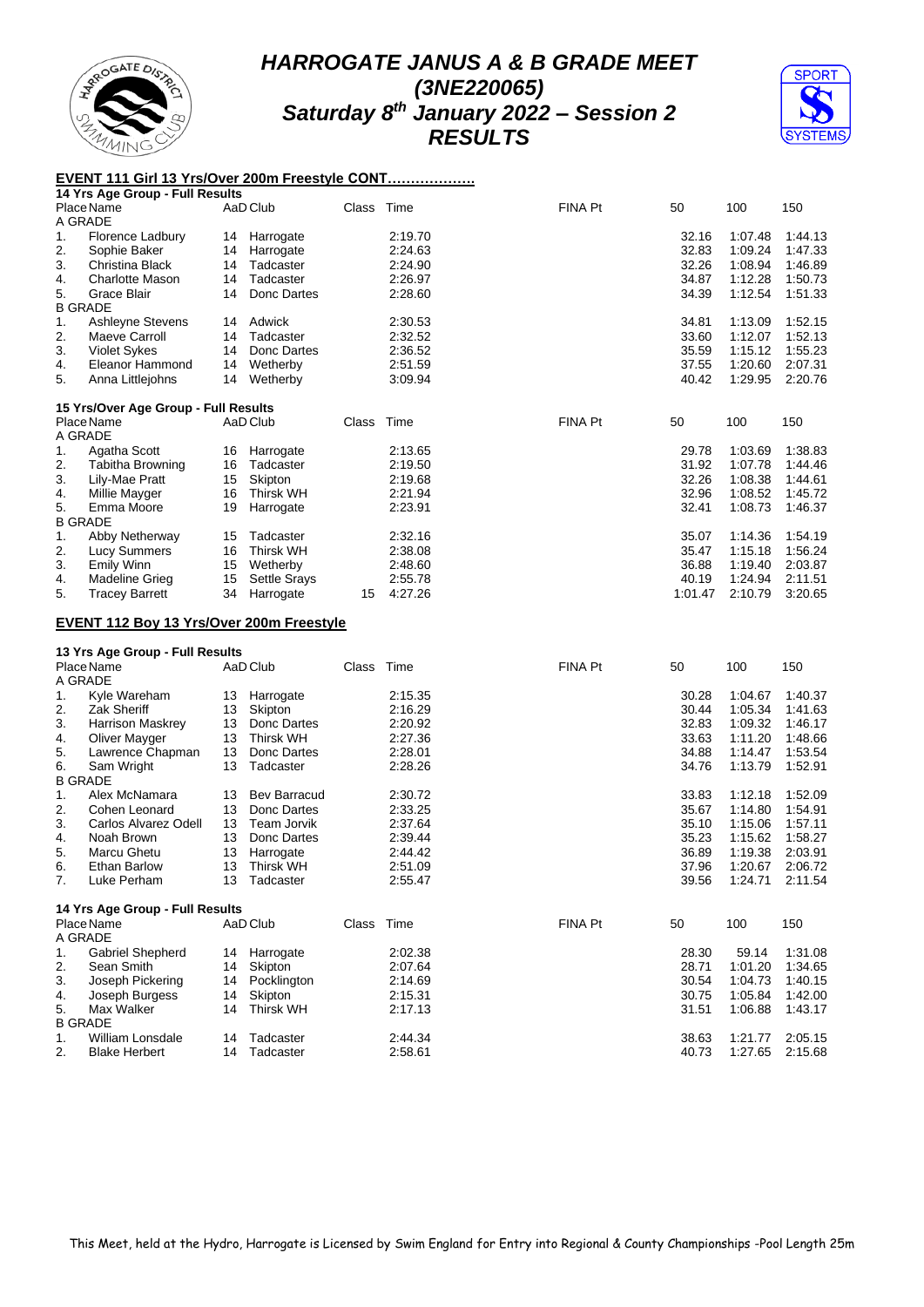# HARROGATE JANUS A & B GRADE MEET
# (3NE220065)
# Saturday 8th January 2022 – Session 2
# RESULTS

## EVENT 111 Girl 13 Yrs/Over 200m Freestyle CONT……………….

### 14 Yrs Age Group - Full Results

| Place | Name | AaD | Club | Class | Time | FINA Pt | 50 | 100 | 150 |
|---|---|---|---|---|---|---|---|---|---|
| A GRADE | | | | | | | | | |
| 1. | Florence Ladbury | 14 | Harrogate | | 2:19.70 | | 32.16 | 1:07.48 | 1:44.13 |
| 2. | Sophie Baker | 14 | Harrogate | | 2:24.63 | | 32.83 | 1:09.24 | 1:47.33 |
| 3. | Christina Black | 14 | Tadcaster | | 2:24.90 | | 32.26 | 1:08.94 | 1:46.89 |
| 4. | Charlotte Mason | 14 | Tadcaster | | 2:26.97 | | 34.87 | 1:12.28 | 1:50.73 |
| 5. | Grace Blair | 14 | Donc Dartes | | 2:28.60 | | 34.39 | 1:12.54 | 1:51.33 |
| B GRADE | | | | | | | | | |
| 1. | Ashleyne Stevens | 14 | Adwick | | 2:30.53 | | 34.81 | 1:13.09 | 1:52.15 |
| 2. | Maeve Carroll | 14 | Tadcaster | | 2:32.52 | | 33.60 | 1:12.07 | 1:52.13 |
| 3. | Violet Sykes | 14 | Donc Dartes | | 2:36.52 | | 35.59 | 1:15.12 | 1:55.23 |
| 4. | Eleanor Hammond | 14 | Wetherby | | 2:51.59 | | 37.55 | 1:20.60 | 2:07.31 |
| 5. | Anna Littlejohns | 14 | Wetherby | | 3:09.94 | | 40.42 | 1:29.95 | 2:20.76 |

### 15 Yrs/Over Age Group - Full Results

| Place | Name | AaD | Club | Class | Time | FINA Pt | 50 | 100 | 150 |
|---|---|---|---|---|---|---|---|---|---|
| A GRADE | | | | | | | | | |
| 1. | Agatha Scott | 16 | Harrogate | | 2:13.65 | | 29.78 | 1:03.69 | 1:38.83 |
| 2. | Tabitha Browning | 16 | Tadcaster | | 2:19.50 | | 31.92 | 1:07.78 | 1:44.46 |
| 3. | Lily-Mae Pratt | 15 | Skipton | | 2:19.68 | | 32.26 | 1:08.38 | 1:44.61 |
| 4. | Millie Mayger | 16 | Thirsk WH | | 2:21.94 | | 32.96 | 1:08.52 | 1:45.72 |
| 5. | Emma Moore | 19 | Harrogate | | 2:23.91 | | 32.41 | 1:08.73 | 1:46.37 |
| B GRADE | | | | | | | | | |
| 1. | Abby Netherway | 15 | Tadcaster | | 2:32.16 | | 35.07 | 1:14.36 | 1:54.19 |
| 2. | Lucy Summers | 16 | Thirsk WH | | 2:38.08 | | 35.47 | 1:15.18 | 1:56.24 |
| 3. | Emily Winn | 15 | Wetherby | | 2:48.60 | | 36.88 | 1:19.40 | 2:03.87 |
| 4. | Madeline Grieg | 15 | Settle Srays | | 2:55.78 | | 40.19 | 1:24.94 | 2:11.51 |
| 5. | Tracey Barrett | 34 | Harrogate | 15 | 4:27.26 | | 1:01.47 | 2:10.79 | 3:20.65 |

## EVENT 112 Boy 13 Yrs/Over 200m Freestyle

### 13 Yrs Age Group - Full Results

| Place | Name | AaD | Club | Class | Time | FINA Pt | 50 | 100 | 150 |
|---|---|---|---|---|---|---|---|---|---|
| A GRADE | | | | | | | | | |
| 1. | Kyle Wareham | 13 | Harrogate | | 2:15.35 | | 30.28 | 1:04.67 | 1:40.37 |
| 2. | Zak Sheriff | 13 | Skipton | | 2:16.29 | | 30.44 | 1:05.34 | 1:41.63 |
| 3. | Harrison Maskrey | 13 | Donc Dartes | | 2:20.92 | | 32.83 | 1:09.32 | 1:46.17 |
| 4. | Oliver Mayger | 13 | Thirsk WH | | 2:27.36 | | 33.63 | 1:11.20 | 1:48.66 |
| 5. | Lawrence Chapman | 13 | Donc Dartes | | 2:28.01 | | 34.88 | 1:14.47 | 1:53.54 |
| 6. | Sam Wright | 13 | Tadcaster | | 2:28.26 | | 34.76 | 1:13.79 | 1:52.91 |
| B GRADE | | | | | | | | | |
| 1. | Alex McNamara | 13 | Bev Barracud | | 2:30.72 | | 33.83 | 1:12.18 | 1:52.09 |
| 2. | Cohen Leonard | 13 | Donc Dartes | | 2:33.25 | | 35.67 | 1:14.80 | 1:54.91 |
| 3. | Carlos Alvarez Odell | 13 | Team Jorvik | | 2:37.64 | | 35.10 | 1:15.06 | 1:57.11 |
| 4. | Noah Brown | 13 | Donc Dartes | | 2:39.44 | | 35.23 | 1:15.62 | 1:58.27 |
| 5. | Marcu Ghetu | 13 | Harrogate | | 2:44.42 | | 36.89 | 1:19.38 | 2:03.91 |
| 6. | Ethan Barlow | 13 | Thirsk WH | | 2:51.09 | | 37.96 | 1:20.67 | 2:06.72 |
| 7. | Luke Perham | 13 | Tadcaster | | 2:55.47 | | 39.56 | 1:24.71 | 2:11.54 |

### 14 Yrs Age Group - Full Results

| Place | Name | AaD | Club | Class | Time | FINA Pt | 50 | 100 | 150 |
|---|---|---|---|---|---|---|---|---|---|
| A GRADE | | | | | | | | | |
| 1. | Gabriel Shepherd | 14 | Harrogate | | 2:02.38 | | 28.30 | 59.14 | 1:31.08 |
| 2. | Sean Smith | 14 | Skipton | | 2:07.64 | | 28.71 | 1:01.20 | 1:34.65 |
| 3. | Joseph Pickering | 14 | Pocklington | | 2:14.69 | | 30.54 | 1:04.73 | 1:40.15 |
| 4. | Joseph Burgess | 14 | Skipton | | 2:15.31 | | 30.75 | 1:05.84 | 1:42.00 |
| 5. | Max Walker | 14 | Thirsk WH | | 2:17.13 | | 31.51 | 1:06.88 | 1:43.17 |
| B GRADE | | | | | | | | | |
| 1. | William Lonsdale | 14 | Tadcaster | | 2:44.34 | | 38.63 | 1:21.77 | 2:05.15 |
| 2. | Blake Herbert | 14 | Tadcaster | | 2:58.61 | | 40.73 | 1:27.65 | 2:15.68 |

This Meet, held at the Hydro, Harrogate is Licensed by Swim England for Entry into Regional & County Championships -Pool Length 25m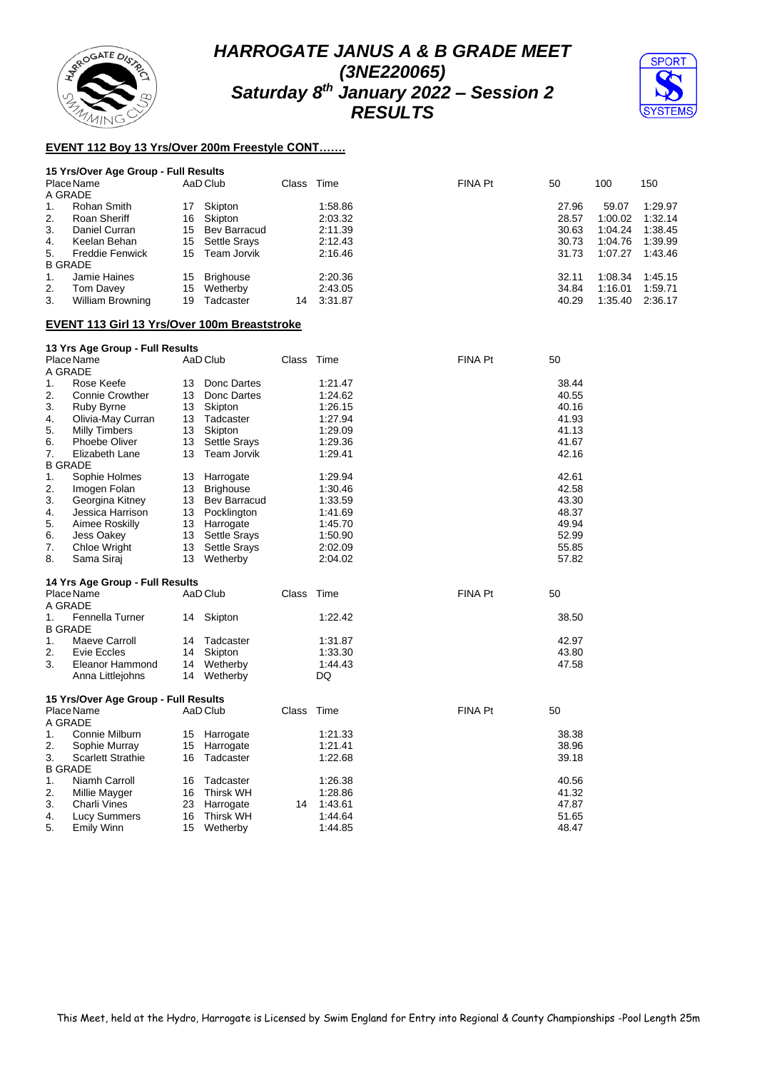# HARROGATE JANUS A & B GRADE MEET
## (3NE220065)
## Saturday 8th January 2022 – Session 2
## RESULTS

**EVENT 112 Boy 13 Yrs/Over 200m Freestyle CONT…….**

**15 Yrs/Over Age Group - Full Results**

| Place | Name | AaD | Club | Class | Time | FINA Pt | 50 | 100 | 150 |
|---|---|---|---|---|---|---|---|---|---|
| A GRADE | | | | | | | | | |
| 1. | Rohan Smith | 17 | Skipton | | 1:58.86 | | 27.96 | 59.07 | 1:29.97 |
| 2. | Roan Sheriff | 16 | Skipton | | 2:03.32 | | 28.57 | 1:00.02 | 1:32.14 |
| 3. | Daniel Curran | 15 | Bev Barracud | | 2:11.39 | | 30.63 | 1:04.24 | 1:38.45 |
| 4. | Keelan Behan | 15 | Settle Srays | | 2:12.43 | | 30.73 | 1:04.76 | 1:39.99 |
| 5. | Freddie Fenwick | 15 | Team Jorvik | | 2:16.46 | | 31.73 | 1:07.27 | 1:43.46 |
| B GRADE | | | | | | | | | |
| 1. | Jamie Haines | 15 | Brighouse | | 2:20.36 | | 32.11 | 1:08.34 | 1:45.15 |
| 2. | Tom Davey | 15 | Wetherby | | 2:43.05 | | 34.84 | 1:16.01 | 1:59.71 |
| 3. | William Browning | 19 | Tadcaster | 14 | 3:31.87 | | 40.29 | 1:35.40 | 2:36.17 |

**EVENT 113 Girl 13 Yrs/Over 100m Breaststroke**

**13 Yrs Age Group - Full Results**

| Place | Name | AaD | Club | Class | Time | FINA Pt | 50 |
|---|---|---|---|---|---|---|---|
| A GRADE | | | | | | | |
| 1. | Rose Keefe | 13 | Donc Dartes | | 1:21.47 | | 38.44 |
| 2. | Connie Crowther | 13 | Donc Dartes | | 1:24.62 | | 40.55 |
| 3. | Ruby Byrne | 13 | Skipton | | 1:26.15 | | 40.16 |
| 4. | Olivia-May Curran | 13 | Tadcaster | | 1:27.94 | | 41.93 |
| 5. | Milly Timbers | 13 | Skipton | | 1:29.09 | | 41.13 |
| 6. | Phoebe Oliver | 13 | Settle Srays | | 1:29.36 | | 41.67 |
| 7. | Elizabeth Lane | 13 | Team Jorvik | | 1:29.41 | | 42.16 |
| B GRADE | | | | | | | |
| 1. | Sophie Holmes | 13 | Harrogate | | 1:29.94 | | 42.61 |
| 2. | Imogen Folan | 13 | Brighouse | | 1:30.46 | | 42.58 |
| 3. | Georgina Kitney | 13 | Bev Barracud | | 1:33.59 | | 43.30 |
| 4. | Jessica Harrison | 13 | Pocklington | | 1:41.69 | | 48.37 |
| 5. | Aimee Roskilly | 13 | Harrogate | | 1:45.70 | | 49.94 |
| 6. | Jess Oakey | 13 | Settle Srays | | 1:50.90 | | 52.99 |
| 7. | Chloe Wright | 13 | Settle Srays | | 2:02.09 | | 55.85 |
| 8. | Sama Siraj | 13 | Wetherby | | 2:04.02 | | 57.82 |

**14 Yrs Age Group - Full Results**

| Place | Name | AaD | Club | Class | Time | FINA Pt | 50 |
|---|---|---|---|---|---|---|---|
| A GRADE | | | | | | | |
| 1. | Fennella Turner | 14 | Skipton | | 1:22.42 | | 38.50 |
| B GRADE | | | | | | | |
| 1. | Maeve Carroll | 14 | Tadcaster | | 1:31.87 | | 42.97 |
| 2. | Evie Eccles | 14 | Skipton | | 1:33.30 | | 43.80 |
| 3. | Eleanor Hammond | 14 | Wetherby | | 1:44.43 | | 47.58 |
| | Anna Littlejohns | 14 | Wetherby | | DQ | | |

**15 Yrs/Over Age Group - Full Results**

| Place | Name | AaD | Club | Class | Time | FINA Pt | 50 |
|---|---|---|---|---|---|---|---|
| A GRADE | | | | | | | |
| 1. | Connie Milburn | 15 | Harrogate | | 1:21.33 | | 38.38 |
| 2. | Sophie Murray | 15 | Harrogate | | 1:21.41 | | 38.96 |
| 3. | Scarlett Strathie | 16 | Tadcaster | | 1:22.68 | | 39.18 |
| B GRADE | | | | | | | |
| 1. | Niamh Carroll | 16 | Tadcaster | | 1:26.38 | | 40.56 |
| 2. | Millie Mayger | 16 | Thirsk WH | | 1:28.86 | | 41.32 |
| 3. | Charli Vines | 23 | Harrogate | 14 | 1:43.61 | | 47.87 |
| 4. | Lucy Summers | 16 | Thirsk WH | | 1:44.64 | | 51.65 |
| 5. | Emily Winn | 15 | Wetherby | | 1:44.85 | | 48.47 |

This Meet, held at the Hydro, Harrogate is Licensed by Swim England for Entry into Regional & County Championships -Pool Length 25m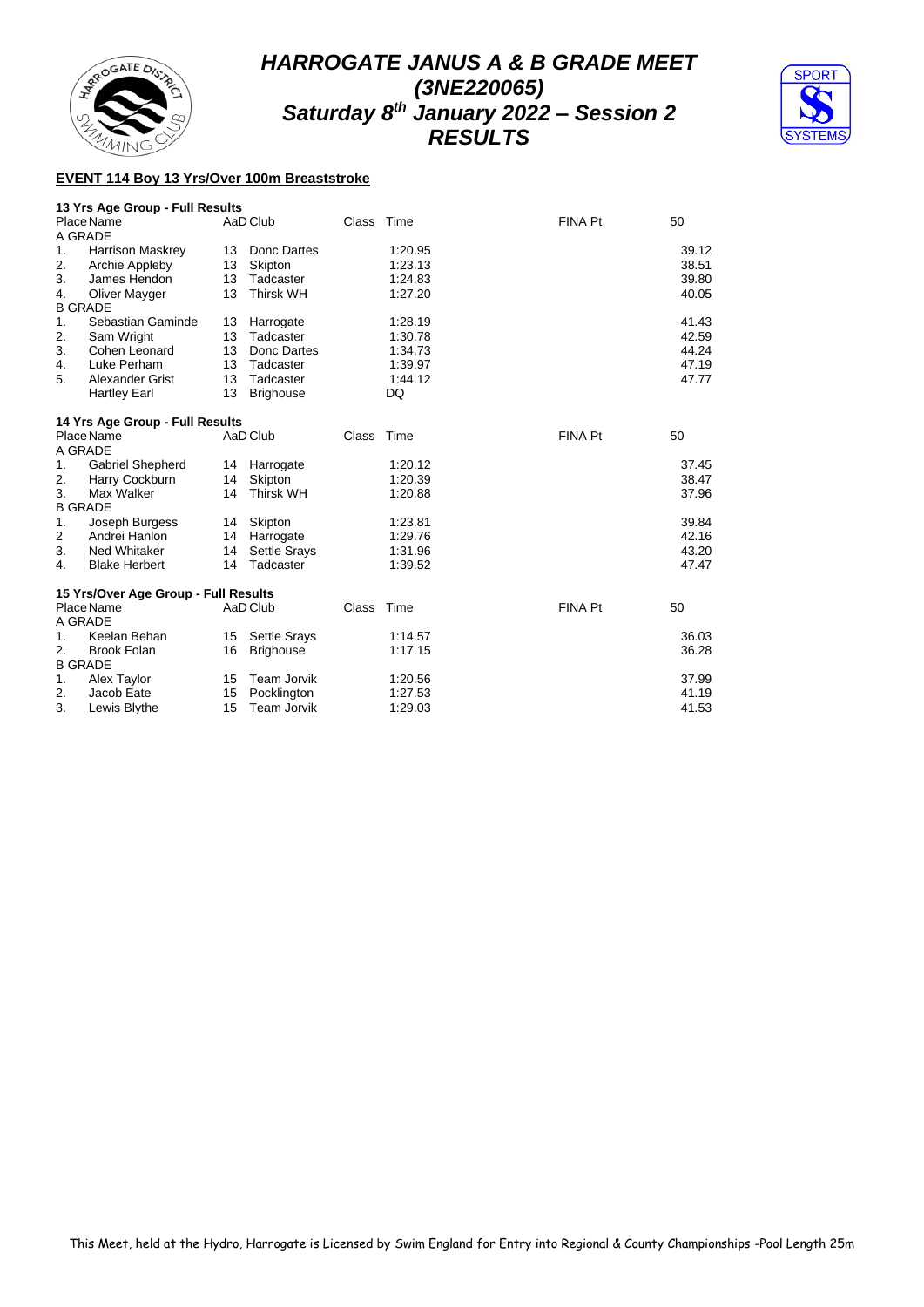# HARROGATE JANUS A & B GRADE MEET
# (3NE220065)
# Saturday 8th January 2022 – Session 2
# RESULTS

**EVENT 114 Boy 13 Yrs/Over 100m Breaststroke**

**13 Yrs Age Group - Full Results**

| Place | Name | AaD | Club | Class | Time | FINA Pt | 50 |
|---|---|---|---|---|---|---|---|
| A GRADE | | | | | | | |
| 1. | Harrison Maskrey | 13 | Donc Dartes | | 1:20.95 | | 39.12 |
| 2. | Archie Appleby | 13 | Skipton | | 1:23.13 | | 38.51 |
| 3. | James Hendon | 13 | Tadcaster | | 1:24.83 | | 39.80 |
| 4. | Oliver Mayger | 13 | Thirsk WH | | 1:27.20 | | 40.05 |
| B GRADE | | | | | | | |
| 1. | Sebastian Gaminde | 13 | Harrogate | | 1:28.19 | | 41.43 |
| 2. | Sam Wright | 13 | Tadcaster | | 1:30.78 | | 42.59 |
| 3. | Cohen Leonard | 13 | Donc Dartes | | 1:34.73 | | 44.24 |
| 4. | Luke Perham | 13 | Tadcaster | | 1:39.97 | | 47.19 |
| 5. | Alexander Grist | 13 | Tadcaster | | 1:44.12 | | 47.77 |
| | Hartley Earl | 13 | Brighouse | | DQ | | |

**14 Yrs Age Group - Full Results**

| Place | Name | AaD | Club | Class | Time | FINA Pt | 50 |
|---|---|---|---|---|---|---|---|
| A GRADE | | | | | | | |
| 1. | Gabriel Shepherd | 14 | Harrogate | | 1:20.12 | | 37.45 |
| 2. | Harry Cockburn | 14 | Skipton | | 1:20.39 | | 38.47 |
| 3. | Max Walker | 14 | Thirsk WH | | 1:20.88 | | 37.96 |
| B GRADE | | | | | | | |
| 1. | Joseph Burgess | 14 | Skipton | | 1:23.81 | | 39.84 |
| 2 | Andrei Hanlon | 14 | Harrogate | | 1:29.76 | | 42.16 |
| 3. | Ned Whitaker | 14 | Settle Srays | | 1:31.96 | | 43.20 |
| 4. | Blake Herbert | 14 | Tadcaster | | 1:39.52 | | 47.47 |

**15 Yrs/Over Age Group - Full Results**

| Place | Name | AaD | Club | Class | Time | FINA Pt | 50 |
|---|---|---|---|---|---|---|---|
| A GRADE | | | | | | | |
| 1. | Keelan Behan | 15 | Settle Srays | | 1:14.57 | | 36.03 |
| 2. | Brook Folan | 16 | Brighouse | | 1:17.15 | | 36.28 |
| B GRADE | | | | | | | |
| 1. | Alex Taylor | 15 | Team Jorvik | | 1:20.56 | | 37.99 |
| 2. | Jacob Eate | 15 | Pocklington | | 1:27.53 | | 41.19 |
| 3. | Lewis Blythe | 15 | Team Jorvik | | 1:29.03 | | 41.53 |

This Meet, held at the Hydro, Harrogate is Licensed by Swim England for Entry into Regional & County Championships -Pool Length 25m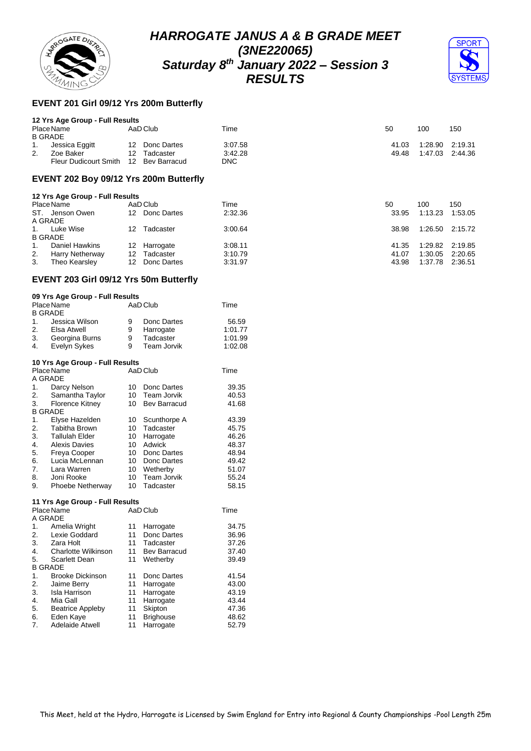# HARROGATE JANUS A & B GRADE MEET
## (3NE220065)
## Saturday 8th January 2022 – Session 3
## RESULTS

### EVENT 201 Girl 09/12 Yrs 200m Butterfly

**12 Yrs Age Group - Full Results**

| Place | Name | AaD | Club | Time | 50 | 100 | 150 |
|---|---|---|---|---|---|---|---|
| B GRADE | | | | | | | |
| 1. | Jessica Eggitt | 12 | Donc Dartes | 3:07.58 | 41.03 | 1:28.90 | 2:19.31 |
| 2. | Zoe Baker | 12 | Tadcaster | 3:42.28 | 49.48 | 1:47.03 | 2:44.36 |
| | Fleur Dudicourt Smith | 12 | Bev Barracud | DNC | | | |

### EVENT 202 Boy 09/12 Yrs 200m Butterfly

**12 Yrs Age Group - Full Results**

| Place | Name | AaD | Club | Time | 50 | 100 | 150 |
|---|---|---|---|---|---|---|---|
| ST. | Jenson Owen | 12 | Donc Dartes | 2:32.36 | 33.95 | 1:13.23 | 1:53.05 |
| A GRADE | | | | | | | |
| 1. | Luke Wise | 12 | Tadcaster | 3:00.64 | 38.98 | 1:26.50 | 2:15.72 |
| B GRADE | | | | | | | |
| 1. | Daniel Hawkins | 12 | Harrogate | 3:08.11 | 41.35 | 1:29.82 | 2:19.85 |
| 2. | Harry Netherway | 12 | Tadcaster | 3:10.79 | 41.07 | 1:30.05 | 2:20.65 |
| 3. | Theo Kearsley | 12 | Donc Dartes | 3:31.97 | 43.98 | 1:37.78 | 2:36.51 |

### EVENT 203 Girl 09/12 Yrs 50m Butterfly

**09 Yrs Age Group - Full Results**

| Place | Name | AaD | Club | Time |
|---|---|---|---|---|
| B GRADE | | | | |
| 1. | Jessica Wilson | 9 | Donc Dartes | 56.59 |
| 2. | Elsa Atwell | 9 | Harrogate | 1:01.77 |
| 3. | Georgina Burns | 9 | Tadcaster | 1:01.99 |
| 4. | Evelyn Sykes | 9 | Team Jorvik | 1:02.08 |

**10 Yrs Age Group - Full Results**

| Place | Name | AaD | Club | Time |
|---|---|---|---|---|
| A GRADE | | | | |
| 1. | Darcy Nelson | 10 | Donc Dartes | 39.35 |
| 2. | Samantha Taylor | 10 | Team Jorvik | 40.53 |
| 3. | Florence Kitney | 10 | Bev Barracud | 41.68 |
| B GRADE | | | | |
| 1. | Elyse Hazelden | 10 | Scunthorpe A | 43.39 |
| 2. | Tabitha Brown | 10 | Tadcaster | 45.75 |
| 3. | Tallulah Elder | 10 | Harrogate | 46.26 |
| 4. | Alexis Davies | 10 | Adwick | 48.37 |
| 5. | Freya Cooper | 10 | Donc Dartes | 48.94 |
| 6. | Lucia McLennan | 10 | Donc Dartes | 49.42 |
| 7. | Lara Warren | 10 | Wetherby | 51.07 |
| 8. | Joni Rooke | 10 | Team Jorvik | 55.24 |
| 9. | Phoebe Netherway | 10 | Tadcaster | 58.15 |

**11 Yrs Age Group - Full Results**

| Place | Name | AaD | Club | Time |
|---|---|---|---|---|
| A GRADE | | | | |
| 1. | Amelia Wright | 11 | Harrogate | 34.75 |
| 2. | Lexie Goddard | 11 | Donc Dartes | 36.96 |
| 3. | Zara Holt | 11 | Tadcaster | 37.26 |
| 4. | Charlotte Wilkinson | 11 | Bev Barracud | 37.40 |
| 5. | Scarlett Dean | 11 | Wetherby | 39.49 |
| B GRADE | | | | |
| 1. | Brooke Dickinson | 11 | Donc Dartes | 41.54 |
| 2. | Jaime Berry | 11 | Harrogate | 43.00 |
| 3. | Isla Harrison | 11 | Harrogate | 43.19 |
| 4. | Mia Gall | 11 | Harrogate | 43.44 |
| 5. | Beatrice Appleby | 11 | Skipton | 47.36 |
| 6. | Eden Kaye | 11 | Brighouse | 48.62 |
| 7. | Adelaide Atwell | 11 | Harrogate | 52.79 |

This Meet, held at the Hydro, Harrogate is Licensed by Swim England for Entry into Regional & County Championships -Pool Length 25m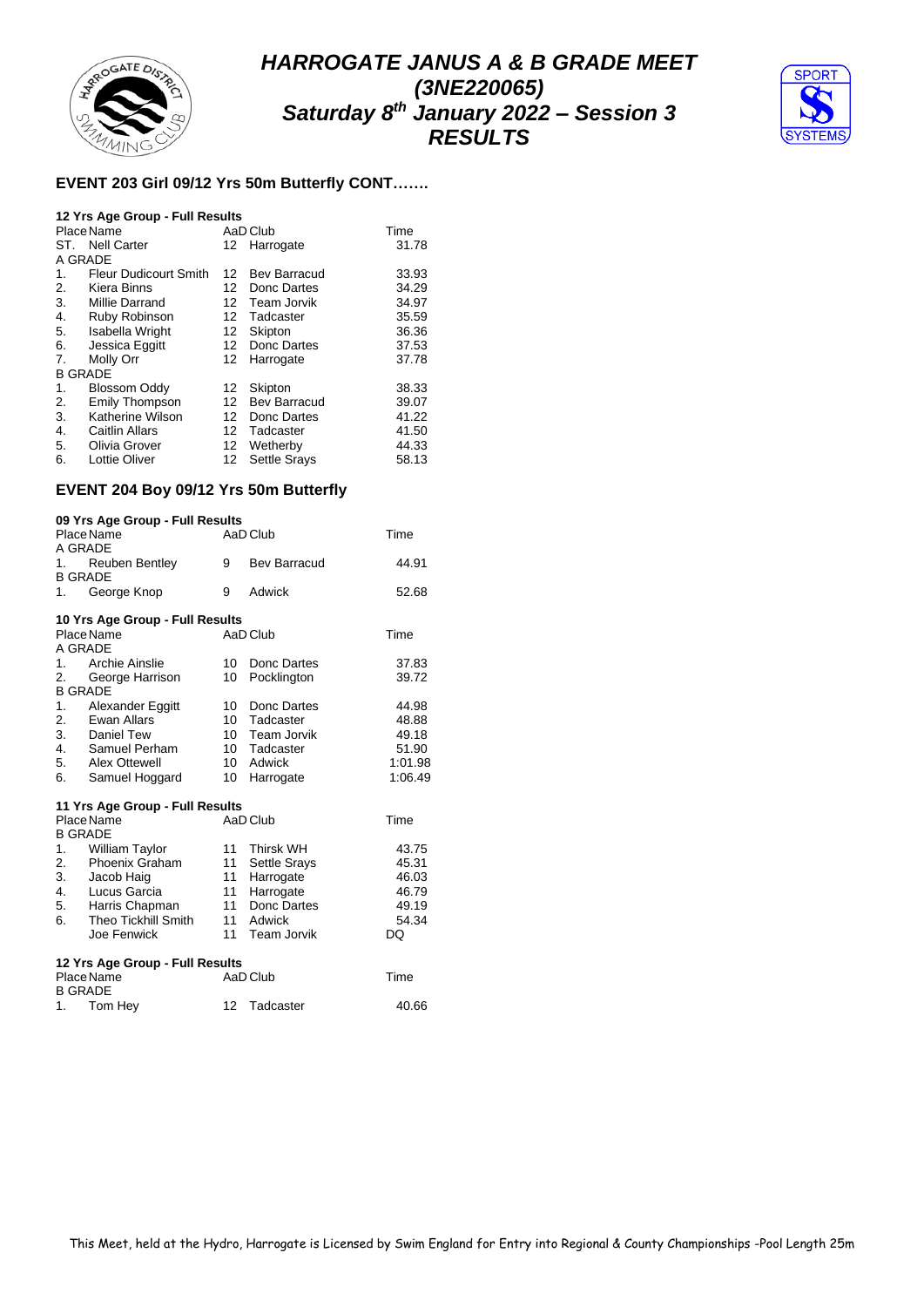# HARROGATE JANUS A & B GRADE MEET
# (3NE220065)
# Saturday 8th January 2022 – Session 3
# RESULTS

## EVENT 203 Girl 09/12 Yrs 50m Butterfly CONT…….

### 12 Yrs Age Group - Full Results

| Place | Name | AaD | Club | Time |
|---|---|---|---|---|
| ST. | Nell Carter | 12 | Harrogate | 31.78 |
| A GRADE | | | | |
| 1. | Fleur Dudicourt Smith | 12 | Bev Barracud | 33.93 |
| 2. | Kiera Binns | 12 | Donc Dartes | 34.29 |
| 3. | Millie Darrand | 12 | Team Jorvik | 34.97 |
| 4. | Ruby Robinson | 12 | Tadcaster | 35.59 |
| 5. | Isabella Wright | 12 | Skipton | 36.36 |
| 6. | Jessica Eggitt | 12 | Donc Dartes | 37.53 |
| 7. | Molly Orr | 12 | Harrogate | 37.78 |
| B GRADE | | | | |
| 1. | Blossom Oddy | 12 | Skipton | 38.33 |
| 2. | Emily Thompson | 12 | Bev Barracud | 39.07 |
| 3. | Katherine Wilson | 12 | Donc Dartes | 41.22 |
| 4. | Caitlin Allars | 12 | Tadcaster | 41.50 |
| 5. | Olivia Grover | 12 | Wetherby | 44.33 |
| 6. | Lottie Oliver | 12 | Settle Srays | 58.13 |

## EVENT 204 Boy 09/12 Yrs 50m Butterfly

### 09 Yrs Age Group - Full Results

| Place | Name | AaD | Club | Time |
|---|---|---|---|---|
| A GRADE | | | | |
| 1. | Reuben Bentley | 9 | Bev Barracud | 44.91 |
| B GRADE | | | | |
| 1. | George Knop | 9 | Adwick | 52.68 |

### 10 Yrs Age Group - Full Results

| Place | Name | AaD | Club | Time |
|---|---|---|---|---|
| A GRADE | | | | |
| 1. | Archie Ainslie | 10 | Donc Dartes | 37.83 |
| 2. | George Harrison | 10 | Pocklington | 39.72 |
| B GRADE | | | | |
| 1. | Alexander Eggitt | 10 | Donc Dartes | 44.98 |
| 2. | Ewan Allars | 10 | Tadcaster | 48.88 |
| 3. | Daniel Tew | 10 | Team Jorvik | 49.18 |
| 4. | Samuel Perham | 10 | Tadcaster | 51.90 |
| 5. | Alex Ottewell | 10 | Adwick | 1:01.98 |
| 6. | Samuel Hoggard | 10 | Harrogate | 1:06.49 |

### 11 Yrs Age Group - Full Results

| Place | Name | AaD | Club | Time |
|---|---|---|---|---|
| B GRADE | | | | |
| 1. | William Taylor | 11 | Thirsk WH | 43.75 |
| 2. | Phoenix Graham | 11 | Settle Srays | 45.31 |
| 3. | Jacob Haig | 11 | Harrogate | 46.03 |
| 4. | Lucus Garcia | 11 | Harrogate | 46.79 |
| 5. | Harris Chapman | 11 | Donc Dartes | 49.19 |
| 6. | Theo Tickhill Smith | 11 | Adwick | 54.34 |
| | Joe Fenwick | 11 | Team Jorvik | DQ |

### 12 Yrs Age Group - Full Results

| Place | Name | AaD | Club | Time |
|---|---|---|---|---|
| B GRADE | | | | |
| 1. | Tom Hey | 12 | Tadcaster | 40.66 |

This Meet, held at the Hydro, Harrogate is Licensed by Swim England for Entry into Regional & County Championships -Pool Length 25m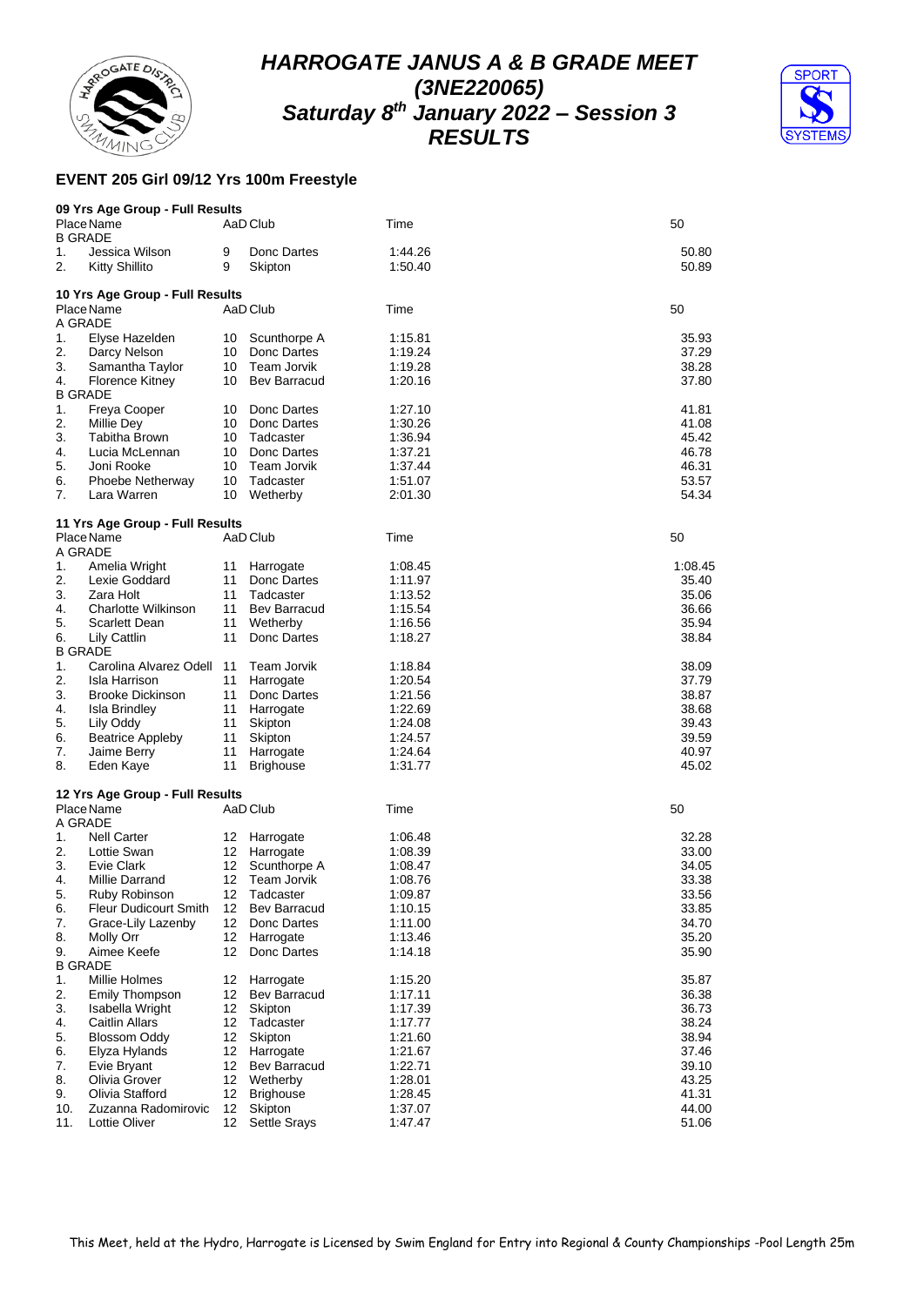# HARROGATE JANUS A & B GRADE MEET
## (3NE220065)
## Saturday 8th January 2022 – Session 3
## RESULTS

### EVENT 205 Girl 09/12 Yrs 100m Freestyle

**09 Yrs Age Group - Full Results**

| Place | Name | AaD | Club | Time | 50 |
|---|---|---|---|---|---|
| B GRADE | | | | | |
| 1. | Jessica Wilson | 9 | Donc Dartes | 1:44.26 | 50.80 |
| 2. | Kitty Shillito | 9 | Skipton | 1:50.40 | 50.89 |

**10 Yrs Age Group - Full Results**

| Place | Name | AaD | Club | Time | 50 |
|---|---|---|---|---|---|
| A GRADE | | | | | |
| 1. | Elyse Hazelden | 10 | Scunthorpe A | 1:15.81 | 35.93 |
| 2. | Darcy Nelson | 10 | Donc Dartes | 1:19.24 | 37.29 |
| 3. | Samantha Taylor | 10 | Team Jorvik | 1:19.28 | 38.28 |
| 4. | Florence Kitney | 10 | Bev Barracud | 1:20.16 | 37.80 |
| B GRADE | | | | | |
| 1. | Freya Cooper | 10 | Donc Dartes | 1:27.10 | 41.81 |
| 2. | Millie Dey | 10 | Donc Dartes | 1:30.26 | 41.08 |
| 3. | Tabitha Brown | 10 | Tadcaster | 1:36.94 | 45.42 |
| 4. | Lucia McLennan | 10 | Donc Dartes | 1:37.21 | 46.78 |
| 5. | Joni Rooke | 10 | Team Jorvik | 1:37.44 | 46.31 |
| 6. | Phoebe Netherway | 10 | Tadcaster | 1:51.07 | 53.57 |
| 7. | Lara Warren | 10 | Wetherby | 2:01.30 | 54.34 |

**11 Yrs Age Group - Full Results**

| Place | Name | AaD | Club | Time | 50 |
|---|---|---|---|---|---|
| A GRADE | | | | | |
| 1. | Amelia Wright | 11 | Harrogate | 1:08.45 | 1:08.45 |
| 2. | Lexie Goddard | 11 | Donc Dartes | 1:11.97 | 35.40 |
| 3. | Zara Holt | 11 | Tadcaster | 1:13.52 | 35.06 |
| 4. | Charlotte Wilkinson | 11 | Bev Barracud | 1:15.54 | 36.66 |
| 5. | Scarlett Dean | 11 | Wetherby | 1:16.56 | 35.94 |
| 6. | Lily Cattlin | 11 | Donc Dartes | 1:18.27 | 38.84 |
| B GRADE | | | | | |
| 1. | Carolina Alvarez Odell | 11 | Team Jorvik | 1:18.84 | 38.09 |
| 2. | Isla Harrison | 11 | Harrogate | 1:20.54 | 37.79 |
| 3. | Brooke Dickinson | 11 | Donc Dartes | 1:21.56 | 38.87 |
| 4. | Isla Brindley | 11 | Harrogate | 1:22.69 | 38.68 |
| 5. | Lily Oddy | 11 | Skipton | 1:24.08 | 39.43 |
| 6. | Beatrice Appleby | 11 | Skipton | 1:24.57 | 39.59 |
| 7. | Jaime Berry | 11 | Harrogate | 1:24.64 | 40.97 |
| 8. | Eden Kaye | 11 | Brighouse | 1:31.77 | 45.02 |

**12 Yrs Age Group - Full Results**

| Place | Name | AaD | Club | Time | 50 |
|---|---|---|---|---|---|
| A GRADE | | | | | |
| 1. | Nell Carter | 12 | Harrogate | 1:06.48 | 32.28 |
| 2. | Lottie Swan | 12 | Harrogate | 1:08.39 | 33.00 |
| 3. | Evie Clark | 12 | Scunthorpe A | 1:08.47 | 34.05 |
| 4. | Millie Darrand | 12 | Team Jorvik | 1:08.76 | 33.38 |
| 5. | Ruby Robinson | 12 | Tadcaster | 1:09.87 | 33.56 |
| 6. | Fleur Dudicourt Smith | 12 | Bev Barracud | 1:10.15 | 33.85 |
| 7. | Grace-Lily Lazenby | 12 | Donc Dartes | 1:11.00 | 34.70 |
| 8. | Molly Orr | 12 | Harrogate | 1:13.46 | 35.20 |
| 9. | Aimee Keefe | 12 | Donc Dartes | 1:14.18 | 35.90 |
| B GRADE | | | | | |
| 1. | Millie Holmes | 12 | Harrogate | 1:15.20 | 35.87 |
| 2. | Emily Thompson | 12 | Bev Barracud | 1:17.11 | 36.38 |
| 3. | Isabella Wright | 12 | Skipton | 1:17.39 | 36.73 |
| 4. | Caitlin Allars | 12 | Tadcaster | 1:17.77 | 38.24 |
| 5. | Blossom Oddy | 12 | Skipton | 1:21.60 | 38.94 |
| 6. | Elyza Hylands | 12 | Harrogate | 1:21.67 | 37.46 |
| 7. | Evie Bryant | 12 | Bev Barracud | 1:22.71 | 39.10 |
| 8. | Olivia Grover | 12 | Wetherby | 1:28.01 | 43.25 |
| 9. | Olivia Stafford | 12 | Brighouse | 1:28.45 | 41.31 |
| 10. | Zuzanna Radomirovic | 12 | Skipton | 1:37.07 | 44.00 |
| 11. | Lottie Oliver | 12 | Settle Srays | 1:47.47 | 51.06 |

This Meet, held at the Hydro, Harrogate is Licensed by Swim England for Entry into Regional & County Championships -Pool Length 25m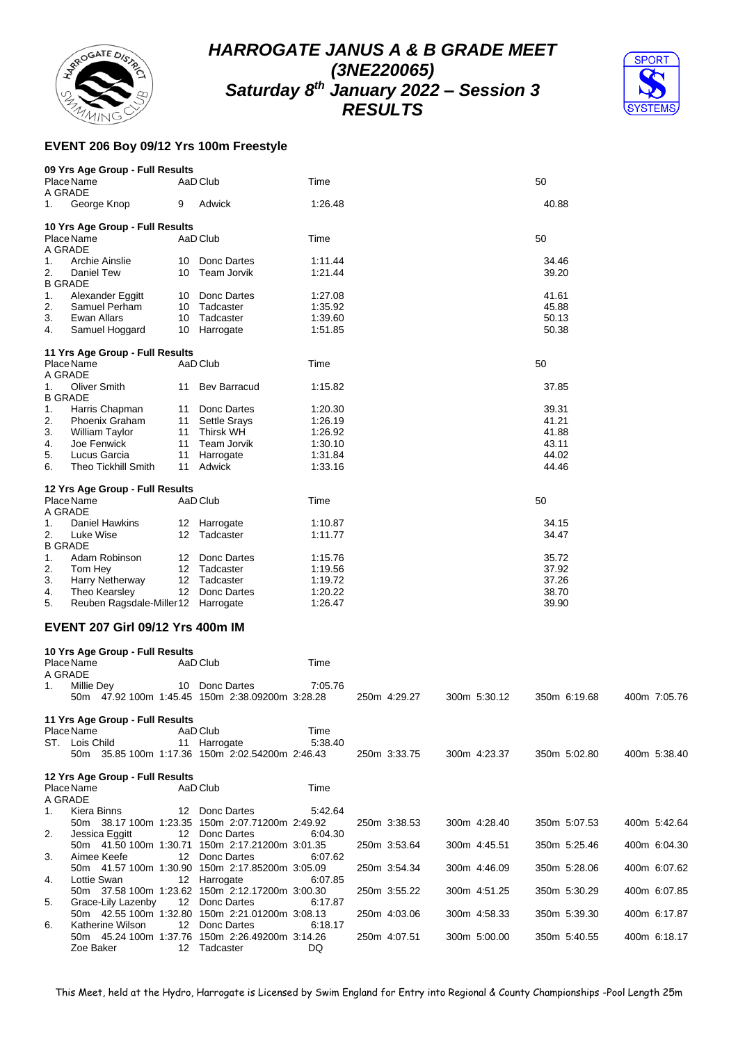# HARROGATE JANUS A & B GRADE MEET
## (3NE220065)
## Saturday 8th January 2022 – Session 3
## RESULTS

### EVENT 206 Boy 09/12 Yrs 100m Freestyle

**09 Yrs Age Group - Full Results**

| Place | Name | AaD | Club | Time | 50 |
|---|---|---|---|---|---|
| A GRADE | | | | | |
| 1. | George Knop | 9 | Adwick | 1:26.48 | 40.88 |

**10 Yrs Age Group - Full Results**

| Place | Name | AaD | Club | Time | 50 |
|---|---|---|---|---|---|
| A GRADE | | | | | |
| 1. | Archie Ainslie | 10 | Donc Dartes | 1:11.44 | 34.46 |
| 2. | Daniel Tew | 10 | Team Jorvik | 1:21.44 | 39.20 |
| B GRADE | | | | | |
| 1. | Alexander Eggitt | 10 | Donc Dartes | 1:27.08 | 41.61 |
| 2. | Samuel Perham | 10 | Tadcaster | 1:35.92 | 45.88 |
| 3. | Ewan Allars | 10 | Tadcaster | 1:39.60 | 50.13 |
| 4. | Samuel Hoggard | 10 | Harrogate | 1:51.85 | 50.38 |

**11 Yrs Age Group - Full Results**

| Place | Name | AaD | Club | Time | 50 |
|---|---|---|---|---|---|
| A GRADE | | | | | |
| 1. | Oliver Smith | 11 | Bev Barracud | 1:15.82 | 37.85 |
| B GRADE | | | | | |
| 1. | Harris Chapman | 11 | Donc Dartes | 1:20.30 | 39.31 |
| 2. | Phoenix Graham | 11 | Settle Srays | 1:26.19 | 41.21 |
| 3. | William Taylor | 11 | Thirsk WH | 1:26.92 | 41.88 |
| 4. | Joe Fenwick | 11 | Team Jorvik | 1:30.10 | 43.11 |
| 5. | Lucus Garcia | 11 | Harrogate | 1:31.84 | 44.02 |
| 6. | Theo Tickhill Smith | 11 | Adwick | 1:33.16 | 44.46 |

**12 Yrs Age Group - Full Results**

| Place | Name | AaD | Club | Time | 50 |
|---|---|---|---|---|---|
| A GRADE | | | | | |
| 1. | Daniel Hawkins | 12 | Harrogate | 1:10.87 | 34.15 |
| 2. | Luke Wise | 12 | Tadcaster | 1:11.77 | 34.47 |
| B GRADE | | | | | |
| 1. | Adam Robinson | 12 | Donc Dartes | 1:15.76 | 35.72 |
| 2. | Tom Hey | 12 | Tadcaster | 1:19.56 | 37.92 |
| 3. | Harry Netherway | 12 | Tadcaster | 1:19.72 | 37.26 |
| 4. | Theo Kearsley | 12 | Donc Dartes | 1:20.22 | 38.70 |
| 5. | Reuben Ragsdale-Miller | 12 | Harrogate | 1:26.47 | 39.90 |

### EVENT 207 Girl 09/12 Yrs 400m IM

**10 Yrs Age Group - Full Results**

| Place | Name | AaD | Club | Time | | | | | | | |
|---|---|---|---|---|---|---|---|---|---|---|---|
| A GRADE | | | | | | | | | | | |
| 1. | Millie Dey | 10 | Donc Dartes | 7:05.76 | | | | | | | |
| | 50m 47.92 | 100m 1:45.45 | 150m 2:38.09 | 200m 3:28.28 | 250m 4:29.27 | 300m 5:30.12 | 350m 6:19.68 | 400m 7:05.76 | | | |

**11 Yrs Age Group - Full Results**

| Place | Name | AaD | Club | Time | | | | | | | |
|---|---|---|---|---|---|---|---|---|---|---|---|
| ST. | Lois Child | 11 | Harrogate | 5:38.40 | | | | | | | |
| | 50m 35.85 | 100m 1:17.36 | 150m 2:02.54 | 200m 2:46.43 | 250m 3:33.75 | 300m 4:23.37 | 350m 5:02.80 | 400m 5:38.40 | | | |

**12 Yrs Age Group - Full Results**

| Place | Name | AaD | Club | Time | | | | | | | |
|---|---|---|---|---|---|---|---|---|---|---|---|
| A GRADE | | | | | | | | | | | |
| 1. | Kiera Binns | 12 | Donc Dartes | 5:42.64 | | | | | | | |
| | 50m 38.17 | 100m 1:23.35 | 150m 2:07.71 | 200m 2:49.92 | 250m 3:38.53 | 300m 4:28.40 | 350m 5:07.53 | 400m 5:42.64 | | | |
| 2. | Jessica Eggitt | 12 | Donc Dartes | 6:04.30 | | | | | | | |
| | 50m 41.50 | 100m 1:30.71 | 150m 2:17.21 | 200m 3:01.35 | 250m 3:53.64 | 300m 4:45.51 | 350m 5:25.46 | 400m 6:04.30 | | | |
| 3. | Aimee Keefe | 12 | Donc Dartes | 6:07.62 | | | | | | | |
| | 50m 41.57 | 100m 1:30.90 | 150m 2:17.85 | 200m 3:05.09 | 250m 3:54.34 | 300m 4:46.09 | 350m 5:28.06 | 400m 6:07.62 | | | |
| 4. | Lottie Swan | 12 | Harrogate | 6:07.85 | | | | | | | |
| | 50m 37.58 | 100m 1:23.62 | 150m 2:12.17 | 200m 3:00.30 | 250m 3:55.22 | 300m 4:51.25 | 350m 5:30.29 | 400m 6:07.85 | | | |
| 5. | Grace-Lily Lazenby | 12 | Donc Dartes | 6:17.87 | | | | | | | |
| | 50m 42.55 | 100m 1:32.80 | 150m 2:21.01 | 200m 3:08.13 | 250m 4:03.06 | 300m 4:58.33 | 350m 5:39.30 | 400m 6:17.87 | | | |
| 6. | Katherine Wilson | 12 | Donc Dartes | 6:18.17 | | | | | | | |
| | 50m 45.24 | 100m 1:37.76 | 150m 2:26.49 | 200m 3:14.26 | 250m 4:07.51 | 300m 5:00.00 | 350m 5:40.55 | 400m 6:18.17 | | | |
| | Zoe Baker | 12 | Tadcaster | DQ | | | | | | | |

This Meet, held at the Hydro, Harrogate is Licensed by Swim England for Entry into Regional & County Championships -Pool Length 25m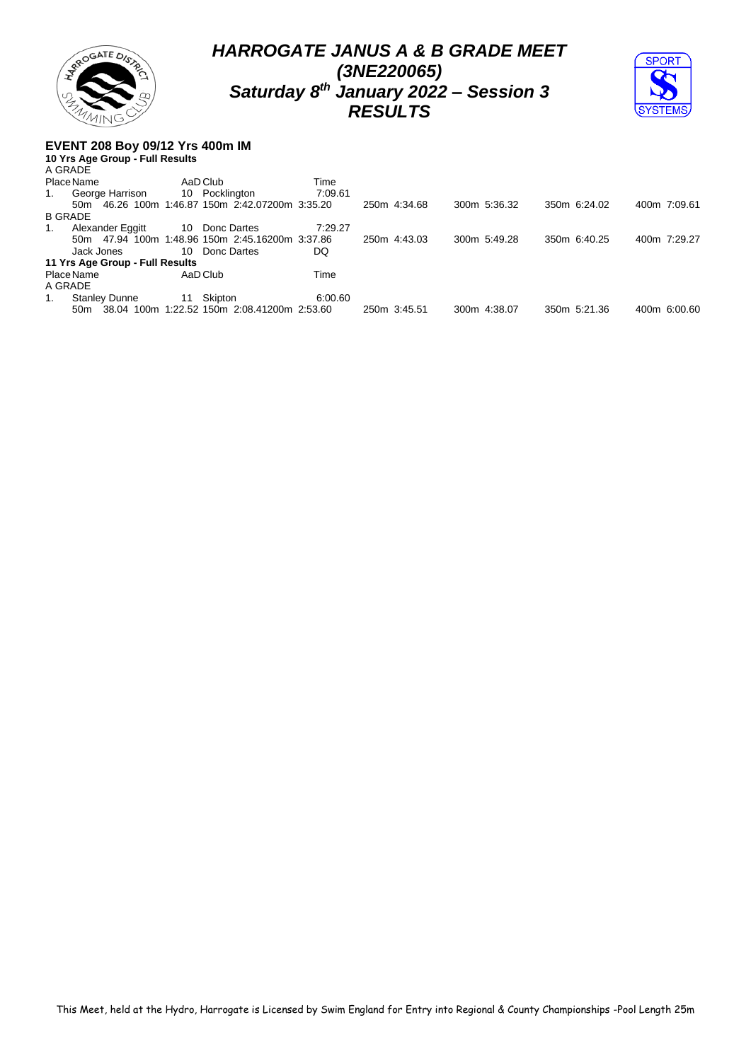# HARROGATE JANUS A & B GRADE MEET
## (3NE220065)
## Saturday 8th January 2022 – Session 3
## RESULTS

### EVENT 208 Boy 09/12 Yrs 400m IM

**10 Yrs Age Group - Full Results**

A GRADE

| Place | Name | AaD | Club | Time |
|---|---|---|---|---|
| 1. | George Harrison | 10 | Pocklington | 7:09.61 |

50m 46.26 100m 1:46.87 150m 2:42.07 200m 3:35.20 250m 4:34.68 300m 5:36.32 350m 6:24.02 400m 7:09.61

B GRADE

| Place | Name | AaD | Club | Time |
|---|---|---|---|---|
| 1. | Alexander Eggitt | 10 | Donc Dartes | 7:29.27 |

50m 47.94 100m 1:48.96 150m 2:45.16 200m 3:37.86 250m 4:43.03 300m 5:49.28 350m 6:40.25 400m 7:29.27

| Place | Name | AaD | Club | Time |
|---|---|---|---|---|
| | Jack Jones | 10 | Donc Dartes | DQ |

**11 Yrs Age Group - Full Results**

A GRADE

| Place | Name | AaD | Club | Time |
|---|---|---|---|---|
| 1. | Stanley Dunne | 11 | Skipton | 6:00.60 |

50m 38.04 100m 1:22.52 150m 2:08.41 200m 2:53.60 250m 3:45.51 300m 4:38.07 350m 5:21.36 400m 6:00.60

This Meet, held at the Hydro, Harrogate is Licensed by Swim England for Entry into Regional & County Championships -Pool Length 25m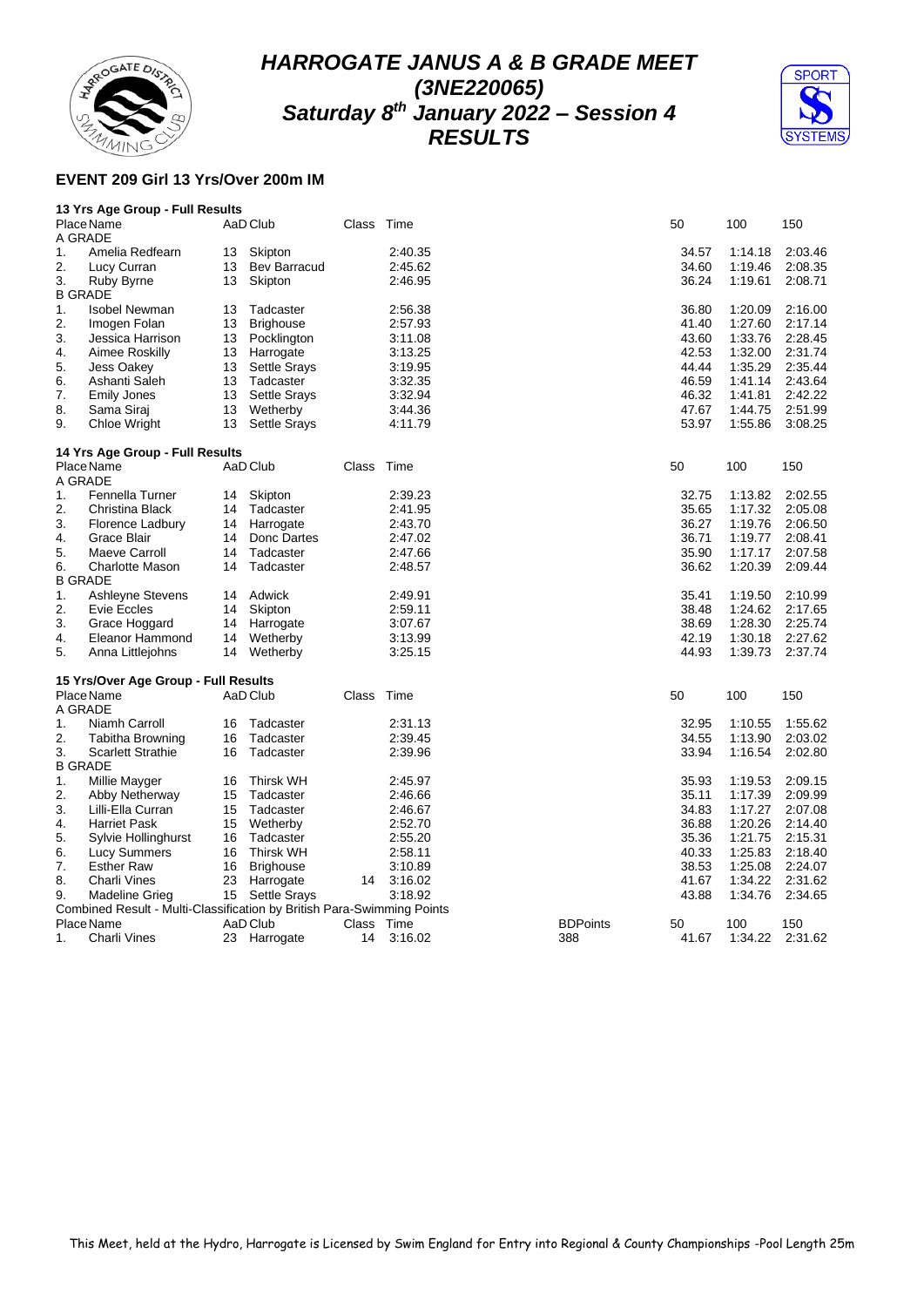# HARROGATE JANUS A & B GRADE MEET
## (3NE220065)
## Saturday 8th January 2022 – Session 4
## RESULTS

### EVENT 209 Girl 13 Yrs/Over 200m IM

**13 Yrs Age Group - Full Results**

| Place | Name | AaD | Club | Class | Time | 50 | 100 | 150 |
|---|---|---|---|---|---|---|---|---|
| A GRADE | | | | | | | | |
| 1. | Amelia Redfearn | 13 | Skipton | | 2:40.35 | 34.57 | 1:14.18 | 2:03.46 |
| 2. | Lucy Curran | 13 | Bev Barracud | | 2:45.62 | 34.60 | 1:19.46 | 2:08.35 |
| 3. | Ruby Byrne | 13 | Skipton | | 2:46.95 | 36.24 | 1:19.61 | 2:08.71 |
| B GRADE | | | | | | | | |
| 1. | Isobel Newman | 13 | Tadcaster | | 2:56.38 | 36.80 | 1:20.09 | 2:16.00 |
| 2. | Imogen Folan | 13 | Brighouse | | 2:57.93 | 41.40 | 1:27.60 | 2:17.14 |
| 3. | Jessica Harrison | 13 | Pocklington | | 3:11.08 | 43.60 | 1:33.76 | 2:28.45 |
| 4. | Aimee Roskilly | 13 | Harrogate | | 3:13.25 | 42.53 | 1:32.00 | 2:31.74 |
| 5. | Jess Oakey | 13 | Settle Srays | | 3:19.95 | 44.44 | 1:35.29 | 2:35.44 |
| 6. | Ashanti Saleh | 13 | Tadcaster | | 3:32.35 | 46.59 | 1:41.14 | 2:43.64 |
| 7. | Emily Jones | 13 | Settle Srays | | 3:32.94 | 46.32 | 1:41.81 | 2:42.22 |
| 8. | Sama Siraj | 13 | Wetherby | | 3:44.36 | 47.67 | 1:44.75 | 2:51.99 |
| 9. | Chloe Wright | 13 | Settle Srays | | 4:11.79 | 53.97 | 1:55.86 | 3:08.25 |

**14 Yrs Age Group - Full Results**

| Place | Name | AaD | Club | Class | Time | 50 | 100 | 150 |
|---|---|---|---|---|---|---|---|---|
| A GRADE | | | | | | | | |
| 1. | Fennella Turner | 14 | Skipton | | 2:39.23 | 32.75 | 1:13.82 | 2:02.55 |
| 2. | Christina Black | 14 | Tadcaster | | 2:41.95 | 35.65 | 1:17.32 | 2:05.08 |
| 3. | Florence Ladbury | 14 | Harrogate | | 2:43.70 | 36.27 | 1:19.76 | 2:06.50 |
| 4. | Grace Blair | 14 | Donc Dartes | | 2:47.02 | 36.71 | 1:19.77 | 2:08.41 |
| 5. | Maeve Carroll | 14 | Tadcaster | | 2:47.66 | 35.90 | 1:17.17 | 2:07.58 |
| 6. | Charlotte Mason | 14 | Tadcaster | | 2:48.57 | 36.62 | 1:20.39 | 2:09.44 |
| B GRADE | | | | | | | | |
| 1. | Ashleyne Stevens | 14 | Adwick | | 2:49.91 | 35.41 | 1:19.50 | 2:10.99 |
| 2. | Evie Eccles | 14 | Skipton | | 2:59.11 | 38.48 | 1:24.62 | 2:17.65 |
| 3. | Grace Hoggard | 14 | Harrogate | | 3:07.67 | 38.69 | 1:28.30 | 2:25.74 |
| 4. | Eleanor Hammond | 14 | Wetherby | | 3:13.99 | 42.19 | 1:30.18 | 2:27.62 |
| 5. | Anna Littlejohns | 14 | Wetherby | | 3:25.15 | 44.93 | 1:39.73 | 2:37.74 |

**15 Yrs/Over Age Group - Full Results**

| Place | Name | AaD | Club | Class | Time | 50 | 100 | 150 |
|---|---|---|---|---|---|---|---|---|
| A GRADE | | | | | | | | |
| 1. | Niamh Carroll | 16 | Tadcaster | | 2:31.13 | 32.95 | 1:10.55 | 1:55.62 |
| 2. | Tabitha Browning | 16 | Tadcaster | | 2:39.45 | 34.55 | 1:13.90 | 2:03.02 |
| 3. | Scarlett Strathie | 16 | Tadcaster | | 2:39.96 | 33.94 | 1:16.54 | 2:02.80 |
| B GRADE | | | | | | | | |
| 1. | Millie Mayger | 16 | Thirsk WH | | 2:45.97 | 35.93 | 1:19.53 | 2:09.15 |
| 2. | Abby Netherway | 15 | Tadcaster | | 2:46.66 | 35.11 | 1:17.39 | 2:09.99 |
| 3. | Lilli-Ella Curran | 15 | Tadcaster | | 2:46.67 | 34.83 | 1:17.27 | 2:07.08 |
| 4. | Harriet Pask | 15 | Wetherby | | 2:52.70 | 36.88 | 1:20.26 | 2:14.40 |
| 5. | Sylvie Hollinghurst | 16 | Tadcaster | | 2:55.20 | 35.36 | 1:21.75 | 2:15.31 |
| 6. | Lucy Summers | 16 | Thirsk WH | | 2:58.11 | 40.33 | 1:25.83 | 2:18.40 |
| 7. | Esther Raw | 16 | Brighouse | | 3:10.89 | 38.53 | 1:25.08 | 2:24.07 |
| 8. | Charli Vines | 23 | Harrogate | 14 | 3:16.02 | 41.67 | 1:34.22 | 2:31.62 |
| 9. | Madeline Grieg | 15 | Settle Srays | | 3:18.92 | 43.88 | 1:34.76 | 2:34.65 |

**Combined Result - Multi-Classification by British Para-Swimming Points**

| Place | Name | AaD | Club | Class | Time | BDPoints | 50 | 100 | 150 |
|---|---|---|---|---|---|---|---|---|---|
| 1. | Charli Vines | 23 | Harrogate | 14 | 3:16.02 | 388 | 41.67 | 1:34.22 | 2:31.62 |

This Meet, held at the Hydro, Harrogate is Licensed by Swim England for Entry into Regional & County Championships -Pool Length 25m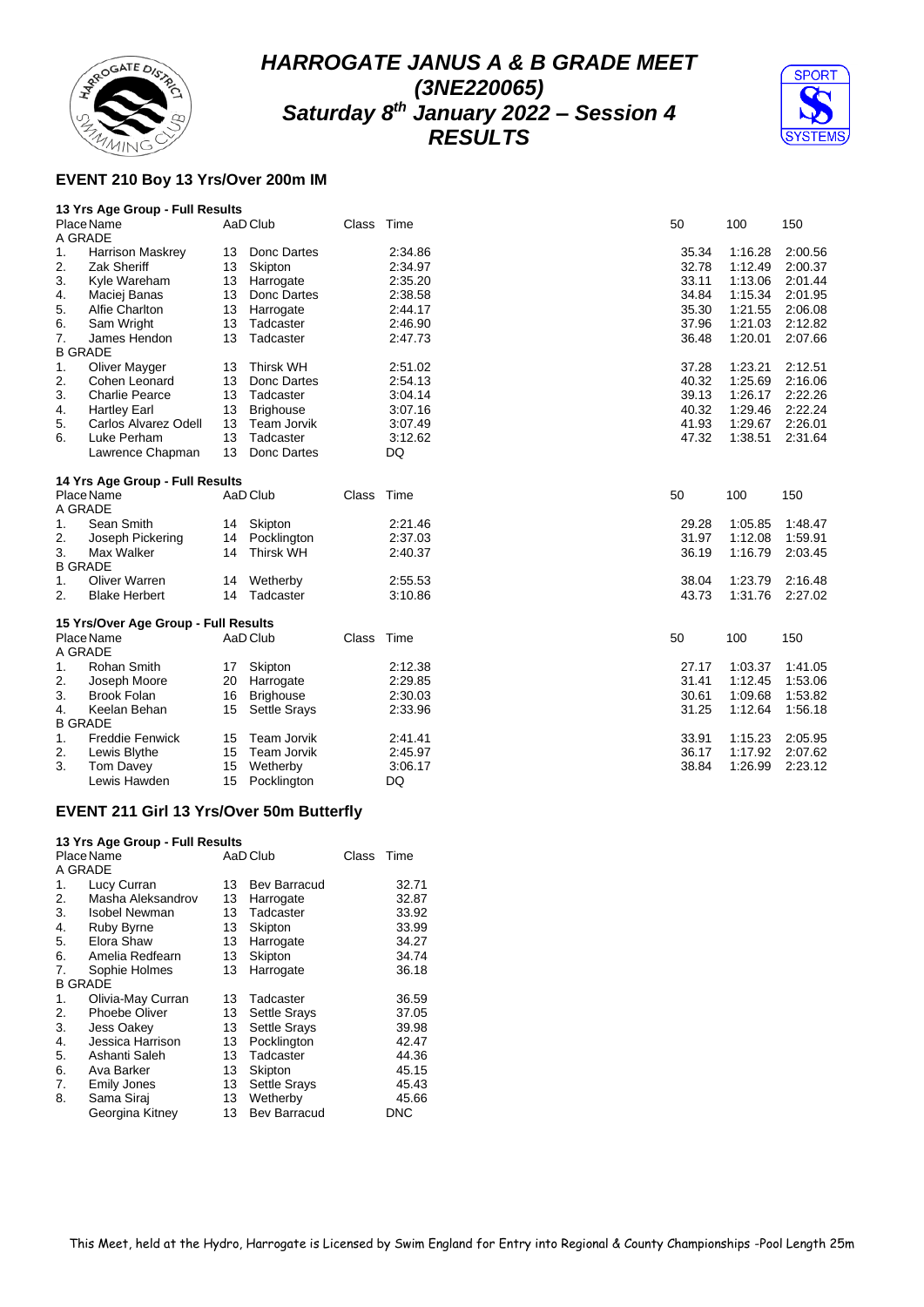# HARROGATE JANUS A & B GRADE MEET
## (3NE220065)
## Saturday 8th January 2022 – Session 4
## RESULTS

### EVENT 210 Boy 13 Yrs/Over 200m IM

**13 Yrs Age Group - Full Results**

| Place | Name | AaD | Club | Class | Time | 50 | 100 | 150 |
|---|---|---|---|---|---|---|---|---|
| A GRADE | | | | | | | | |
| 1. | Harrison Maskrey | 13 | Donc Dartes | | 2:34.86 | 35.34 | 1:16.28 | 2:00.56 |
| 2. | Zak Sheriff | 13 | Skipton | | 2:34.97 | 32.78 | 1:12.49 | 2:00.37 |
| 3. | Kyle Wareham | 13 | Harrogate | | 2:35.20 | 33.11 | 1:13.06 | 2:01.44 |
| 4. | Maciej Banas | 13 | Donc Dartes | | 2:38.58 | 34.84 | 1:15.34 | 2:01.95 |
| 5. | Alfie Charlton | 13 | Harrogate | | 2:44.17 | 35.30 | 1:21.55 | 2:06.08 |
| 6. | Sam Wright | 13 | Tadcaster | | 2:46.90 | 37.96 | 1:21.03 | 2:12.82 |
| 7. | James Hendon | 13 | Tadcaster | | 2:47.73 | 36.48 | 1:20.01 | 2:07.66 |
| B GRADE | | | | | | | | |
| 1. | Oliver Mayger | 13 | Thirsk WH | | 2:51.02 | 37.28 | 1:23.21 | 2:12.51 |
| 2. | Cohen Leonard | 13 | Donc Dartes | | 2:54.13 | 40.32 | 1:25.69 | 2:16.06 |
| 3. | Charlie Pearce | 13 | Tadcaster | | 3:04.14 | 39.13 | 1:26.17 | 2:22.26 |
| 4. | Hartley Earl | 13 | Brighouse | | 3:07.16 | 40.32 | 1:29.46 | 2:22.24 |
| 5. | Carlos Alvarez Odell | 13 | Team Jorvik | | 3:07.49 | 41.93 | 1:29.67 | 2:26.01 |
| 6. | Luke Perham | 13 | Tadcaster | | 3:12.62 | 47.32 | 1:38.51 | 2:31.64 |
| | Lawrence Chapman | 13 | Donc Dartes | | DQ | | | |

**14 Yrs Age Group - Full Results**

| Place | Name | AaD | Club | Class | Time | 50 | 100 | 150 |
|---|---|---|---|---|---|---|---|---|
| A GRADE | | | | | | | | |
| 1. | Sean Smith | 14 | Skipton | | 2:21.46 | 29.28 | 1:05.85 | 1:48.47 |
| 2. | Joseph Pickering | 14 | Pocklington | | 2:37.03 | 31.97 | 1:12.08 | 1:59.91 |
| 3. | Max Walker | 14 | Thirsk WH | | 2:40.37 | 36.19 | 1:16.79 | 2:03.45 |
| B GRADE | | | | | | | | |
| 1. | Oliver Warren | 14 | Wetherby | | 2:55.53 | 38.04 | 1:23.79 | 2:16.48 |
| 2. | Blake Herbert | 14 | Tadcaster | | 3:10.86 | 43.73 | 1:31.76 | 2:27.02 |

**15 Yrs/Over Age Group - Full Results**

| Place | Name | AaD | Club | Class | Time | 50 | 100 | 150 |
|---|---|---|---|---|---|---|---|---|
| A GRADE | | | | | | | | |
| 1. | Rohan Smith | 17 | Skipton | | 2:12.38 | 27.17 | 1:03.37 | 1:41.05 |
| 2. | Joseph Moore | 20 | Harrogate | | 2:29.85 | 31.41 | 1:12.45 | 1:53.06 |
| 3. | Brook Folan | 16 | Brighouse | | 2:30.03 | 30.61 | 1:09.68 | 1:53.82 |
| 4. | Keelan Behan | 15 | Settle Srays | | 2:33.96 | 31.25 | 1:12.64 | 1:56.18 |
| B GRADE | | | | | | | | |
| 1. | Freddie Fenwick | 15 | Team Jorvik | | 2:41.41 | 33.91 | 1:15.23 | 2:05.95 |
| 2. | Lewis Blythe | 15 | Team Jorvik | | 2:45.97 | 36.17 | 1:17.92 | 2:07.62 |
| 3. | Tom Davey | 15 | Wetherby | | 3:06.17 | 38.84 | 1:26.99 | 2:23.12 |
| | Lewis Hawden | 15 | Pocklington | | DQ | | | |

### EVENT 211 Girl 13 Yrs/Over 50m Butterfly

**13 Yrs Age Group - Full Results**

| Place | Name | AaD | Club | Class | Time |
|---|---|---|---|---|---|
| A GRADE | | | | | |
| 1. | Lucy Curran | 13 | Bev Barracud | | 32.71 |
| 2. | Masha Aleksandrov | 13 | Harrogate | | 32.87 |
| 3. | Isobel Newman | 13 | Tadcaster | | 33.92 |
| 4. | Ruby Byrne | 13 | Skipton | | 33.99 |
| 5. | Elora Shaw | 13 | Harrogate | | 34.27 |
| 6. | Amelia Redfearn | 13 | Skipton | | 34.74 |
| 7. | Sophie Holmes | 13 | Harrogate | | 36.18 |
| B GRADE | | | | | |
| 1. | Olivia-May Curran | 13 | Tadcaster | | 36.59 |
| 2. | Phoebe Oliver | 13 | Settle Srays | | 37.05 |
| 3. | Jess Oakey | 13 | Settle Srays | | 39.98 |
| 4. | Jessica Harrison | 13 | Pocklington | | 42.47 |
| 5. | Ashanti Saleh | 13 | Tadcaster | | 44.36 |
| 6. | Ava Barker | 13 | Skipton | | 45.15 |
| 7. | Emily Jones | 13 | Settle Srays | | 45.43 |
| 8. | Sama Siraj | 13 | Wetherby | | 45.66 |
| | Georgina Kitney | 13 | Bev Barracud | | DNC |

This Meet, held at the Hydro, Harrogate is Licensed by Swim England for Entry into Regional & County Championships -Pool Length 25m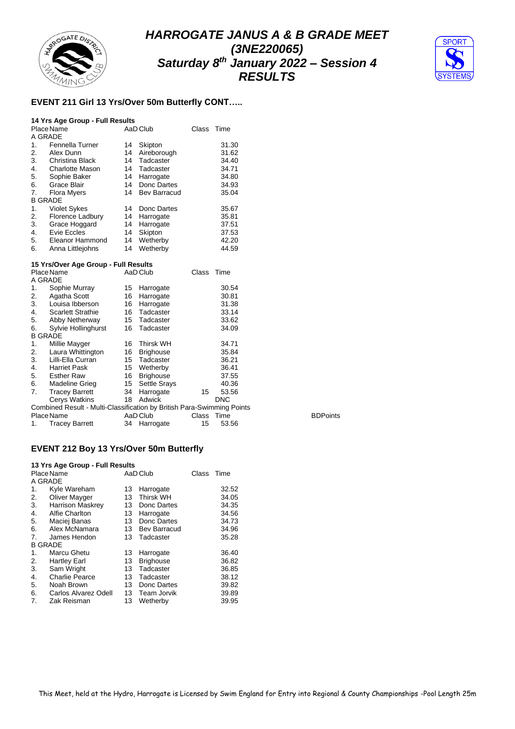# HARROGATE JANUS A & B GRADE MEET
## (3NE220065)
## Saturday 8th January 2022 – Session 4
## RESULTS

### EVENT 211 Girl 13 Yrs/Over 50m Butterfly CONT…..

**14 Yrs Age Group - Full Results**

| Place | Name | AaD | Club | Class | Time |
|---|---|---|---|---|---|
| A GRADE | | | | | |
| 1. | Fennella Turner | 14 | Skipton | | 31.30 |
| 2. | Alex Dunn | 14 | Aireborough | | 31.62 |
| 3. | Christina Black | 14 | Tadcaster | | 34.40 |
| 4. | Charlotte Mason | 14 | Tadcaster | | 34.71 |
| 5. | Sophie Baker | 14 | Harrogate | | 34.80 |
| 6. | Grace Blair | 14 | Donc Dartes | | 34.93 |
| 7. | Flora Myers | 14 | Bev Barracud | | 35.04 |
| B GRADE | | | | | |
| 1. | Violet Sykes | 14 | Donc Dartes | | 35.67 |
| 2. | Florence Ladbury | 14 | Harrogate | | 35.81 |
| 3. | Grace Hoggard | 14 | Harrogate | | 37.51 |
| 4. | Evie Eccles | 14 | Skipton | | 37.53 |
| 5. | Eleanor Hammond | 14 | Wetherby | | 42.20 |
| 6. | Anna Littlejohns | 14 | Wetherby | | 44.59 |

**15 Yrs/Over Age Group - Full Results**

| Place | Name | AaD | Club | Class | Time |
|---|---|---|---|---|---|
| A GRADE | | | | | |
| 1. | Sophie Murray | 15 | Harrogate | | 30.54 |
| 2. | Agatha Scott | 16 | Harrogate | | 30.81 |
| 3. | Louisa Ibberson | 16 | Harrogate | | 31.38 |
| 4. | Scarlett Strathie | 16 | Tadcaster | | 33.14 |
| 5. | Abby Netherway | 15 | Tadcaster | | 33.62 |
| 6. | Sylvie Hollinghurst | 16 | Tadcaster | | 34.09 |
| B GRADE | | | | | |
| 1. | Millie Mayger | 16 | Thirsk WH | | 34.71 |
| 2. | Laura Whittington | 16 | Brighouse | | 35.84 |
| 3. | Lilli-Ella Curran | 15 | Tadcaster | | 36.21 |
| 4. | Harriet Pask | 15 | Wetherby | | 36.41 |
| 5. | Esther Raw | 16 | Brighouse | | 37.55 |
| 6. | Madeline Grieg | 15 | Settle Srays | | 40.36 |
| 7. | Tracey Barrett | 34 | Harrogate | 15 | 53.56 |
| | Cerys Watkins | 18 | Adwick | | DNC |

**Combined Result - Multi-Classification by British Para-Swimming Points**

| Place | Name | AaD | Club | Class | Time | BDPoints |
|---|---|---|---|---|---|---|
| 1. | Tracey Barrett | 34 | Harrogate | 15 | 53.56 | |

### EVENT 212 Boy 13 Yrs/Over 50m Butterfly

**13 Yrs Age Group - Full Results**

| Place | Name | AaD | Club | Class | Time |
|---|---|---|---|---|---|
| A GRADE | | | | | |
| 1. | Kyle Wareham | 13 | Harrogate | | 32.52 |
| 2. | Oliver Mayger | 13 | Thirsk WH | | 34.05 |
| 3. | Harrison Maskrey | 13 | Donc Dartes | | 34.35 |
| 4. | Alfie Charlton | 13 | Harrogate | | 34.56 |
| 5. | Maciej Banas | 13 | Donc Dartes | | 34.73 |
| 6. | Alex McNamara | 13 | Bev Barracud | | 34.96 |
| 7. | James Hendon | 13 | Tadcaster | | 35.28 |
| B GRADE | | | | | |
| 1. | Marcu Ghetu | 13 | Harrogate | | 36.40 |
| 2. | Hartley Earl | 13 | Brighouse | | 36.82 |
| 3. | Sam Wright | 13 | Tadcaster | | 36.85 |
| 4. | Charlie Pearce | 13 | Tadcaster | | 38.12 |
| 5. | Noah Brown | 13 | Donc Dartes | | 39.82 |
| 6. | Carlos Alvarez Odell | 13 | Team Jorvik | | 39.89 |
| 7. | Zak Reisman | 13 | Wetherby | | 39.95 |

This Meet, held at the Hydro, Harrogate is Licensed by Swim England for Entry into Regional & County Championships -Pool Length 25m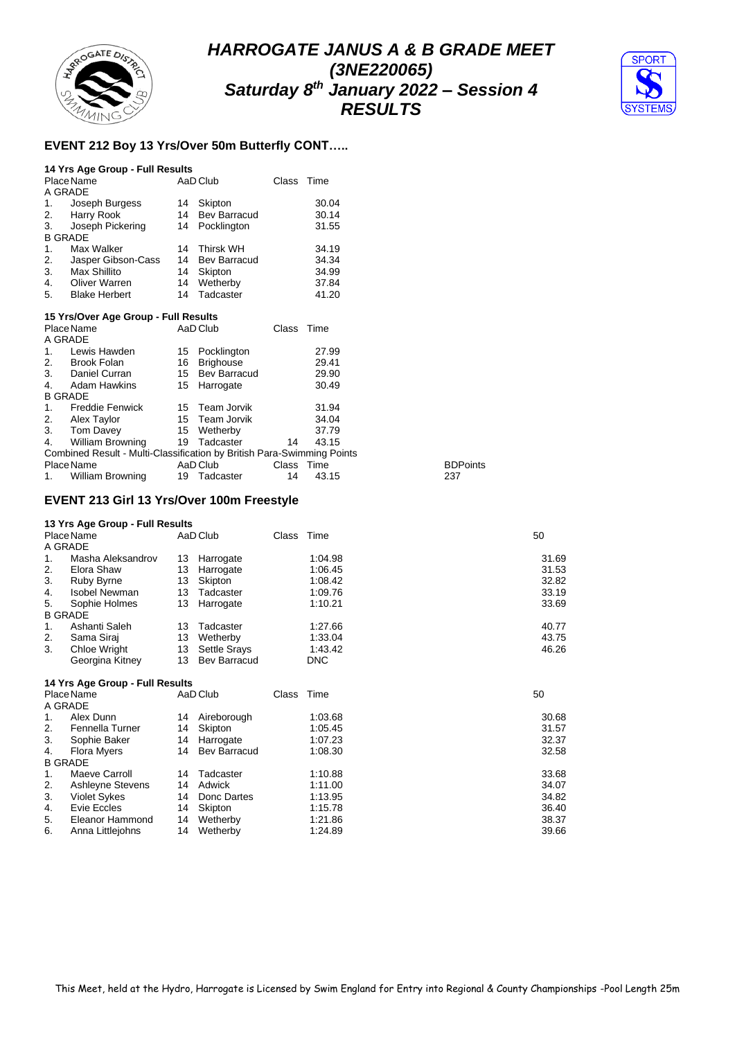# HARROGATE JANUS A & B GRADE MEET
# (3NE220065)
# Saturday 8th January 2022 – Session 4
# RESULTS

## EVENT 212 Boy 13 Yrs/Over 50m Butterfly CONT…..

### 14 Yrs Age Group - Full Results

| Place | Name | AaD | Club | Class | Time |
|---|---|---|---|---|---|
| A GRADE | | | | | |
| 1. | Joseph Burgess | 14 | Skipton | | 30.04 |
| 2. | Harry Rook | 14 | Bev Barracud | | 30.14 |
| 3. | Joseph Pickering | 14 | Pocklington | | 31.55 |
| B GRADE | | | | | |
| 1. | Max Walker | 14 | Thirsk WH | | 34.19 |
| 2. | Jasper Gibson-Cass | 14 | Bev Barracud | | 34.34 |
| 3. | Max Shillito | 14 | Skipton | | 34.99 |
| 4. | Oliver Warren | 14 | Wetherby | | 37.84 |
| 5. | Blake Herbert | 14 | Tadcaster | | 41.20 |

### 15 Yrs/Over Age Group - Full Results

| Place | Name | AaD | Club | Class | Time |
|---|---|---|---|---|---|
| A GRADE | | | | | |
| 1. | Lewis Hawden | 15 | Pocklington | | 27.99 |
| 2. | Brook Folan | 16 | Brighouse | | 29.41 |
| 3. | Daniel Curran | 15 | Bev Barracud | | 29.90 |
| 4. | Adam Hawkins | 15 | Harrogate | | 30.49 |
| B GRADE | | | | | |
| 1. | Freddie Fenwick | 15 | Team Jorvik | | 31.94 |
| 2. | Alex Taylor | 15 | Team Jorvik | | 34.04 |
| 3. | Tom Davey | 15 | Wetherby | | 37.79 |
| 4. | William Browning | 19 | Tadcaster | 14 | 43.15 |

Combined Result - Multi-Classification by British Para-Swimming Points

| Place | Name | AaD | Club | Class | Time | BDPoints |
|---|---|---|---|---|---|---|
| 1. | William Browning | 19 | Tadcaster | 14 | 43.15 | 237 |

## EVENT 213 Girl 13 Yrs/Over 100m Freestyle

### 13 Yrs Age Group - Full Results

| Place | Name | AaD | Club | Class | Time | 50 |
|---|---|---|---|---|---|---|
| A GRADE | | | | | | |
| 1. | Masha Aleksandrov | 13 | Harrogate | | 1:04.98 | 31.69 |
| 2. | Elora Shaw | 13 | Harrogate | | 1:06.45 | 31.53 |
| 3. | Ruby Byrne | 13 | Skipton | | 1:08.42 | 32.82 |
| 4. | Isobel Newman | 13 | Tadcaster | | 1:09.76 | 33.19 |
| 5. | Sophie Holmes | 13 | Harrogate | | 1:10.21 | 33.69 |
| B GRADE | | | | | | |
| 1. | Ashanti Saleh | 13 | Tadcaster | | 1:27.66 | 40.77 |
| 2. | Sama Siraj | 13 | Wetherby | | 1:33.04 | 43.75 |
| 3. | Chloe Wright | 13 | Settle Srays | | 1:43.42 | 46.26 |
| | Georgina Kitney | 13 | Bev Barracud | | DNC | |

### 14 Yrs Age Group - Full Results

| Place | Name | AaD | Club | Class | Time | 50 |
|---|---|---|---|---|---|---|
| A GRADE | | | | | | |
| 1. | Alex Dunn | 14 | Aireborough | | 1:03.68 | 30.68 |
| 2. | Fennella Turner | 14 | Skipton | | 1:05.45 | 31.57 |
| 3. | Sophie Baker | 14 | Harrogate | | 1:07.23 | 32.37 |
| 4. | Flora Myers | 14 | Bev Barracud | | 1:08.30 | 32.58 |
| B GRADE | | | | | | |
| 1. | Maeve Carroll | 14 | Tadcaster | | 1:10.88 | 33.68 |
| 2. | Ashleyne Stevens | 14 | Adwick | | 1:11.00 | 34.07 |
| 3. | Violet Sykes | 14 | Donc Dartes | | 1:13.95 | 34.82 |
| 4. | Evie Eccles | 14 | Skipton | | 1:15.78 | 36.40 |
| 5. | Eleanor Hammond | 14 | Wetherby | | 1:21.86 | 38.37 |
| 6. | Anna Littlejohns | 14 | Wetherby | | 1:24.89 | 39.66 |

This Meet, held at the Hydro, Harrogate is Licensed by Swim England for Entry into Regional & County Championships -Pool Length 25m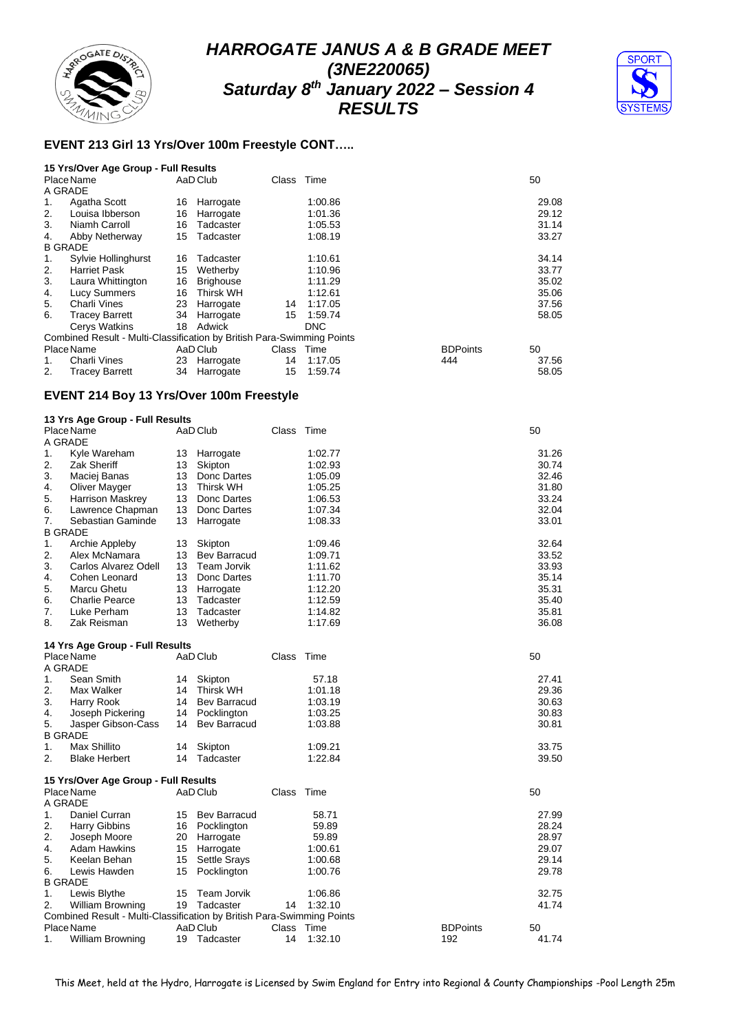# HARROGATE JANUS A & B GRADE MEET (3NE220065) Saturday 8th January 2022 – Session 4 RESULTS

## EVENT 213 Girl 13 Yrs/Over 100m Freestyle CONT…..

### 15 Yrs/Over Age Group - Full Results

| Place | Name | AaD | Club | Class | Time | 50 |
|---|---|---|---|---|---|---|
| A GRADE | | | | | | |
| 1. | Agatha Scott | 16 | Harrogate | | 1:00.86 | 29.08 |
| 2. | Louisa Ibberson | 16 | Harrogate | | 1:01.36 | 29.12 |
| 3. | Niamh Carroll | 16 | Tadcaster | | 1:05.53 | 31.14 |
| 4. | Abby Netherway | 15 | Tadcaster | | 1:08.19 | 33.27 |
| B GRADE | | | | | | |
| 1. | Sylvie Hollinghurst | 16 | Tadcaster | | 1:10.61 | 34.14 |
| 2. | Harriet Pask | 15 | Wetherby | | 1:10.96 | 33.77 |
| 3. | Laura Whittington | 16 | Brighouse | | 1:11.29 | 35.02 |
| 4. | Lucy Summers | 16 | Thirsk WH | | 1:12.61 | 35.06 |
| 5. | Charli Vines | 23 | Harrogate | 14 | 1:17.05 | 37.56 |
| 6. | Tracey Barrett | 34 | Harrogate | 15 | 1:59.74 | 58.05 |
| | Cerys Watkins | 18 | Adwick | | DNC | |

Combined Result - Multi-Classification by British Para-Swimming Points

| Place | Name | AaD | Club | Class | Time | BDPoints | 50 |
|---|---|---|---|---|---|---|---|
| 1. | Charli Vines | 23 | Harrogate | 14 | 1:17.05 | 444 | 37.56 |
| 2. | Tracey Barrett | 34 | Harrogate | 15 | 1:59.74 | | 58.05 |

## EVENT 214 Boy 13 Yrs/Over 100m Freestyle

### 13 Yrs Age Group - Full Results

| Place | Name | AaD | Club | Class | Time | 50 |
|---|---|---|---|---|---|---|
| A GRADE | | | | | | |
| 1. | Kyle Wareham | 13 | Harrogate | | 1:02.77 | 31.26 |
| 2. | Zak Sheriff | 13 | Skipton | | 1:02.93 | 30.74 |
| 3. | Maciej Banas | 13 | Donc Dartes | | 1:05.09 | 32.46 |
| 4. | Oliver Mayger | 13 | Thirsk WH | | 1:05.25 | 31.80 |
| 5. | Harrison Maskrey | 13 | Donc Dartes | | 1:06.53 | 33.24 |
| 6. | Lawrence Chapman | 13 | Donc Dartes | | 1:07.34 | 32.04 |
| 7. | Sebastian Gaminde | 13 | Harrogate | | 1:08.33 | 33.01 |
| B GRADE | | | | | | |
| 1. | Archie Appleby | 13 | Skipton | | 1:09.46 | 32.64 |
| 2. | Alex McNamara | 13 | Bev Barracud | | 1:09.71 | 33.52 |
| 3. | Carlos Alvarez Odell | 13 | Team Jorvik | | 1:11.62 | 33.93 |
| 4. | Cohen Leonard | 13 | Donc Dartes | | 1:11.70 | 35.14 |
| 5. | Marcu Ghetu | 13 | Harrogate | | 1:12.20 | 35.31 |
| 6. | Charlie Pearce | 13 | Tadcaster | | 1:12.59 | 35.40 |
| 7. | Luke Perham | 13 | Tadcaster | | 1:14.82 | 35.81 |
| 8. | Zak Reisman | 13 | Wetherby | | 1:17.69 | 36.08 |

### 14 Yrs Age Group - Full Results

| Place | Name | AaD | Club | Class | Time | 50 |
|---|---|---|---|---|---|---|
| A GRADE | | | | | | |
| 1. | Sean Smith | 14 | Skipton | | 57.18 | 27.41 |
| 2. | Max Walker | 14 | Thirsk WH | | 1:01.18 | 29.36 |
| 3. | Harry Rook | 14 | Bev Barracud | | 1:03.19 | 30.63 |
| 4. | Joseph Pickering | 14 | Pocklington | | 1:03.25 | 30.83 |
| 5. | Jasper Gibson-Cass | 14 | Bev Barracud | | 1:03.88 | 30.81 |
| B GRADE | | | | | | |
| 1. | Max Shillito | 14 | Skipton | | 1:09.21 | 33.75 |
| 2. | Blake Herbert | 14 | Tadcaster | | 1:22.84 | 39.50 |

### 15 Yrs/Over Age Group - Full Results

| Place | Name | AaD | Club | Class | Time | 50 |
|---|---|---|---|---|---|---|
| A GRADE | | | | | | |
| 1. | Daniel Curran | 15 | Bev Barracud | | 58.71 | 27.99 |
| 2. | Harry Gibbins | 16 | Pocklington | | 59.89 | 28.24 |
| 2. | Joseph Moore | 20 | Harrogate | | 59.89 | 28.97 |
| 4. | Adam Hawkins | 15 | Harrogate | | 1:00.61 | 29.07 |
| 5. | Keelan Behan | 15 | Settle Srays | | 1:00.68 | 29.14 |
| 6. | Lewis Hawden | 15 | Pocklington | | 1:00.76 | 29.78 |
| B GRADE | | | | | | |
| 1. | Lewis Blythe | 15 | Team Jorvik | | 1:06.86 | 32.75 |
| 2. | William Browning | 19 | Tadcaster | 14 | 1:32.10 | 41.74 |

Combined Result - Multi-Classification by British Para-Swimming Points

| Place | Name | AaD | Club | Class | Time | BDPoints | 50 |
|---|---|---|---|---|---|---|---|
| 1. | William Browning | 19 | Tadcaster | 14 | 1:32.10 | 192 | 41.74 |

This Meet, held at the Hydro, Harrogate is Licensed by Swim England for Entry into Regional & County Championships -Pool Length 25m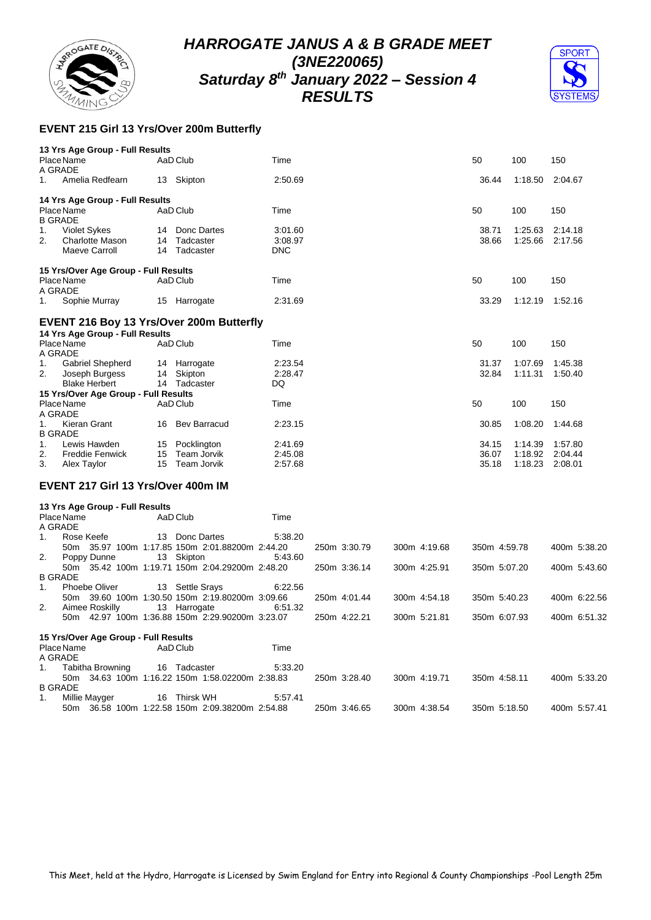# HARROGATE JANUS A & B GRADE MEET
## (3NE220065)
## Saturday 8th January 2022 – Session 4
## RESULTS

### EVENT 215 Girl 13 Yrs/Over 200m Butterfly

**13 Yrs Age Group - Full Results**

| Place | Name | AaD | Club | Time | 50 | 100 | 150 |
|---|---|---|---|---|---|---|---|
| A GRADE | | | | | | | |
| 1. | Amelia Redfearn | 13 | Skipton | 2:50.69 | 36.44 | 1:18.50 | 2:04.67 |

**14 Yrs Age Group - Full Results**

| Place | Name | AaD | Club | Time | 50 | 100 | 150 |
|---|---|---|---|---|---|---|---|
| B GRADE | | | | | | | |
| 1. | Violet Sykes | 14 | Donc Dartes | 3:01.60 | 38.71 | 1:25.63 | 2:14.18 |
| 2. | Charlotte Mason | 14 | Tadcaster | 3:08.97 | 38.66 | 1:25.66 | 2:17.56 |
| | Maeve Carroll | 14 | Tadcaster | DNC | | | |

**15 Yrs/Over Age Group - Full Results**

| Place | Name | AaD | Club | Time | 50 | 100 | 150 |
|---|---|---|---|---|---|---|---|
| A GRADE | | | | | | | |
| 1. | Sophie Murray | 15 | Harrogate | 2:31.69 | 33.29 | 1:12.19 | 1:52.16 |

### EVENT 216 Boy 13 Yrs/Over 200m Butterfly

**14 Yrs Age Group - Full Results**

| Place | Name | AaD | Club | Time | 50 | 100 | 150 |
|---|---|---|---|---|---|---|---|
| A GRADE | | | | | | | |
| 1. | Gabriel Shepherd | 14 | Harrogate | 2:23.54 | 31.37 | 1:07.69 | 1:45.38 |
| 2. | Joseph Burgess | 14 | Skipton | 2:28.47 | 32.84 | 1:11.31 | 1:50.40 |
| | Blake Herbert | 14 | Tadcaster | DQ | | | |

**15 Yrs/Over Age Group - Full Results**

| Place | Name | AaD | Club | Time | 50 | 100 | 150 |
|---|---|---|---|---|---|---|---|
| A GRADE | | | | | | | |
| 1. | Kieran Grant | 16 | Bev Barracud | 2:23.15 | 30.85 | 1:08.20 | 1:44.68 |
| B GRADE | | | | | | | |
| 1. | Lewis Hawden | 15 | Pocklington | 2:41.69 | 34.15 | 1:14.39 | 1:57.80 |
| 2. | Freddie Fenwick | 15 | Team Jorvik | 2:45.08 | 36.07 | 1:18.92 | 2:04.44 |
| 3. | Alex Taylor | 15 | Team Jorvik | 2:57.68 | 35.18 | 1:18.23 | 2:08.01 |

### EVENT 217 Girl 13 Yrs/Over 400m IM

**13 Yrs Age Group - Full Results**

| Place | Name | AaD | Club | Time | 50m | 100m | 150m | 200m | 250m | 300m | 350m | 400m |
|---|---|---|---|---|---|---|---|---|---|---|---|---|
| A GRADE | | | | | | | | | | | | |
| 1. | Rose Keefe | 13 | Donc Dartes | 5:38.20 | 35.97 | 1:17.85 | 2:01.88 | 2:44.20 | 3:30.79 | 4:19.68 | 4:59.78 | 5:38.20 |
| 2. | Poppy Dunne | 13 | Skipton | 5:43.60 | 35.42 | 1:19.71 | 2:04.29 | 2:48.20 | 3:36.14 | 4:25.91 | 5:07.20 | 5:43.60 |
| B GRADE | | | | | | | | | | | | |
| 1. | Phoebe Oliver | 13 | Settle Srays | 6:22.56 | 39.60 | 1:30.50 | 2:19.80 | 3:09.66 | 4:01.44 | 4:54.18 | 5:40.23 | 6:22.56 |
| 2. | Aimee Roskilly | 13 | Harrogate | 6:51.32 | 42.97 | 1:36.88 | 2:29.90 | 3:23.07 | 4:22.21 | 5:21.81 | 6:07.93 | 6:51.32 |

**15 Yrs/Over Age Group - Full Results**

| Place | Name | AaD | Club | Time | 50m | 100m | 150m | 200m | 250m | 300m | 350m | 400m |
|---|---|---|---|---|---|---|---|---|---|---|---|---|
| A GRADE | | | | | | | | | | | | |
| 1. | Tabitha Browning | 16 | Tadcaster | 5:33.20 | 34.63 | 1:16.22 | 1:58.02 | 2:38.83 | 3:28.40 | 4:19.71 | 4:58.11 | 5:33.20 |
| B GRADE | | | | | | | | | | | | |
| 1. | Millie Mayger | 16 | Thirsk WH | 5:57.41 | 36.58 | 1:22.58 | 2:09.38 | 2:54.88 | 3:46.65 | 4:38.54 | 5:18.50 | 5:57.41 |

This Meet, held at the Hydro, Harrogate is Licensed by Swim England for Entry into Regional & County Championships -Pool Length 25m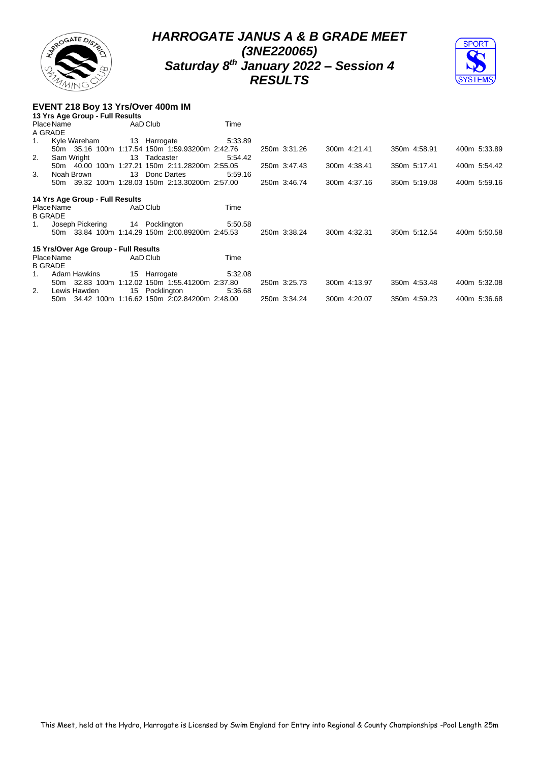# *HARROGATE JANUS A & B GRADE MEET*
# *(3NE220065)*
# *Saturday 8th January 2022 – Session 4*
# *RESULTS*

## EVENT 218 Boy 13 Yrs/Over 400m IM

### 13 Yrs Age Group - Full Results

| Place | Name | AaD | Club | Time | | | | |
|---|---|---|---|---|---|---|---|---|
| A GRADE | | | | | | | | |
| 1. | Kyle Wareham | 13 | Harrogate | 5:33.89 | | | | |
| | 50m 35.16 100m 1:17.54 150m 1:59.93 | 200m 2:42.76 | | | 250m 3:31.26 | 300m 4:21.41 | 350m 4:58.91 | 400m 5:33.89 |
| 2. | Sam Wright | 13 | Tadcaster | 5:54.42 | | | | |
| | 50m 40.00 100m 1:27.21 150m 2:11.28 | 200m 2:55.05 | | | 250m 3:47.43 | 300m 4:38.41 | 350m 5:17.41 | 400m 5:54.42 |
| 3. | Noah Brown | 13 | Donc Dartes | 5:59.16 | | | | |
| | 50m 39.32 100m 1:28.03 150m 2:13.30 | 200m 2:57.00 | | | 250m 3:46.74 | 300m 4:37.16 | 350m 5:19.08 | 400m 5:59.16 |

### 14 Yrs Age Group - Full Results

| Place | Name | AaD | Club | Time | | | | |
|---|---|---|---|---|---|---|---|---|
| B GRADE | | | | | | | | |
| 1. | Joseph Pickering | 14 | Pocklington | 5:50.58 | | | | |
| | 50m 33.84 100m 1:14.29 150m 2:00.89 | 200m 2:45.53 | | | 250m 3:38.24 | 300m 4:32.31 | 350m 5:12.54 | 400m 5:50.58 |

### 15 Yrs/Over Age Group - Full Results

| Place | Name | AaD | Club | Time | | | | |
|---|---|---|---|---|---|---|---|---|
| B GRADE | | | | | | | | |
| 1. | Adam Hawkins | 15 | Harrogate | 5:32.08 | | | | |
| | 50m 32.83 100m 1:12.02 150m 1:55.41 | 200m 2:37.80 | | | 250m 3:25.73 | 300m 4:13.97 | 350m 4:53.48 | 400m 5:32.08 |
| 2. | Lewis Hawden | 15 | Pocklington | 5:36.68 | | | | |
| | 50m 34.42 100m 1:16.62 150m 2:02.84 | 200m 2:48.00 | | | 250m 3:34.24 | 300m 4:20.07 | 350m 4:59.23 | 400m 5:36.68 |

This Meet, held at the Hydro, Harrogate is Licensed by Swim England for Entry into Regional & County Championships -Pool Length 25m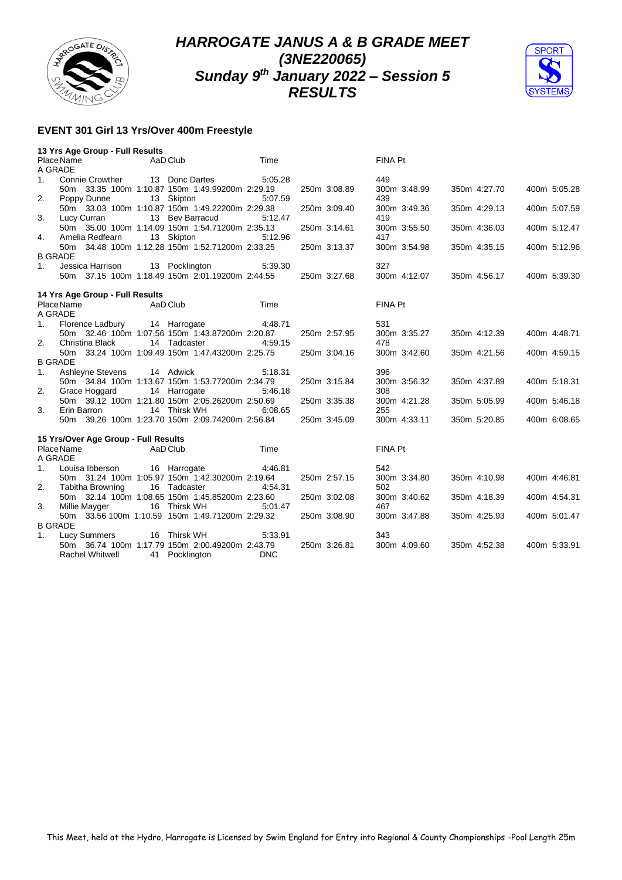# HARROGATE JANUS A & B GRADE MEET
## (3NE220065)
## Sunday 9th January 2022 – Session 5
## RESULTS

### EVENT 301 Girl 13 Yrs/Over 400m Freestyle

**13 Yrs Age Group - Full Results**

| Place | Name | AaD | Club | Time | FINA Pt |
|---|---|---|---|---|---|
| A GRADE | | | | | |
| 1. | Connie Crowther | 13 | Donc Dartes | 5:05.28 | 449 |
| | 50m 33.35 100m 1:10.87 150m 1:49.99 200m 2:29.19 | | 250m 3:08.89 | 300m 3:48.99 | 350m 4:27.70 400m 5:05.28 |
| 2. | Poppy Dunne | 13 | Skipton | 5:07.59 | 439 |
| | 50m 33.03 100m 1:10.87 150m 1:49.22 200m 2:29.38 | | 250m 3:09.40 | 300m 3:49.36 | 350m 4:29.13 400m 5:07.59 |
| 3. | Lucy Curran | 13 | Bev Barracud | 5:12.47 | 419 |
| | 50m 35.00 100m 1:14.09 150m 1:54.71 200m 2:35.13 | | 250m 3:14.61 | 300m 3:55.50 | 350m 4:36.03 400m 5:12.47 |
| 4. | Amelia Redfearn | 13 | Skipton | 5:12.96 | 417 |
| | 50m 34.48 100m 1:12.28 150m 1:52.71 200m 2:33.25 | | 250m 3:13.37 | 300m 3:54.98 | 350m 4:35.15 400m 5:12.96 |
| B GRADE | | | | | |
| 1. | Jessica Harrison | 13 | Pocklington | 5:39.30 | 327 |
| | 50m 37.15 100m 1:18.49 150m 2:01.19 200m 2:44.55 | | 250m 3:27.68 | 300m 4:12.07 | 350m 4:56.17 400m 5:39.30 |

**14 Yrs Age Group - Full Results**

| Place | Name | AaD | Club | Time | FINA Pt |
|---|---|---|---|---|---|
| A GRADE | | | | | |
| 1. | Florence Ladbury | 14 | Harrogate | 4:48.71 | 531 |
| | 50m 32.46 100m 1:07.56 150m 1:43.87 200m 2:20.87 | | 250m 2:57.95 | 300m 3:35.27 | 350m 4:12.39 400m 4:48.71 |
| 2. | Christina Black | 14 | Tadcaster | 4:59.15 | 478 |
| | 50m 33.24 100m 1:09.49 150m 1:47.43 200m 2:25.75 | | 250m 3:04.16 | 300m 3:42.60 | 350m 4:21.56 400m 4:59.15 |
| B GRADE | | | | | |
| 1. | Ashleyne Stevens | 14 | Adwick | 5:18.31 | 396 |
| | 50m 34.84 100m 1:13.67 150m 1:53.77 200m 2:34.79 | | 250m 3:15.84 | 300m 3:56.32 | 350m 4:37.89 400m 5:18.31 |
| 2. | Grace Hoggard | 14 | Harrogate | 5:46.18 | 308 |
| | 50m 39.12 100m 1:21.80 150m 2:05.26 200m 2:50.69 | | 250m 3:35.38 | 300m 4:21.28 | 350m 5:05.99 400m 5:46.18 |
| 3. | Erin Barron | 14 | Thirsk WH | 6:08.65 | 255 |
| | 50m 39.26 100m 1:23.70 150m 2:09.74 200m 2:56.84 | | 250m 3:45.09 | 300m 4:33.11 | 350m 5:20.85 400m 6:08.65 |

**15 Yrs/Over Age Group - Full Results**

| Place | Name | AaD | Club | Time | FINA Pt |
|---|---|---|---|---|---|
| A GRADE | | | | | |
| 1. | Louisa Ibberson | 16 | Harrogate | 4:46.81 | 542 |
| | 50m 31.24 100m 1:05.97 150m 1:42.30 200m 2:19.64 | | 250m 2:57.15 | 300m 3:34.80 | 350m 4:10.98 400m 4:46.81 |
| 2. | Tabitha Browning | 16 | Tadcaster | 4:54.31 | 502 |
| | 50m 32.14 100m 1:08.65 150m 1:45.85 200m 2:23.60 | | 250m 3:02.08 | 300m 3:40.62 | 350m 4:18.39 400m 4:54.31 |
| 3. | Millie Mayger | 16 | Thirsk WH | 5:01.47 | 467 |
| | 50m 33.56 100m 1:10.59 150m 1:49.71 200m 2:29.32 | | 250m 3:08.90 | 300m 3:47.88 | 350m 4:25.93 400m 5:01.47 |
| B GRADE | | | | | |
| 1. | Lucy Summers | 16 | Thirsk WH | 5:33.91 | 343 |
| | 50m 36.74 100m 1:17.79 150m 2:00.49 200m 2:43.79 | | 250m 3:26.81 | 300m 4:09.60 | 350m 4:52.38 400m 5:33.91 |
| | Rachel Whitwell | 41 | Pocklington | DNC | |

This Meet, held at the Hydro, Harrogate is Licensed by Swim England for Entry into Regional & County Championships -Pool Length 25m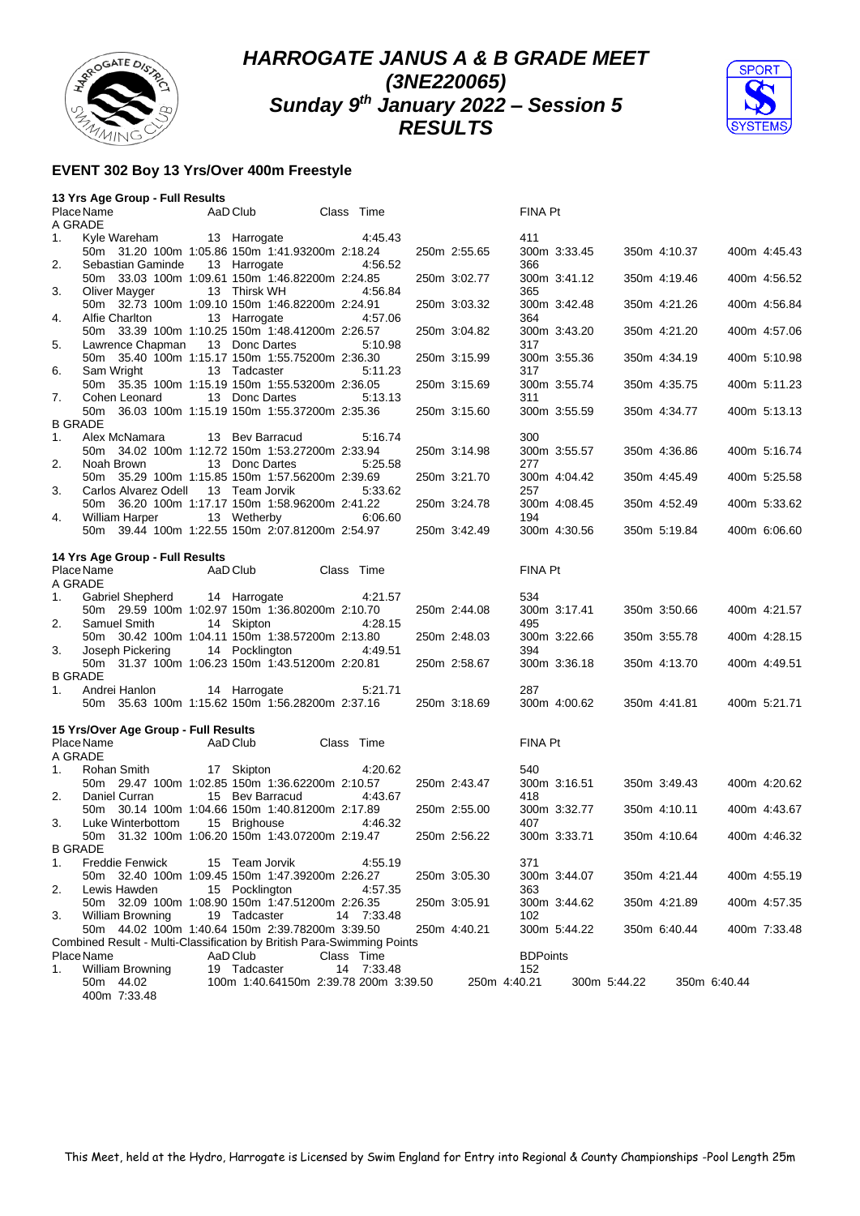# HARROGATE JANUS A & B GRADE MEET
## (3NE220065)
## Sunday 9th January 2022 – Session 5
## RESULTS

### EVENT 302 Boy 13 Yrs/Over 400m Freestyle

**13 Yrs Age Group - Full Results**

| Place | Name | AaD | Club | Class | Time | | FINA Pt | | |
|---|---|---|---|---|---|---|---|---|---|
| A GRADE | | | | | | | | | |
| 1. | Kyle Wareham | 13 | Harrogate | | 4:45.43 | | 411 | | |
| | 50m 31.20 | 100m 1:05.86 | 150m 1:41.93 | 200m 2:18.24 | | 250m 2:55.65 | 300m 3:33.45 | 350m 4:10.37 | 400m 4:45.43 |
| 2. | Sebastian Gaminde | 13 | Harrogate | | 4:56.52 | | 366 | | |
| | 50m 33.03 | 100m 1:09.61 | 150m 1:46.82 | 200m 2:24.85 | | 250m 3:02.77 | 300m 3:41.12 | 350m 4:19.46 | 400m 4:56.52 |
| 3. | Oliver Mayger | 13 | Thirsk WH | | 4:56.84 | | 365 | | |
| | 50m 32.73 | 100m 1:09.10 | 150m 1:46.82 | 200m 2:24.91 | | 250m 3:03.32 | 300m 3:42.48 | 350m 4:21.26 | 400m 4:56.84 |
| 4. | Alfie Charlton | 13 | Harrogate | | 4:57.06 | | 364 | | |
| | 50m 33.39 | 100m 1:10.25 | 150m 1:48.41 | 200m 2:26.57 | | 250m 3:04.82 | 300m 3:43.20 | 350m 4:21.20 | 400m 4:57.06 |
| 5. | Lawrence Chapman | 13 | Donc Dartes | | 5:10.98 | | 317 | | |
| | 50m 35.40 | 100m 1:15.17 | 150m 1:55.75 | 200m 2:36.30 | | 250m 3:15.99 | 300m 3:55.36 | 350m 4:34.19 | 400m 5:10.98 |
| 6. | Sam Wright | 13 | Tadcaster | | 5:11.23 | | 317 | | |
| | 50m 35.35 | 100m 1:15.19 | 150m 1:55.53 | 200m 2:36.05 | | 250m 3:15.69 | 300m 3:55.74 | 350m 4:35.75 | 400m 5:11.23 |
| 7. | Cohen Leonard | 13 | Donc Dartes | | 5:13.13 | | 311 | | |
| | 50m 36.03 | 100m 1:15.19 | 150m 1:55.37 | 200m 2:35.36 | | 250m 3:15.60 | 300m 3:55.59 | 350m 4:34.77 | 400m 5:13.13 |
| B GRADE | | | | | | | | | |
| 1. | Alex McNamara | 13 | Bev Barracud | | 5:16.74 | | 300 | | |
| | 50m 34.02 | 100m 1:12.72 | 150m 1:53.27 | 200m 2:33.94 | | 250m 3:14.98 | 300m 3:55.57 | 350m 4:36.86 | 400m 5:16.74 |
| 2. | Noah Brown | 13 | Donc Dartes | | 5:25.58 | | 277 | | |
| | 50m 35.29 | 100m 1:15.85 | 150m 1:57.56 | 200m 2:39.69 | | 250m 3:21.70 | 300m 4:04.42 | 350m 4:45.49 | 400m 5:25.58 |
| 3. | Carlos Alvarez Odell | 13 | Team Jorvik | | 5:33.62 | | 257 | | |
| | 50m 36.20 | 100m 1:17.17 | 150m 1:58.96 | 200m 2:41.22 | | 250m 3:24.78 | 300m 4:08.45 | 350m 4:52.49 | 400m 5:33.62 |
| 4. | William Harper | 13 | Wetherby | | 6:06.60 | | 194 | | |
| | 50m 39.44 | 100m 1:22.55 | 150m 2:07.81 | 200m 2:54.97 | | 250m 3:42.49 | 300m 4:30.56 | 350m 5:19.84 | 400m 6:06.60 |

**14 Yrs Age Group - Full Results**

| Place | Name | AaD | Club | Class | Time | | FINA Pt | | |
|---|---|---|---|---|---|---|---|---|---|
| A GRADE | | | | | | | | | |
| 1. | Gabriel Shepherd | 14 | Harrogate | | 4:21.57 | | 534 | | |
| | 50m 29.59 | 100m 1:02.97 | 150m 1:36.80 | 200m 2:10.70 | | 250m 2:44.08 | 300m 3:17.41 | 350m 3:50.66 | 400m 4:21.57 |
| 2. | Samuel Smith | 14 | Skipton | | 4:28.15 | | 495 | | |
| | 50m 30.42 | 100m 1:04.11 | 150m 1:38.57 | 200m 2:13.80 | | 250m 2:48.03 | 300m 3:22.66 | 350m 3:55.78 | 400m 4:28.15 |
| 3. | Joseph Pickering | 14 | Pocklington | | 4:49.51 | | 394 | | |
| | 50m 31.37 | 100m 1:06.23 | 150m 1:43.51 | 200m 2:20.81 | | 250m 2:58.67 | 300m 3:36.18 | 350m 4:13.70 | 400m 4:49.51 |
| B GRADE | | | | | | | | | |
| 1. | Andrei Hanlon | 14 | Harrogate | | 5:21.71 | | 287 | | |
| | 50m 35.63 | 100m 1:15.62 | 150m 1:56.28 | 200m 2:37.16 | | 250m 3:18.69 | 300m 4:00.62 | 350m 4:41.81 | 400m 5:21.71 |

**15 Yrs/Over Age Group - Full Results**

| Place | Name | AaD | Club | Class | Time | | FINA Pt | | |
|---|---|---|---|---|---|---|---|---|---|
| A GRADE | | | | | | | | | |
| 1. | Rohan Smith | 17 | Skipton | | 4:20.62 | | 540 | | |
| | 50m 29.47 | 100m 1:02.85 | 150m 1:36.62 | 200m 2:10.57 | | 250m 2:43.47 | 300m 3:16.51 | 350m 3:49.43 | 400m 4:20.62 |
| 2. | Daniel Curran | 15 | Bev Barracud | | 4:43.67 | | 418 | | |
| | 50m 30.14 | 100m 1:04.66 | 150m 1:40.81 | 200m 2:17.89 | | 250m 2:55.00 | 300m 3:32.77 | 350m 4:10.11 | 400m 4:43.67 |
| 3. | Luke Winterbottom | 15 | Brighouse | | 4:46.32 | | 407 | | |
| | 50m 31.32 | 100m 1:06.20 | 150m 1:43.07 | 200m 2:19.47 | | 250m 2:56.22 | 300m 3:33.71 | 350m 4:10.64 | 400m 4:46.32 |
| B GRADE | | | | | | | | | |
| 1. | Freddie Fenwick | 15 | Team Jorvik | | 4:55.19 | | 371 | | |
| | 50m 32.40 | 100m 1:09.45 | 150m 1:47.39 | 200m 2:26.27 | | 250m 3:05.30 | 300m 3:44.07 | 350m 4:21.44 | 400m 4:55.19 |
| 2. | Lewis Hawden | 15 | Pocklington | | 4:57.35 | | 363 | | |
| | 50m 32.09 | 100m 1:08.90 | 150m 1:47.51 | 200m 2:26.35 | | 250m 3:05.91 | 300m 3:44.62 | 350m 4:21.89 | 400m 4:57.35 |
| 3. | William Browning | 19 | Tadcaster | 14 | 7:33.48 | | 102 | | |
| | 50m 44.02 | 100m 1:40.64 | 150m 2:39.78 | 200m 3:39.50 | | 250m 4:40.21 | 300m 5:44.22 | 350m 6:40.44 | 400m 7:33.48 |

**Combined Result - Multi-Classification by British Para-Swimming Points**

| Place | Name | AaD | Club | Class | Time | | BDPoints | | |
|---|---|---|---|---|---|---|---|---|---|
| 1. | William Browning | 19 | Tadcaster | 14 | 7:33.48 | | 152 | | |
| | 50m 44.02 | 100m 1:40.64 | 150m 2:39.78 | 200m 3:39.50 | | 250m 4:40.21 | 300m 5:44.22 | 350m 6:40.44 | 400m 7:33.48 |

This Meet, held at the Hydro, Harrogate is Licensed by Swim England for Entry into Regional & County Championships -Pool Length 25m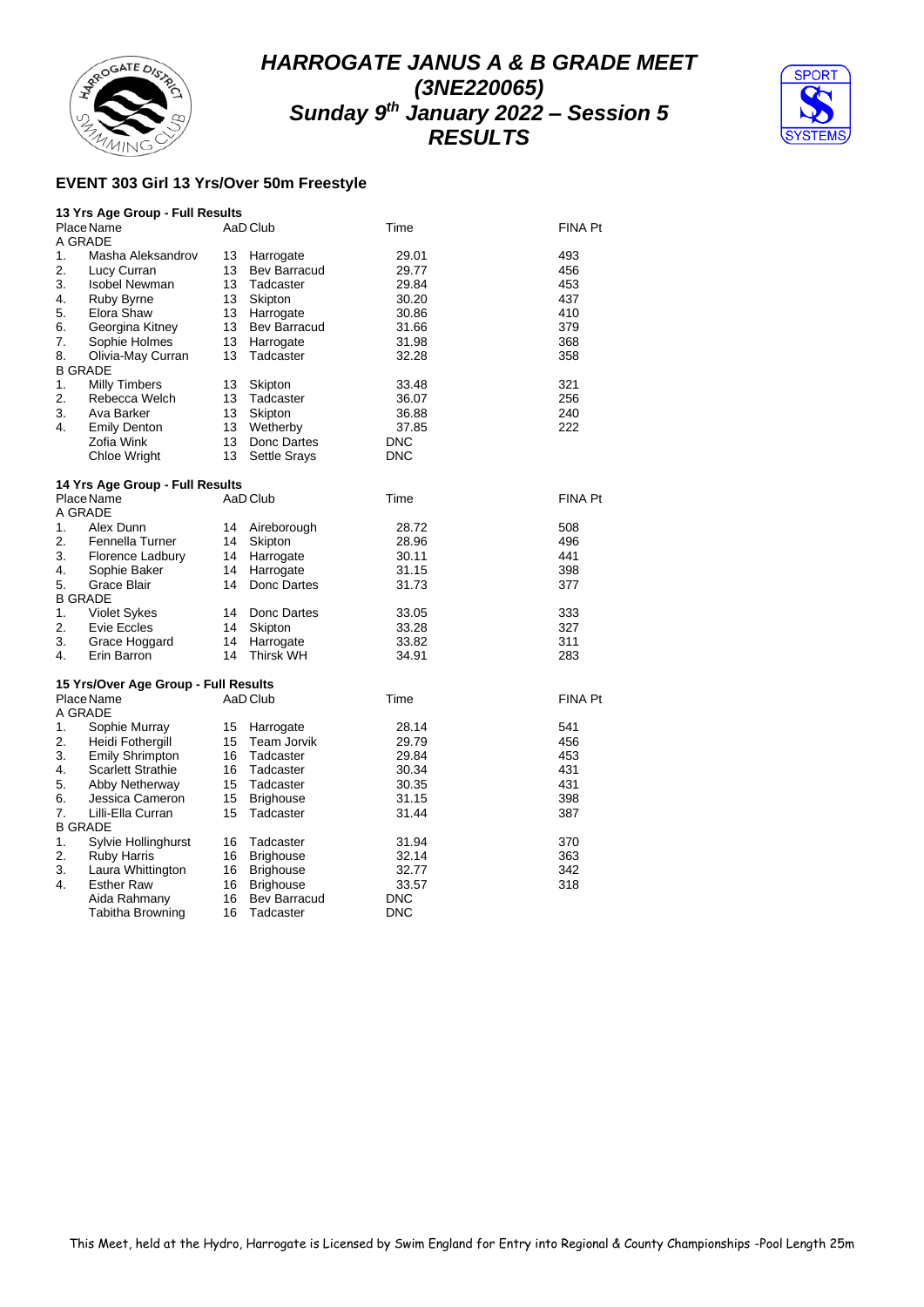# HARROGATE JANUS A & B GRADE MEET
# (3NE220065)
# Sunday 9th January 2022 – Session 5
# RESULTS

## EVENT 303 Girl 13 Yrs/Over 50m Freestyle

### 13 Yrs Age Group - Full Results

| Place | Name | AaD | Club | Time | FINA Pt |
|---|---|---|---|---|---|
| A GRADE | | | | | |
| 1. | Masha Aleksandrov | 13 | Harrogate | 29.01 | 493 |
| 2. | Lucy Curran | 13 | Bev Barracud | 29.77 | 456 |
| 3. | Isobel Newman | 13 | Tadcaster | 29.84 | 453 |
| 4. | Ruby Byrne | 13 | Skipton | 30.20 | 437 |
| 5. | Elora Shaw | 13 | Harrogate | 30.86 | 410 |
| 6. | Georgina Kitney | 13 | Bev Barracud | 31.66 | 379 |
| 7. | Sophie Holmes | 13 | Harrogate | 31.98 | 368 |
| 8. | Olivia-May Curran | 13 | Tadcaster | 32.28 | 358 |
| B GRADE | | | | | |
| 1. | Milly Timbers | 13 | Skipton | 33.48 | 321 |
| 2. | Rebecca Welch | 13 | Tadcaster | 36.07 | 256 |
| 3. | Ava Barker | 13 | Skipton | 36.88 | 240 |
| 4. | Emily Denton | 13 | Wetherby | 37.85 | 222 |
| | Zofia Wink | 13 | Donc Dartes | DNC | |
| | Chloe Wright | 13 | Settle Srays | DNC | |

### 14 Yrs Age Group - Full Results

| Place | Name | AaD | Club | Time | FINA Pt |
|---|---|---|---|---|---|
| A GRADE | | | | | |
| 1. | Alex Dunn | 14 | Aireborough | 28.72 | 508 |
| 2. | Fennella Turner | 14 | Skipton | 28.96 | 496 |
| 3. | Florence Ladbury | 14 | Harrogate | 30.11 | 441 |
| 4. | Sophie Baker | 14 | Harrogate | 31.15 | 398 |
| 5. | Grace Blair | 14 | Donc Dartes | 31.73 | 377 |
| B GRADE | | | | | |
| 1. | Violet Sykes | 14 | Donc Dartes | 33.05 | 333 |
| 2. | Evie Eccles | 14 | Skipton | 33.28 | 327 |
| 3. | Grace Hoggard | 14 | Harrogate | 33.82 | 311 |
| 4. | Erin Barron | 14 | Thirsk WH | 34.91 | 283 |

### 15 Yrs/Over Age Group - Full Results

| Place | Name | AaD | Club | Time | FINA Pt |
|---|---|---|---|---|---|
| A GRADE | | | | | |
| 1. | Sophie Murray | 15 | Harrogate | 28.14 | 541 |
| 2. | Heidi Fothergill | 15 | Team Jorvik | 29.79 | 456 |
| 3. | Emily Shrimpton | 16 | Tadcaster | 29.84 | 453 |
| 4. | Scarlett Strathie | 16 | Tadcaster | 30.34 | 431 |
| 5. | Abby Netherway | 15 | Tadcaster | 30.35 | 431 |
| 6. | Jessica Cameron | 15 | Brighouse | 31.15 | 398 |
| 7. | Lilli-Ella Curran | 15 | Tadcaster | 31.44 | 387 |
| B GRADE | | | | | |
| 1. | Sylvie Hollinghurst | 16 | Tadcaster | 31.94 | 370 |
| 2. | Ruby Harris | 16 | Brighouse | 32.14 | 363 |
| 3. | Laura Whittington | 16 | Brighouse | 32.77 | 342 |
| 4. | Esther Raw | 16 | Brighouse | 33.57 | 318 |
| | Aida Rahmany | 16 | Bev Barracud | DNC | |
| | Tabitha Browning | 16 | Tadcaster | DNC | |

This Meet, held at the Hydro, Harrogate is Licensed by Swim England for Entry into Regional & County Championships -Pool Length 25m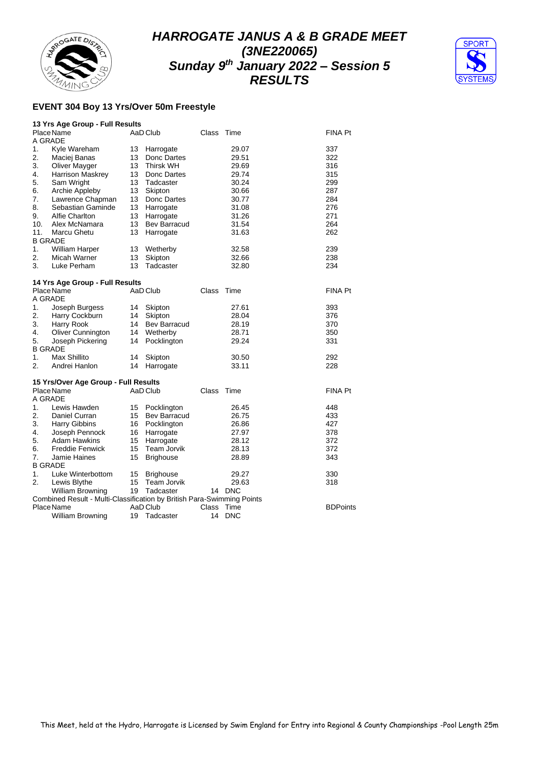# HARROGATE JANUS A & B GRADE MEET
## (3NE220065)
## Sunday 9th January 2022 – Session 5
## RESULTS

### EVENT 304 Boy 13 Yrs/Over 50m Freestyle

**13 Yrs Age Group - Full Results**

| Place | Name | AaD | Club | Class | Time | FINA Pt |
|---|---|---|---|---|---|---|
| A GRADE | | | | | | |
| 1. | Kyle Wareham | 13 | Harrogate | | 29.07 | 337 |
| 2. | Maciej Banas | 13 | Donc Dartes | | 29.51 | 322 |
| 3. | Oliver Mayger | 13 | Thirsk WH | | 29.69 | 316 |
| 4. | Harrison Maskrey | 13 | Donc Dartes | | 29.74 | 315 |
| 5. | Sam Wright | 13 | Tadcaster | | 30.24 | 299 |
| 6. | Archie Appleby | 13 | Skipton | | 30.66 | 287 |
| 7. | Lawrence Chapman | 13 | Donc Dartes | | 30.77 | 284 |
| 8. | Sebastian Gaminde | 13 | Harrogate | | 31.08 | 276 |
| 9. | Alfie Charlton | 13 | Harrogate | | 31.26 | 271 |
| 10. | Alex McNamara | 13 | Bev Barracud | | 31.54 | 264 |
| 11. | Marcu Ghetu | 13 | Harrogate | | 31.63 | 262 |
| B GRADE | | | | | | |
| 1. | William Harper | 13 | Wetherby | | 32.58 | 239 |
| 2. | Micah Warner | 13 | Skipton | | 32.66 | 238 |
| 3. | Luke Perham | 13 | Tadcaster | | 32.80 | 234 |

**14 Yrs Age Group - Full Results**

| Place | Name | AaD | Club | Class | Time | FINA Pt |
|---|---|---|---|---|---|---|
| A GRADE | | | | | | |
| 1. | Joseph Burgess | 14 | Skipton | | 27.61 | 393 |
| 2. | Harry Cockburn | 14 | Skipton | | 28.04 | 376 |
| 3. | Harry Rook | 14 | Bev Barracud | | 28.19 | 370 |
| 4. | Oliver Cunnington | 14 | Wetherby | | 28.71 | 350 |
| 5. | Joseph Pickering | 14 | Pocklington | | 29.24 | 331 |
| B GRADE | | | | | | |
| 1. | Max Shillito | 14 | Skipton | | 30.50 | 292 |
| 2. | Andrei Hanlon | 14 | Harrogate | | 33.11 | 228 |

**15 Yrs/Over Age Group - Full Results**

| Place | Name | AaD | Club | Class | Time | FINA Pt |
|---|---|---|---|---|---|---|
| A GRADE | | | | | | |
| 1. | Lewis Hawden | 15 | Pocklington | | 26.45 | 448 |
| 2. | Daniel Curran | 15 | Bev Barracud | | 26.75 | 433 |
| 3. | Harry Gibbins | 16 | Pocklington | | 26.86 | 427 |
| 4. | Joseph Pennock | 16 | Harrogate | | 27.97 | 378 |
| 5. | Adam Hawkins | 15 | Harrogate | | 28.12 | 372 |
| 6. | Freddie Fenwick | 15 | Team Jorvik | | 28.13 | 372 |
| 7. | Jamie Haines | 15 | Brighouse | | 28.89 | 343 |
| B GRADE | | | | | | |
| 1. | Luke Winterbottom | 15 | Brighouse | | 29.27 | 330 |
| 2. | Lewis Blythe | 15 | Team Jorvik | | 29.63 | 318 |
| | William Browning | 19 | Tadcaster | 14 | DNC | |

**Combined Result - Multi-Classification by British Para-Swimming Points**

| Place | Name | AaD | Club | Class | Time | BDPoints |
|---|---|---|---|---|---|---|
| | William Browning | 19 | Tadcaster | 14 | DNC | |

This Meet, held at the Hydro, Harrogate is Licensed by Swim England for Entry into Regional & County Championships -Pool Length 25m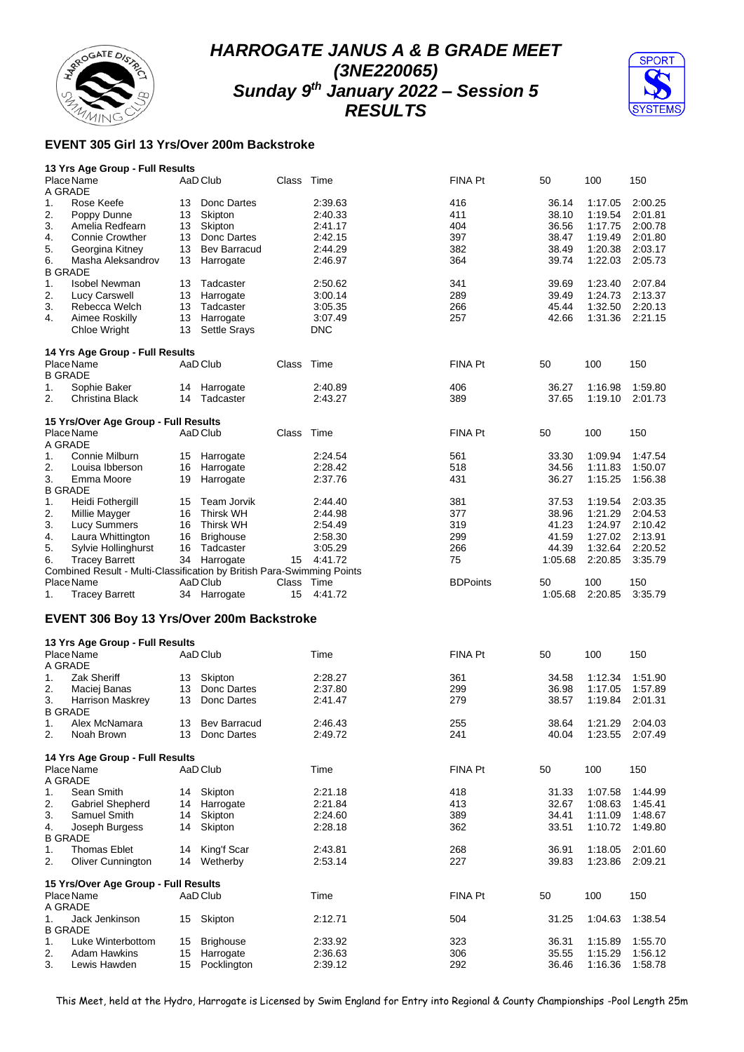# HARROGATE JANUS A & B GRADE MEET
## (3NE220065)
## Sunday 9th January 2022 – Session 5
## RESULTS

### EVENT 305 Girl 13 Yrs/Over 200m Backstroke

**13 Yrs Age Group - Full Results**

| Place | Name | AaD | Club | Class | Time | FINA Pt | 50 | 100 | 150 |
|---|---|---|---|---|---|---|---|---|---|
| A GRADE | | | | | | | | | |
| 1. | Rose Keefe | 13 | Donc Dartes | | 2:39.63 | 416 | 36.14 | 1:17.05 | 2:00.25 |
| 2. | Poppy Dunne | 13 | Skipton | | 2:40.33 | 411 | 38.10 | 1:19.54 | 2:01.81 |
| 3. | Amelia Redfearn | 13 | Skipton | | 2:41.17 | 404 | 36.56 | 1:17.75 | 2:00.78 |
| 4. | Connie Crowther | 13 | Donc Dartes | | 2:42.15 | 397 | 38.47 | 1:19.49 | 2:01.80 |
| 5. | Georgina Kitney | 13 | Bev Barracud | | 2:44.29 | 382 | 38.49 | 1:20.38 | 2:03.17 |
| 6. | Masha Aleksandrov | 13 | Harrogate | | 2:46.97 | 364 | 39.74 | 1:22.03 | 2:05.73 |
| B GRADE | | | | | | | | | |
| 1. | Isobel Newman | 13 | Tadcaster | | 2:50.62 | 341 | 39.69 | 1:23.40 | 2:07.84 |
| 2. | Lucy Carswell | 13 | Harrogate | | 3:00.14 | 289 | 39.49 | 1:24.73 | 2:13.37 |
| 3. | Rebecca Welch | 13 | Tadcaster | | 3:05.35 | 266 | 45.44 | 1:32.50 | 2:20.13 |
| 4. | Aimee Roskilly | 13 | Harrogate | | 3:07.49 | 257 | 42.66 | 1:31.36 | 2:21.15 |
| | Chloe Wright | 13 | Settle Srays | | DNC | | | | |

**14 Yrs Age Group - Full Results**

| Place | Name | AaD | Club | Class | Time | FINA Pt | 50 | 100 | 150 |
|---|---|---|---|---|---|---|---|---|---|
| B GRADE | | | | | | | | | |
| 1. | Sophie Baker | 14 | Harrogate | | 2:40.89 | 406 | 36.27 | 1:16.98 | 1:59.80 |
| 2. | Christina Black | 14 | Tadcaster | | 2:43.27 | 389 | 37.65 | 1:19.10 | 2:01.73 |

**15 Yrs/Over Age Group - Full Results**

| Place | Name | AaD | Club | Class | Time | FINA Pt | 50 | 100 | 150 |
|---|---|---|---|---|---|---|---|---|---|
| A GRADE | | | | | | | | | |
| 1. | Connie Milburn | 15 | Harrogate | | 2:24.54 | 561 | 33.30 | 1:09.94 | 1:47.54 |
| 2. | Louisa Ibberson | 16 | Harrogate | | 2:28.42 | 518 | 34.56 | 1:11.83 | 1:50.07 |
| 3. | Emma Moore | 19 | Harrogate | | 2:37.76 | 431 | 36.27 | 1:15.25 | 1:56.38 |
| B GRADE | | | | | | | | | |
| 1. | Heidi Fothergill | 15 | Team Jorvik | | 2:44.40 | 381 | 37.53 | 1:19.54 | 2:03.35 |
| 2. | Millie Mayger | 16 | Thirsk WH | | 2:44.98 | 377 | 38.96 | 1:21.29 | 2:04.53 |
| 3. | Lucy Summers | 16 | Thirsk WH | | 2:54.49 | 319 | 41.23 | 1:24.97 | 2:10.42 |
| 4. | Laura Whittington | 16 | Brighouse | | 2:58.30 | 299 | 41.59 | 1:27.02 | 2:13.91 |
| 5. | Sylvie Hollinghurst | 16 | Tadcaster | | 3:05.29 | 266 | 44.39 | 1:32.64 | 2:20.52 |
| 6. | Tracey Barrett | 34 | Harrogate | 15 | 4:41.72 | 75 | 1:05.68 | 2:20.85 | 3:35.79 |

Combined Result - Multi-Classification by British Para-Swimming Points

| Place | Name | AaD | Club | Class | Time | BDPoints | 50 | 100 | 150 |
|---|---|---|---|---|---|---|---|---|---|
| 1. | Tracey Barrett | 34 | Harrogate | 15 | 4:41.72 | | 1:05.68 | 2:20.85 | 3:35.79 |

### EVENT 306 Boy 13 Yrs/Over 200m Backstroke

**13 Yrs Age Group - Full Results**

| Place | Name | AaD | Club | Time | FINA Pt | 50 | 100 | 150 |
|---|---|---|---|---|---|---|---|---|
| A GRADE | | | | | | | | |
| 1. | Zak Sheriff | 13 | Skipton | 2:28.27 | 361 | 34.58 | 1:12.34 | 1:51.90 |
| 2. | Maciej Banas | 13 | Donc Dartes | 2:37.80 | 299 | 36.98 | 1:17.05 | 1:57.89 |
| 3. | Harrison Maskrey | 13 | Donc Dartes | 2:41.47 | 279 | 38.57 | 1:19.84 | 2:01.31 |
| B GRADE | | | | | | | | |
| 1. | Alex McNamara | 13 | Bev Barracud | 2:46.43 | 255 | 38.64 | 1:21.29 | 2:04.03 |
| 2. | Noah Brown | 13 | Donc Dartes | 2:49.72 | 241 | 40.04 | 1:23.55 | 2:07.49 |

**14 Yrs Age Group - Full Results**

| Place | Name | AaD | Club | Time | FINA Pt | 50 | 100 | 150 |
|---|---|---|---|---|---|---|---|---|
| A GRADE | | | | | | | | |
| 1. | Sean Smith | 14 | Skipton | 2:21.18 | 418 | 31.33 | 1:07.58 | 1:44.99 |
| 2. | Gabriel Shepherd | 14 | Harrogate | 2:21.84 | 413 | 32.67 | 1:08.63 | 1:45.41 |
| 3. | Samuel Smith | 14 | Skipton | 2:24.60 | 389 | 34.41 | 1:11.09 | 1:48.67 |
| 4. | Joseph Burgess | 14 | Skipton | 2:28.18 | 362 | 33.51 | 1:10.72 | 1:49.80 |
| B GRADE | | | | | | | | |
| 1. | Thomas Eblet | 14 | King'f Scar | 2:43.81 | 268 | 36.91 | 1:18.05 | 2:01.60 |
| 2. | Oliver Cunnington | 14 | Wetherby | 2:53.14 | 227 | 39.83 | 1:23.86 | 2:09.21 |

**15 Yrs/Over Age Group - Full Results**

| Place | Name | AaD | Club | Time | FINA Pt | 50 | 100 | 150 |
|---|---|---|---|---|---|---|---|---|
| A GRADE | | | | | | | | |
| 1. | Jack Jenkinson | 15 | Skipton | 2:12.71 | 504 | 31.25 | 1:04.63 | 1:38.54 |
| B GRADE | | | | | | | | |
| 1. | Luke Winterbottom | 15 | Brighouse | 2:33.92 | 323 | 36.31 | 1:15.89 | 1:55.70 |
| 2. | Adam Hawkins | 15 | Harrogate | 2:36.63 | 306 | 35.55 | 1:15.29 | 1:56.12 |
| 3. | Lewis Hawden | 15 | Pocklington | 2:39.12 | 292 | 36.46 | 1:16.36 | 1:58.78 |

This Meet, held at the Hydro, Harrogate is Licensed by Swim England for Entry into Regional & County Championships -Pool Length 25m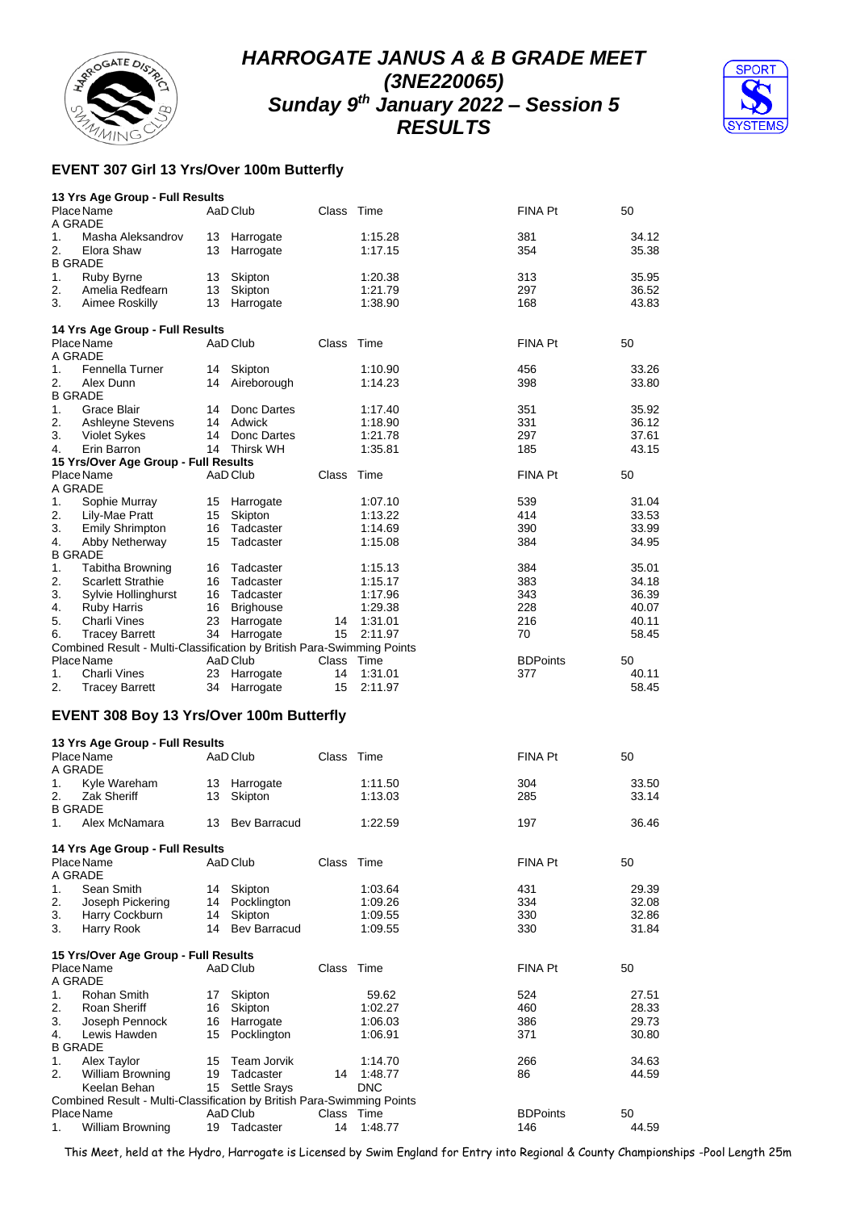# HARROGATE JANUS A & B GRADE MEET
# (3NE220065)
# Sunday 9th January 2022 – Session 5
# RESULTS

## EVENT 307 Girl 13 Yrs/Over 100m Butterfly

### 13 Yrs Age Group - Full Results

| Place | Name | AaD | Club | Class | Time | FINA Pt | 50 |
|---|---|---|---|---|---|---|---|
| A GRADE | | | | | | | |
| 1. | Masha Aleksandrov | 13 | Harrogate | | 1:15.28 | 381 | 34.12 |
| 2. | Elora Shaw | 13 | Harrogate | | 1:17.15 | 354 | 35.38 |
| B GRADE | | | | | | | |
| 1. | Ruby Byrne | 13 | Skipton | | 1:20.38 | 313 | 35.95 |
| 2. | Amelia Redfearn | 13 | Skipton | | 1:21.79 | 297 | 36.52 |
| 3. | Aimee Roskilly | 13 | Harrogate | | 1:38.90 | 168 | 43.83 |

### 14 Yrs Age Group - Full Results

| Place | Name | AaD | Club | Class | Time | FINA Pt | 50 |
|---|---|---|---|---|---|---|---|
| A GRADE | | | | | | | |
| 1. | Fennella Turner | 14 | Skipton | | 1:10.90 | 456 | 33.26 |
| 2. | Alex Dunn | 14 | Aireborough | | 1:14.23 | 398 | 33.80 |
| B GRADE | | | | | | | |
| 1. | Grace Blair | 14 | Donc Dartes | | 1:17.40 | 351 | 35.92 |
| 2. | Ashleyne Stevens | 14 | Adwick | | 1:18.90 | 331 | 36.12 |
| 3. | Violet Sykes | 14 | Donc Dartes | | 1:21.78 | 297 | 37.61 |
| 4. | Erin Barron | 14 | Thirsk WH | | 1:35.81 | 185 | 43.15 |

### 15 Yrs/Over Age Group - Full Results

| Place | Name | AaD | Club | Class | Time | FINA Pt | 50 |
|---|---|---|---|---|---|---|---|
| A GRADE | | | | | | | |
| 1. | Sophie Murray | 15 | Harrogate | | 1:07.10 | 539 | 31.04 |
| 2. | Lily-Mae Pratt | 15 | Skipton | | 1:13.22 | 414 | 33.53 |
| 3. | Emily Shrimpton | 16 | Tadcaster | | 1:14.69 | 390 | 33.99 |
| 4. | Abby Netherway | 15 | Tadcaster | | 1:15.08 | 384 | 34.95 |
| B GRADE | | | | | | | |
| 1. | Tabitha Browning | 16 | Tadcaster | | 1:15.13 | 384 | 35.01 |
| 2. | Scarlett Strathie | 16 | Tadcaster | | 1:15.17 | 383 | 34.18 |
| 3. | Sylvie Hollinghurst | 16 | Tadcaster | | 1:17.96 | 343 | 36.39 |
| 4. | Ruby Harris | 16 | Brighouse | | 1:29.38 | 228 | 40.07 |
| 5. | Charli Vines | 23 | Harrogate | 14 | 1:31.01 | 216 | 40.11 |
| 6. | Tracey Barrett | 34 | Harrogate | 15 | 2:11.97 | 70 | 58.45 |

### Combined Result - Multi-Classification by British Para-Swimming Points

| Place | Name | AaD | Club | Class | Time | BDPoints | 50 |
|---|---|---|---|---|---|---|---|
| 1. | Charli Vines | 23 | Harrogate | 14 | 1:31.01 | 377 | 40.11 |
| 2. | Tracey Barrett | 34 | Harrogate | 15 | 2:11.97 | | 58.45 |

## EVENT 308 Boy 13 Yrs/Over 100m Butterfly

### 13 Yrs Age Group - Full Results

| Place | Name | AaD | Club | Class | Time | FINA Pt | 50 |
|---|---|---|---|---|---|---|---|
| A GRADE | | | | | | | |
| 1. | Kyle Wareham | 13 | Harrogate | | 1:11.50 | 304 | 33.50 |
| 2. | Zak Sheriff | 13 | Skipton | | 1:13.03 | 285 | 33.14 |
| B GRADE | | | | | | | |
| 1. | Alex McNamara | 13 | Bev Barracud | | 1:22.59 | 197 | 36.46 |

### 14 Yrs Age Group - Full Results

| Place | Name | AaD | Club | Class | Time | FINA Pt | 50 |
|---|---|---|---|---|---|---|---|
| A GRADE | | | | | | | |
| 1. | Sean Smith | 14 | Skipton | | 1:03.64 | 431 | 29.39 |
| 2. | Joseph Pickering | 14 | Pocklington | | 1:09.26 | 334 | 32.08 |
| 3. | Harry Cockburn | 14 | Skipton | | 1:09.55 | 330 | 32.86 |
| 3. | Harry Rook | 14 | Bev Barracud | | 1:09.55 | 330 | 31.84 |

### 15 Yrs/Over Age Group - Full Results

| Place | Name | AaD | Club | Class | Time | FINA Pt | 50 |
|---|---|---|---|---|---|---|---|
| A GRADE | | | | | | | |
| 1. | Rohan Smith | 17 | Skipton | | 59.62 | 524 | 27.51 |
| 2. | Roan Sheriff | 16 | Skipton | | 1:02.27 | 460 | 28.33 |
| 3. | Joseph Pennock | 16 | Harrogate | | 1:06.03 | 386 | 29.73 |
| 4. | Lewis Hawden | 15 | Pocklington | | 1:06.91 | 371 | 30.80 |
| B GRADE | | | | | | | |
| 1. | Alex Taylor | 15 | Team Jorvik | | 1:14.70 | 266 | 34.63 |
| 2. | William Browning | 19 | Tadcaster | 14 | 1:48.77 | 86 | 44.59 |
| | Keelan Behan | 15 | Settle Srays | | DNC | | |

### Combined Result - Multi-Classification by British Para-Swimming Points

| Place | Name | AaD | Club | Class | Time | BDPoints | 50 |
|---|---|---|---|---|---|---|---|
| 1. | William Browning | 19 | Tadcaster | 14 | 1:48.77 | 146 | 44.59 |

This Meet, held at the Hydro, Harrogate is Licensed by Swim England for Entry into Regional & County Championships -Pool Length 25m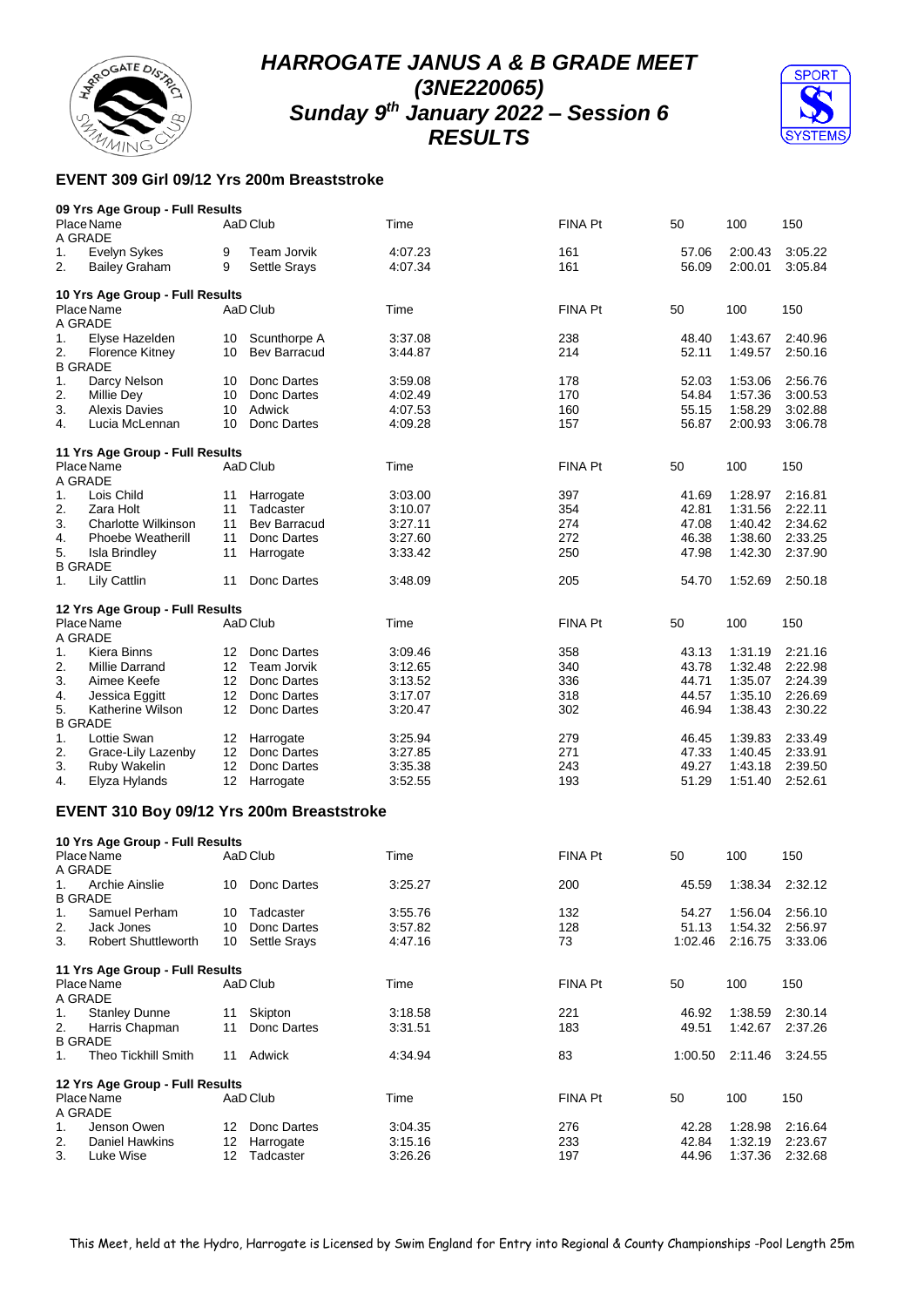# HARROGATE JANUS A & B GRADE MEET
# (3NE220065)
# Sunday 9th January 2022 – Session 6
# RESULTS

## EVENT 309 Girl 09/12 Yrs 200m Breaststroke

### 09 Yrs Age Group - Full Results

| Place | Name | AaD | Club | Time | FINA Pt | 50 | 100 | 150 |
|---|---|---|---|---|---|---|---|---|
| A GRADE | | | | | | | | |
| 1. | Evelyn Sykes | 9 | Team Jorvik | 4:07.23 | 161 | 57.06 | 2:00.43 | 3:05.22 |
| 2. | Bailey Graham | 9 | Settle Srays | 4:07.34 | 161 | 56.09 | 2:00.01 | 3:05.84 |

### 10 Yrs Age Group - Full Results

| Place | Name | AaD | Club | Time | FINA Pt | 50 | 100 | 150 |
|---|---|---|---|---|---|---|---|---|
| A GRADE | | | | | | | | |
| 1. | Elyse Hazelden | 10 | Scunthorpe A | 3:37.08 | 238 | 48.40 | 1:43.67 | 2:40.96 |
| 2. | Florence Kitney | 10 | Bev Barracud | 3:44.87 | 214 | 52.11 | 1:49.57 | 2:50.16 |
| B GRADE | | | | | | | | |
| 1. | Darcy Nelson | 10 | Donc Dartes | 3:59.08 | 178 | 52.03 | 1:53.06 | 2:56.76 |
| 2. | Millie Dey | 10 | Donc Dartes | 4:02.49 | 170 | 54.84 | 1:57.36 | 3:00.53 |
| 3. | Alexis Davies | 10 | Adwick | 4:07.53 | 160 | 55.15 | 1:58.29 | 3:02.88 |
| 4. | Lucia McLennan | 10 | Donc Dartes | 4:09.28 | 157 | 56.87 | 2:00.93 | 3:06.78 |

### 11 Yrs Age Group - Full Results

| Place | Name | AaD | Club | Time | FINA Pt | 50 | 100 | 150 |
|---|---|---|---|---|---|---|---|---|
| A GRADE | | | | | | | | |
| 1. | Lois Child | 11 | Harrogate | 3:03.00 | 397 | 41.69 | 1:28.97 | 2:16.81 |
| 2. | Zara Holt | 11 | Tadcaster | 3:10.07 | 354 | 42.81 | 1:31.56 | 2:22.11 |
| 3. | Charlotte Wilkinson | 11 | Bev Barracud | 3:27.11 | 274 | 47.08 | 1:40.42 | 2:34.62 |
| 4. | Phoebe Weatherill | 11 | Donc Dartes | 3:27.60 | 272 | 46.38 | 1:38.60 | 2:33.25 |
| 5. | Isla Brindley | 11 | Harrogate | 3:33.42 | 250 | 47.98 | 1:42.30 | 2:37.90 |
| B GRADE | | | | | | | | |
| 1. | Lily Cattlin | 11 | Donc Dartes | 3:48.09 | 205 | 54.70 | 1:52.69 | 2:50.18 |

### 12 Yrs Age Group - Full Results

| Place | Name | AaD | Club | Time | FINA Pt | 50 | 100 | 150 |
|---|---|---|---|---|---|---|---|---|
| A GRADE | | | | | | | | |
| 1. | Kiera Binns | 12 | Donc Dartes | 3:09.46 | 358 | 43.13 | 1:31.19 | 2:21.16 |
| 2. | Millie Darrand | 12 | Team Jorvik | 3:12.65 | 340 | 43.78 | 1:32.48 | 2:22.98 |
| 3. | Aimee Keefe | 12 | Donc Dartes | 3:13.52 | 336 | 44.71 | 1:35.07 | 2:24.39 |
| 4. | Jessica Eggitt | 12 | Donc Dartes | 3:17.07 | 318 | 44.57 | 1:35.10 | 2:26.69 |
| 5. | Katherine Wilson | 12 | Donc Dartes | 3:20.47 | 302 | 46.94 | 1:38.43 | 2:30.22 |
| B GRADE | | | | | | | | |
| 1. | Lottie Swan | 12 | Harrogate | 3:25.94 | 279 | 46.45 | 1:39.83 | 2:33.49 |
| 2. | Grace-Lily Lazenby | 12 | Donc Dartes | 3:27.85 | 271 | 47.33 | 1:40.45 | 2:33.91 |
| 3. | Ruby Wakelin | 12 | Donc Dartes | 3:35.38 | 243 | 49.27 | 1:43.18 | 2:39.50 |
| 4. | Elyza Hylands | 12 | Harrogate | 3:52.55 | 193 | 51.29 | 1:51.40 | 2:52.61 |

## EVENT 310 Boy 09/12 Yrs 200m Breaststroke

### 10 Yrs Age Group - Full Results

| Place | Name | AaD | Club | Time | FINA Pt | 50 | 100 | 150 |
|---|---|---|---|---|---|---|---|---|
| A GRADE | | | | | | | | |
| 1. | Archie Ainslie | 10 | Donc Dartes | 3:25.27 | 200 | 45.59 | 1:38.34 | 2:32.12 |
| B GRADE | | | | | | | | |
| 1. | Samuel Perham | 10 | Tadcaster | 3:55.76 | 132 | 54.27 | 1:56.04 | 2:56.10 |
| 2. | Jack Jones | 10 | Donc Dartes | 3:57.82 | 128 | 51.13 | 1:54.32 | 2:56.97 |
| 3. | Robert Shuttleworth | 10 | Settle Srays | 4:47.16 | 73 | 1:02.46 | 2:16.75 | 3:33.06 |

### 11 Yrs Age Group - Full Results

| Place | Name | AaD | Club | Time | FINA Pt | 50 | 100 | 150 |
|---|---|---|---|---|---|---|---|---|
| A GRADE | | | | | | | | |
| 1. | Stanley Dunne | 11 | Skipton | 3:18.58 | 221 | 46.92 | 1:38.59 | 2:30.14 |
| 2. | Harris Chapman | 11 | Donc Dartes | 3:31.51 | 183 | 49.51 | 1:42.67 | 2:37.26 |
| B GRADE | | | | | | | | |
| 1. | Theo Tickhill Smith | 11 | Adwick | 4:34.94 | 83 | 1:00.50 | 2:11.46 | 3:24.55 |

### 12 Yrs Age Group - Full Results

| Place | Name | AaD | Club | Time | FINA Pt | 50 | 100 | 150 |
|---|---|---|---|---|---|---|---|---|
| A GRADE | | | | | | | | |
| 1. | Jenson Owen | 12 | Donc Dartes | 3:04.35 | 276 | 42.28 | 1:28.98 | 2:16.64 |
| 2. | Daniel Hawkins | 12 | Harrogate | 3:15.16 | 233 | 42.84 | 1:32.19 | 2:23.67 |
| 3. | Luke Wise | 12 | Tadcaster | 3:26.26 | 197 | 44.96 | 1:37.36 | 2:32.68 |

This Meet, held at the Hydro, Harrogate is Licensed by Swim England for Entry into Regional & County Championships -Pool Length 25m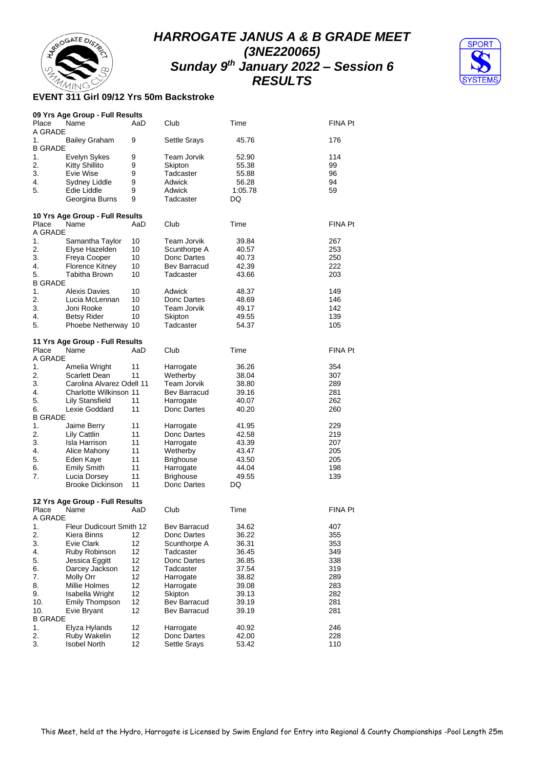# HARROGATE JANUS A & B GRADE MEET
## (3NE220065)
## Sunday 9th January 2022 – Session 6
## RESULTS

### EVENT 311 Girl 09/12 Yrs 50m Backstroke

**09 Yrs Age Group - Full Results**

| Place | Name | AaD | Club | Time | FINA Pt |
|---|---|---|---|---|---|
| A GRADE | | | | | |
| 1. | Bailey Graham | 9 | Settle Srays | 45.76 | 176 |
| B GRADE | | | | | |
| 1. | Evelyn Sykes | 9 | Team Jorvik | 52.90 | 114 |
| 2. | Kitty Shillito | 9 | Skipton | 55.38 | 99 |
| 3. | Evie Wise | 9 | Tadcaster | 55.88 | 96 |
| 4. | Sydney Liddle | 9 | Adwick | 56.28 | 94 |
| 5. | Edie Liddle | 9 | Adwick | 1:05.78 | 59 |
| | Georgina Burns | 9 | Tadcaster | DQ | |

**10 Yrs Age Group - Full Results**

| Place | Name | AaD | Club | Time | FINA Pt |
|---|---|---|---|---|---|
| A GRADE | | | | | |
| 1. | Samantha Taylor | 10 | Team Jorvik | 39.84 | 267 |
| 2. | Elyse Hazelden | 10 | Scunthorpe A | 40.57 | 253 |
| 3. | Freya Cooper | 10 | Donc Dartes | 40.73 | 250 |
| 4. | Florence Kitney | 10 | Bev Barracud | 42.39 | 222 |
| 5. | Tabitha Brown | 10 | Tadcaster | 43.66 | 203 |
| B GRADE | | | | | |
| 1. | Alexis Davies | 10 | Adwick | 48.37 | 149 |
| 2. | Lucia McLennan | 10 | Donc Dartes | 48.69 | 146 |
| 3. | Joni Rooke | 10 | Team Jorvik | 49.17 | 142 |
| 4. | Betsy Rider | 10 | Skipton | 49.55 | 139 |
| 5. | Phoebe Netherway | 10 | Tadcaster | 54.37 | 105 |

**11 Yrs Age Group - Full Results**

| Place | Name | AaD | Club | Time | FINA Pt |
|---|---|---|---|---|---|
| A GRADE | | | | | |
| 1. | Amelia Wright | 11 | Harrogate | 36.26 | 354 |
| 2. | Scarlett Dean | 11 | Wetherby | 38.04 | 307 |
| 3. | Carolina Alvarez Odell | 11 | Team Jorvik | 38.80 | 289 |
| 4. | Charlotte Wilkinson | 11 | Bev Barracud | 39.16 | 281 |
| 5. | Lily Stansfield | 11 | Harrogate | 40.07 | 262 |
| 6. | Lexie Goddard | 11 | Donc Dartes | 40.20 | 260 |
| B GRADE | | | | | |
| 1. | Jaime Berry | 11 | Harrogate | 41.95 | 229 |
| 2. | Lily Cattlin | 11 | Donc Dartes | 42.58 | 219 |
| 3. | Isla Harrison | 11 | Harrogate | 43.39 | 207 |
| 4. | Alice Mahony | 11 | Wetherby | 43.47 | 205 |
| 5. | Eden Kaye | 11 | Brighouse | 43.50 | 205 |
| 6. | Emily Smith | 11 | Harrogate | 44.04 | 198 |
| 7. | Lucia Dorsey | 11 | Brighouse | 49.55 | 139 |
| | Brooke Dickinson | 11 | Donc Dartes | DQ | |

**12 Yrs Age Group - Full Results**

| Place | Name | AaD | Club | Time | FINA Pt |
|---|---|---|---|---|---|
| A GRADE | | | | | |
| 1. | Fleur Dudicourt Smith | 12 | Bev Barracud | 34.62 | 407 |
| 2. | Kiera Binns | 12 | Donc Dartes | 36.22 | 355 |
| 3. | Evie Clark | 12 | Scunthorpe A | 36.31 | 353 |
| 4. | Ruby Robinson | 12 | Tadcaster | 36.45 | 349 |
| 5. | Jessica Eggitt | 12 | Donc Dartes | 36.85 | 338 |
| 6. | Darcey Jackson | 12 | Tadcaster | 37.54 | 319 |
| 7. | Molly Orr | 12 | Harrogate | 38.82 | 289 |
| 8. | Millie Holmes | 12 | Harrogate | 39.08 | 283 |
| 9. | Isabella Wright | 12 | Skipton | 39.13 | 282 |
| 10. | Emily Thompson | 12 | Bev Barracud | 39.19 | 281 |
| 10. | Evie Bryant | 12 | Bev Barracud | 39.19 | 281 |
| B GRADE | | | | | |
| 1. | Elyza Hylands | 12 | Harrogate | 40.92 | 246 |
| 2. | Ruby Wakelin | 12 | Donc Dartes | 42.00 | 228 |
| 3. | Isobel North | 12 | Settle Srays | 53.42 | 110 |

This Meet, held at the Hydro, Harrogate is Licensed by Swim England for Entry into Regional & County Championships -Pool Length 25m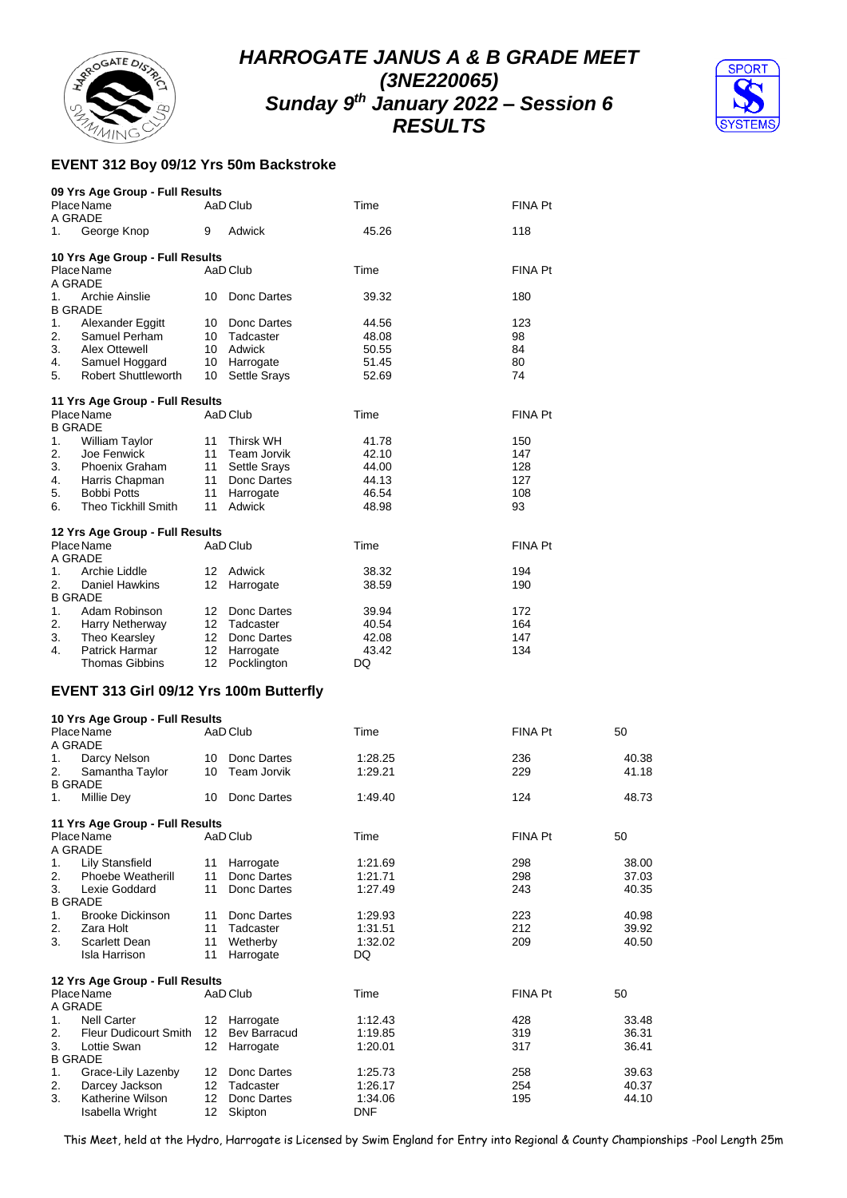# HARROGATE JANUS A & B GRADE MEET
## (3NE220065)
## Sunday 9th January 2022 – Session 6
## RESULTS

### EVENT 312 Boy 09/12 Yrs 50m Backstroke

**09 Yrs Age Group - Full Results**

| Place | Name | AaD | Club | Time | FINA Pt |
|---|---|---|---|---|---|
| A GRADE | | | | | |
| 1. | George Knop | 9 | Adwick | 45.26 | 118 |

**10 Yrs Age Group - Full Results**

| Place | Name | AaD | Club | Time | FINA Pt |
|---|---|---|---|---|---|
| A GRADE | | | | | |
| 1. | Archie Ainslie | 10 | Donc Dartes | 39.32 | 180 |
| B GRADE | | | | | |
| 1. | Alexander Eggitt | 10 | Donc Dartes | 44.56 | 123 |
| 2. | Samuel Perham | 10 | Tadcaster | 48.08 | 98 |
| 3. | Alex Ottewell | 10 | Adwick | 50.55 | 84 |
| 4. | Samuel Hoggard | 10 | Harrogate | 51.45 | 80 |
| 5. | Robert Shuttleworth | 10 | Settle Srays | 52.69 | 74 |

**11 Yrs Age Group - Full Results**

| Place | Name | AaD | Club | Time | FINA Pt |
|---|---|---|---|---|---|
| B GRADE | | | | | |
| 1. | William Taylor | 11 | Thirsk WH | 41.78 | 150 |
| 2. | Joe Fenwick | 11 | Team Jorvik | 42.10 | 147 |
| 3. | Phoenix Graham | 11 | Settle Srays | 44.00 | 128 |
| 4. | Harris Chapman | 11 | Donc Dartes | 44.13 | 127 |
| 5. | Bobbi Potts | 11 | Harrogate | 46.54 | 108 |
| 6. | Theo Tickhill Smith | 11 | Adwick | 48.98 | 93 |

**12 Yrs Age Group - Full Results**

| Place | Name | AaD | Club | Time | FINA Pt |
|---|---|---|---|---|---|
| A GRADE | | | | | |
| 1. | Archie Liddle | 12 | Adwick | 38.32 | 194 |
| 2. | Daniel Hawkins | 12 | Harrogate | 38.59 | 190 |
| B GRADE | | | | | |
| 1. | Adam Robinson | 12 | Donc Dartes | 39.94 | 172 |
| 2. | Harry Netherway | 12 | Tadcaster | 40.54 | 164 |
| 3. | Theo Kearsley | 12 | Donc Dartes | 42.08 | 147 |
| 4. | Patrick Harmar | 12 | Harrogate | 43.42 | 134 |
| | Thomas Gibbins | 12 | Pocklington | DQ | |

### EVENT 313 Girl 09/12 Yrs 100m Butterfly

**10 Yrs Age Group - Full Results**

| Place | Name | AaD | Club | Time | FINA Pt | 50 |
|---|---|---|---|---|---|---|
| A GRADE | | | | | | |
| 1. | Darcy Nelson | 10 | Donc Dartes | 1:28.25 | 236 | 40.38 |
| 2. | Samantha Taylor | 10 | Team Jorvik | 1:29.21 | 229 | 41.18 |
| B GRADE | | | | | | |
| 1. | Millie Dey | 10 | Donc Dartes | 1:49.40 | 124 | 48.73 |

**11 Yrs Age Group - Full Results**

| Place | Name | AaD | Club | Time | FINA Pt | 50 |
|---|---|---|---|---|---|---|
| A GRADE | | | | | | |
| 1. | Lily Stansfield | 11 | Harrogate | 1:21.69 | 298 | 38.00 |
| 2. | Phoebe Weatherill | 11 | Donc Dartes | 1:21.71 | 298 | 37.03 |
| 3. | Lexie Goddard | 11 | Donc Dartes | 1:27.49 | 243 | 40.35 |
| B GRADE | | | | | | |
| 1. | Brooke Dickinson | 11 | Donc Dartes | 1:29.93 | 223 | 40.98 |
| 2. | Zara Holt | 11 | Tadcaster | 1:31.51 | 212 | 39.92 |
| 3. | Scarlett Dean | 11 | Wetherby | 1:32.02 | 209 | 40.50 |
| | Isla Harrison | 11 | Harrogate | DQ | | |

**12 Yrs Age Group - Full Results**

| Place | Name | AaD | Club | Time | FINA Pt | 50 |
|---|---|---|---|---|---|---|
| A GRADE | | | | | | |
| 1. | Nell Carter | 12 | Harrogate | 1:12.43 | 428 | 33.48 |
| 2. | Fleur Dudicourt Smith | 12 | Bev Barracud | 1:19.85 | 319 | 36.31 |
| 3. | Lottie Swan | 12 | Harrogate | 1:20.01 | 317 | 36.41 |
| B GRADE | | | | | | |
| 1. | Grace-Lily Lazenby | 12 | Donc Dartes | 1:25.73 | 258 | 39.63 |
| 2. | Darcey Jackson | 12 | Tadcaster | 1:26.17 | 254 | 40.37 |
| 3. | Katherine Wilson | 12 | Donc Dartes | 1:34.06 | 195 | 44.10 |
| | Isabella Wright | 12 | Skipton | DNF | | |

This Meet, held at the Hydro, Harrogate is Licensed by Swim England for Entry into Regional & County Championships -Pool Length 25m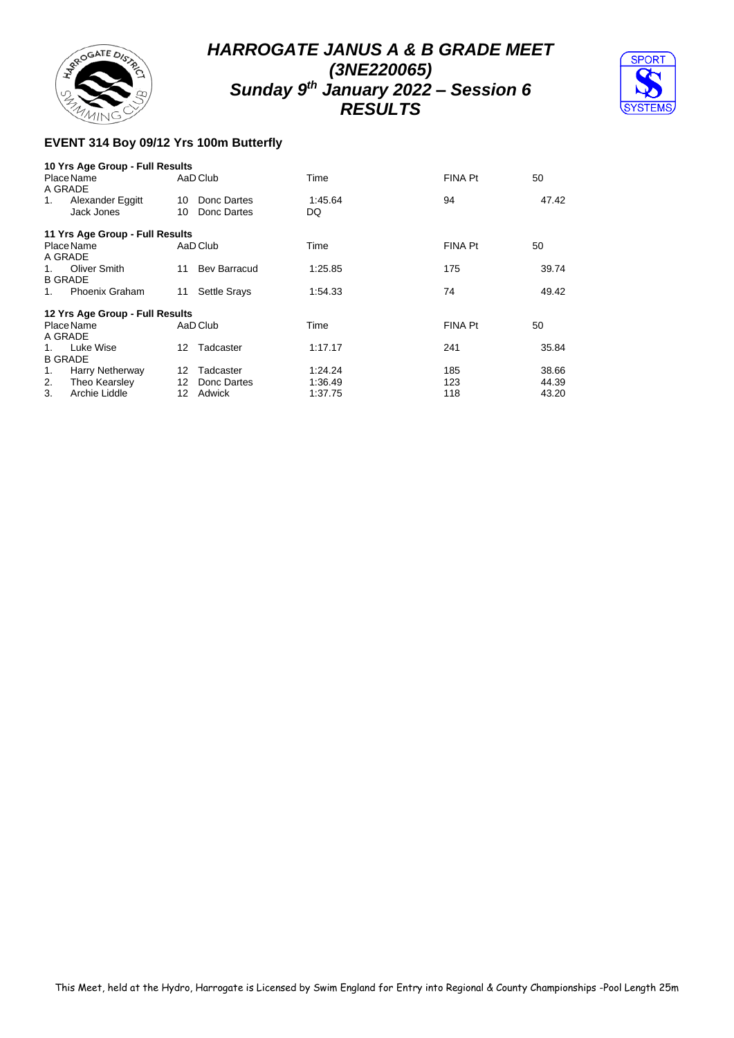# HARROGATE JANUS A & B GRADE MEET
## (3NE220065)
## Sunday 9th January 2022 – Session 6
## RESULTS

### EVENT 314 Boy 09/12 Yrs 100m Butterfly

**10 Yrs Age Group - Full Results**

| Place | Name | AaD | Club | Time | FINA Pt | 50 |
|---|---|---|---|---|---|---|
| A GRADE | | | | | | |
| 1. | Alexander Eggitt | 10 | Donc Dartes | 1:45.64 | 94 | 47.42 |
| | Jack Jones | 10 | Donc Dartes | DQ | | |

**11 Yrs Age Group - Full Results**

| Place | Name | AaD | Club | Time | FINA Pt | 50 |
|---|---|---|---|---|---|---|
| A GRADE | | | | | | |
| 1. | Oliver Smith | 11 | Bev Barracud | 1:25.85 | 175 | 39.74 |
| B GRADE | | | | | | |
| 1. | Phoenix Graham | 11 | Settle Srays | 1:54.33 | 74 | 49.42 |

**12 Yrs Age Group - Full Results**

| Place | Name | AaD | Club | Time | FINA Pt | 50 |
|---|---|---|---|---|---|---|
| A GRADE | | | | | | |
| 1. | Luke Wise | 12 | Tadcaster | 1:17.17 | 241 | 35.84 |
| B GRADE | | | | | | |
| 1. | Harry Netherway | 12 | Tadcaster | 1:24.24 | 185 | 38.66 |
| 2. | Theo Kearsley | 12 | Donc Dartes | 1:36.49 | 123 | 44.39 |
| 3. | Archie Liddle | 12 | Adwick | 1:37.75 | 118 | 43.20 |

This Meet, held at the Hydro, Harrogate is Licensed by Swim England for Entry into Regional & County Championships -Pool Length 25m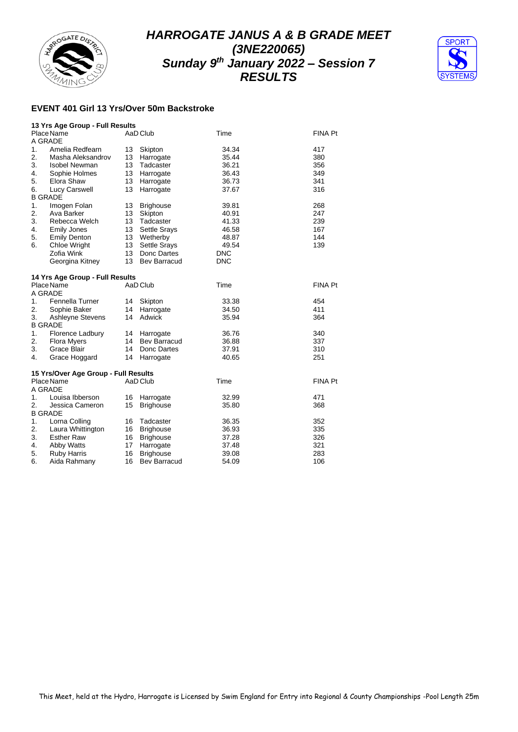# HARROGATE JANUS A & B GRADE MEET
## (3NE220065)
## Sunday 9th January 2022 – Session 7
## RESULTS

### EVENT 401 Girl 13 Yrs/Over 50m Backstroke

**13 Yrs Age Group - Full Results**

| Place | Name | AaD | Club | Time | FINA Pt |
|---|---|---|---|---|---|
| A GRADE | | | | | |
| 1. | Amelia Redfearn | 13 | Skipton | 34.34 | 417 |
| 2. | Masha Aleksandrov | 13 | Harrogate | 35.44 | 380 |
| 3. | Isobel Newman | 13 | Tadcaster | 36.21 | 356 |
| 4. | Sophie Holmes | 13 | Harrogate | 36.43 | 349 |
| 5. | Elora Shaw | 13 | Harrogate | 36.73 | 341 |
| 6. | Lucy Carswell | 13 | Harrogate | 37.67 | 316 |
| B GRADE | | | | | |
| 1. | Imogen Folan | 13 | Brighouse | 39.81 | 268 |
| 2. | Ava Barker | 13 | Skipton | 40.91 | 247 |
| 3. | Rebecca Welch | 13 | Tadcaster | 41.33 | 239 |
| 4. | Emily Jones | 13 | Settle Srays | 46.58 | 167 |
| 5. | Emily Denton | 13 | Wetherby | 48.87 | 144 |
| 6. | Chloe Wright | 13 | Settle Srays | 49.54 | 139 |
| | Zofia Wink | 13 | Donc Dartes | DNC | |
| | Georgina Kitney | 13 | Bev Barracud | DNC | |

**14 Yrs Age Group - Full Results**

| Place | Name | AaD | Club | Time | FINA Pt |
|---|---|---|---|---|---|
| A GRADE | | | | | |
| 1. | Fennella Turner | 14 | Skipton | 33.38 | 454 |
| 2. | Sophie Baker | 14 | Harrogate | 34.50 | 411 |
| 3. | Ashleyne Stevens | 14 | Adwick | 35.94 | 364 |
| B GRADE | | | | | |
| 1. | Florence Ladbury | 14 | Harrogate | 36.76 | 340 |
| 2. | Flora Myers | 14 | Bev Barracud | 36.88 | 337 |
| 3. | Grace Blair | 14 | Donc Dartes | 37.91 | 310 |
| 4. | Grace Hoggard | 14 | Harrogate | 40.65 | 251 |

**15 Yrs/Over Age Group - Full Results**

| Place | Name | AaD | Club | Time | FINA Pt |
|---|---|---|---|---|---|
| A GRADE | | | | | |
| 1. | Louisa Ibberson | 16 | Harrogate | 32.99 | 471 |
| 2. | Jessica Cameron | 15 | Brighouse | 35.80 | 368 |
| B GRADE | | | | | |
| 1. | Lorna Colling | 16 | Tadcaster | 36.35 | 352 |
| 2. | Laura Whittington | 16 | Brighouse | 36.93 | 335 |
| 3. | Esther Raw | 16 | Brighouse | 37.28 | 326 |
| 4. | Abby Watts | 17 | Harrogate | 37.48 | 321 |
| 5. | Ruby Harris | 16 | Brighouse | 39.08 | 283 |
| 6. | Aida Rahmany | 16 | Bev Barracud | 54.09 | 106 |

This Meet, held at the Hydro, Harrogate is Licensed by Swim England for Entry into Regional & County Championships -Pool Length 25m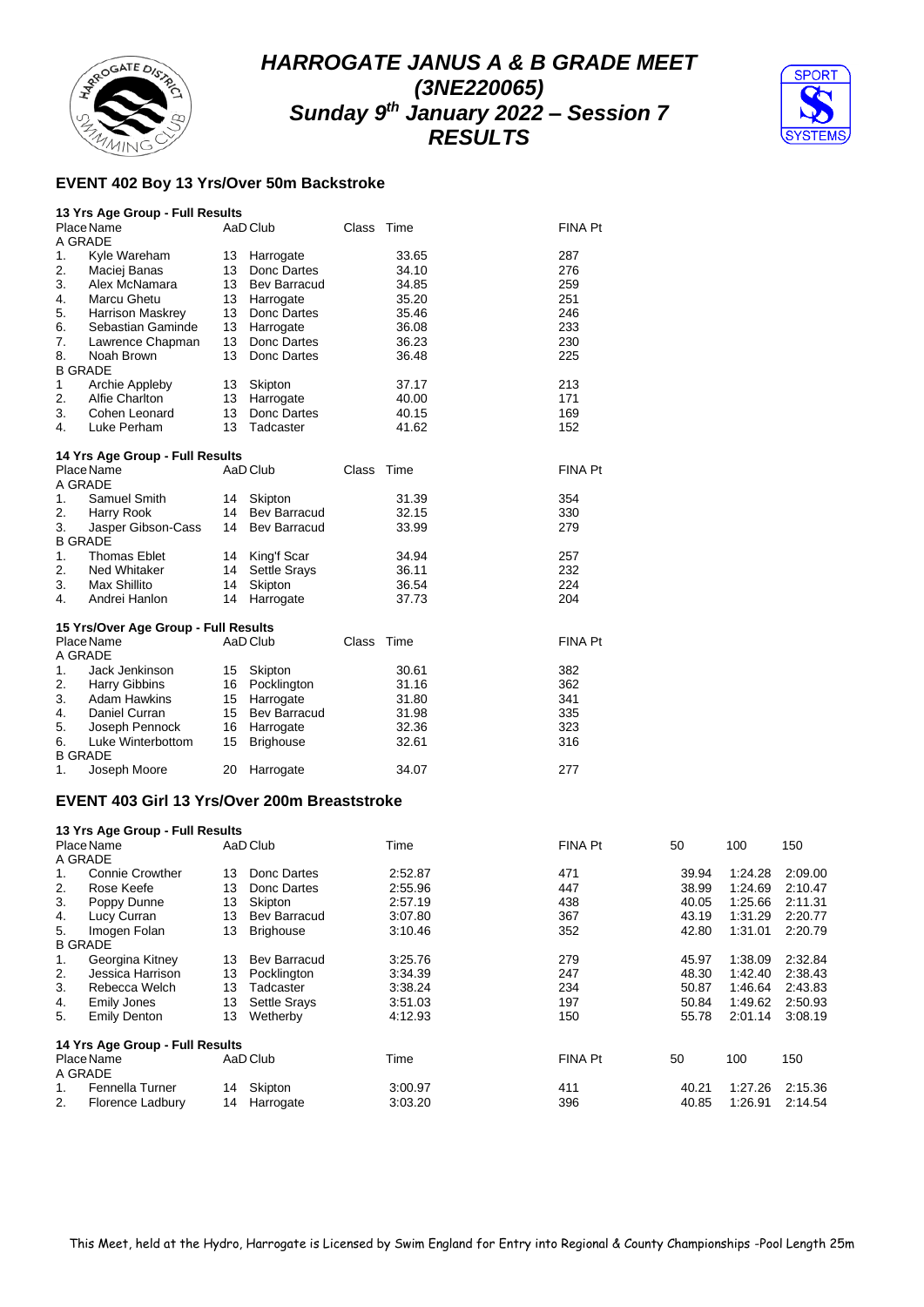# HARROGATE JANUS A & B GRADE MEET
# (3NE220065)
# Sunday 9th January 2022 – Session 7
# RESULTS

## EVENT 402 Boy 13 Yrs/Over 50m Backstroke

### 13 Yrs Age Group - Full Results

| Place | Name | AaD | Club | Class | Time | FINA Pt |
|---|---|---|---|---|---|---|
| A GRADE | | | | | | |
| 1. | Kyle Wareham | 13 | Harrogate | | 33.65 | 287 |
| 2. | Maciej Banas | 13 | Donc Dartes | | 34.10 | 276 |
| 3. | Alex McNamara | 13 | Bev Barracud | | 34.85 | 259 |
| 4. | Marcu Ghetu | 13 | Harrogate | | 35.20 | 251 |
| 5. | Harrison Maskrey | 13 | Donc Dartes | | 35.46 | 246 |
| 6. | Sebastian Gaminde | 13 | Harrogate | | 36.08 | 233 |
| 7. | Lawrence Chapman | 13 | Donc Dartes | | 36.23 | 230 |
| 8. | Noah Brown | 13 | Donc Dartes | | 36.48 | 225 |
| B GRADE | | | | | | |
| 1 | Archie Appleby | 13 | Skipton | | 37.17 | 213 |
| 2. | Alfie Charlton | 13 | Harrogate | | 40.00 | 171 |
| 3. | Cohen Leonard | 13 | Donc Dartes | | 40.15 | 169 |
| 4. | Luke Perham | 13 | Tadcaster | | 41.62 | 152 |

### 14 Yrs Age Group - Full Results

| Place | Name | AaD | Club | Class | Time | FINA Pt |
|---|---|---|---|---|---|---|
| A GRADE | | | | | | |
| 1. | Samuel Smith | 14 | Skipton | | 31.39 | 354 |
| 2. | Harry Rook | 14 | Bev Barracud | | 32.15 | 330 |
| 3. | Jasper Gibson-Cass | 14 | Bev Barracud | | 33.99 | 279 |
| B GRADE | | | | | | |
| 1. | Thomas Eblet | 14 | King'f Scar | | 34.94 | 257 |
| 2. | Ned Whitaker | 14 | Settle Srays | | 36.11 | 232 |
| 3. | Max Shillito | 14 | Skipton | | 36.54 | 224 |
| 4. | Andrei Hanlon | 14 | Harrogate | | 37.73 | 204 |

### 15 Yrs/Over Age Group - Full Results

| Place | Name | AaD | Club | Class | Time | FINA Pt |
|---|---|---|---|---|---|---|
| A GRADE | | | | | | |
| 1. | Jack Jenkinson | 15 | Skipton | | 30.61 | 382 |
| 2. | Harry Gibbins | 16 | Pocklington | | 31.16 | 362 |
| 3. | Adam Hawkins | 15 | Harrogate | | 31.80 | 341 |
| 4. | Daniel Curran | 15 | Bev Barracud | | 31.98 | 335 |
| 5. | Joseph Pennock | 16 | Harrogate | | 32.36 | 323 |
| 6. | Luke Winterbottom | 15 | Brighouse | | 32.61 | 316 |
| B GRADE | | | | | | |
| 1. | Joseph Moore | 20 | Harrogate | | 34.07 | 277 |

## EVENT 403 Girl 13 Yrs/Over 200m Breaststroke

### 13 Yrs Age Group - Full Results

| Place | Name | AaD | Club | Time | FINA Pt | 50 | 100 | 150 |
|---|---|---|---|---|---|---|---|---|
| A GRADE | | | | | | | | |
| 1. | Connie Crowther | 13 | Donc Dartes | 2:52.87 | 471 | 39.94 | 1:24.28 | 2:09.00 |
| 2. | Rose Keefe | 13 | Donc Dartes | 2:55.96 | 447 | 38.99 | 1:24.69 | 2:10.47 |
| 3. | Poppy Dunne | 13 | Skipton | 2:57.19 | 438 | 40.05 | 1:25.66 | 2:11.31 |
| 4. | Lucy Curran | 13 | Bev Barracud | 3:07.80 | 367 | 43.19 | 1:31.29 | 2:20.77 |
| 5. | Imogen Folan | 13 | Brighouse | 3:10.46 | 352 | 42.80 | 1:31.01 | 2:20.79 |
| B GRADE | | | | | | | | |
| 1. | Georgina Kitney | 13 | Bev Barracud | 3:25.76 | 279 | 45.97 | 1:38.09 | 2:32.84 |
| 2. | Jessica Harrison | 13 | Pocklington | 3:34.39 | 247 | 48.30 | 1:42.40 | 2:38.43 |
| 3. | Rebecca Welch | 13 | Tadcaster | 3:38.24 | 234 | 50.87 | 1:46.64 | 2:43.83 |
| 4. | Emily Jones | 13 | Settle Srays | 3:51.03 | 197 | 50.84 | 1:49.62 | 2:50.93 |
| 5. | Emily Denton | 13 | Wetherby | 4:12.93 | 150 | 55.78 | 2:01.14 | 3:08.19 |

### 14 Yrs Age Group - Full Results

| Place | Name | AaD | Club | Time | FINA Pt | 50 | 100 | 150 |
|---|---|---|---|---|---|---|---|---|
| A GRADE | | | | | | | | |
| 1. | Fennella Turner | 14 | Skipton | 3:00.97 | 411 | 40.21 | 1:27.26 | 2:15.36 |
| 2. | Florence Ladbury | 14 | Harrogate | 3:03.20 | 396 | 40.85 | 1:26.91 | 2:14.54 |

This Meet, held at the Hydro, Harrogate is Licensed by Swim England for Entry into Regional & County Championships -Pool Length 25m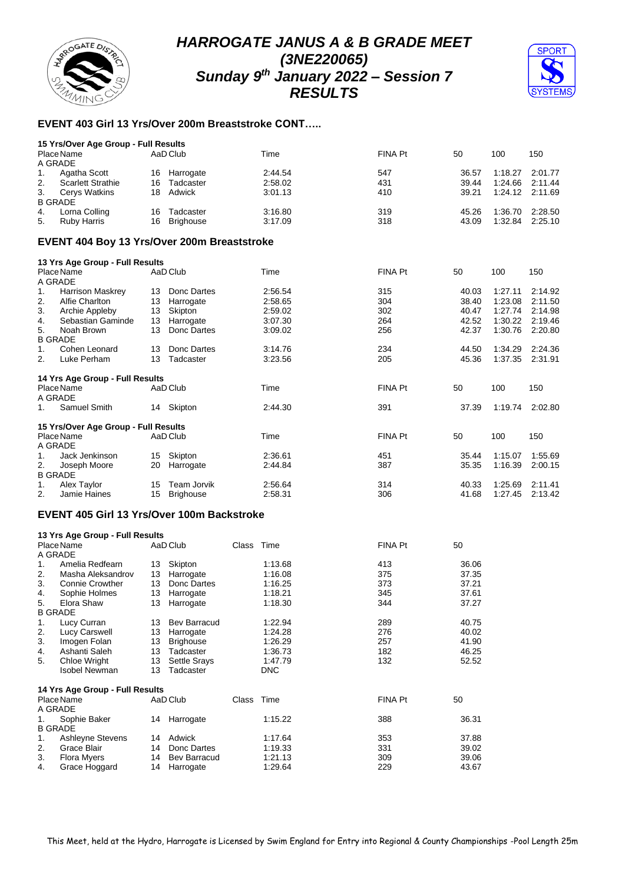# HARROGATE JANUS A & B GRADE MEET
## (3NE220065)
## Sunday 9th January 2022 – Session 7
## RESULTS

### EVENT 403 Girl 13 Yrs/Over 200m Breaststroke CONT…..

**15 Yrs/Over Age Group - Full Results**

| Place | Name | AaD | Club | Time | FINA Pt | 50 | 100 | 150 |
|---|---|---|---|---|---|---|---|---|
| A GRADE | | | | | | | | |
| 1. | Agatha Scott | 16 | Harrogate | 2:44.54 | 547 | 36.57 | 1:18.27 | 2:01.77 |
| 2. | Scarlett Strathie | 16 | Tadcaster | 2:58.02 | 431 | 39.44 | 1:24.66 | 2:11.44 |
| 3. | Cerys Watkins | 18 | Adwick | 3:01.13 | 410 | 39.21 | 1:24.12 | 2:11.69 |
| B GRADE | | | | | | | | |
| 4. | Lorna Colling | 16 | Tadcaster | 3:16.80 | 319 | 45.26 | 1:36.70 | 2:28.50 |
| 5. | Ruby Harris | 16 | Brighouse | 3:17.09 | 318 | 43.09 | 1:32.84 | 2:25.10 |

### EVENT 404 Boy 13 Yrs/Over 200m Breaststroke

**13 Yrs Age Group - Full Results**

| Place | Name | AaD | Club | Time | FINA Pt | 50 | 100 | 150 |
|---|---|---|---|---|---|---|---|---|
| A GRADE | | | | | | | | |
| 1. | Harrison Maskrey | 13 | Donc Dartes | 2:56.54 | 315 | 40.03 | 1:27.11 | 2:14.92 |
| 2. | Alfie Charlton | 13 | Harrogate | 2:58.65 | 304 | 38.40 | 1:23.08 | 2:11.50 |
| 3. | Archie Appleby | 13 | Skipton | 2:59.02 | 302 | 40.47 | 1:27.74 | 2:14.98 |
| 4. | Sebastian Gaminde | 13 | Harrogate | 3:07.30 | 264 | 42.52 | 1:30.22 | 2:19.46 |
| 5. | Noah Brown | 13 | Donc Dartes | 3:09.02 | 256 | 42.37 | 1:30.76 | 2:20.80 |
| B GRADE | | | | | | | | |
| 1. | Cohen Leonard | 13 | Donc Dartes | 3:14.76 | 234 | 44.50 | 1:34.29 | 2:24.36 |
| 2. | Luke Perham | 13 | Tadcaster | 3:23.56 | 205 | 45.36 | 1:37.35 | 2:31.91 |

**14 Yrs Age Group - Full Results**

| Place | Name | AaD | Club | Time | FINA Pt | 50 | 100 | 150 |
|---|---|---|---|---|---|---|---|---|
| A GRADE | | | | | | | | |
| 1. | Samuel Smith | 14 | Skipton | 2:44.30 | 391 | 37.39 | 1:19.74 | 2:02.80 |

**15 Yrs/Over Age Group - Full Results**

| Place | Name | AaD | Club | Time | FINA Pt | 50 | 100 | 150 |
|---|---|---|---|---|---|---|---|---|
| A GRADE | | | | | | | | |
| 1. | Jack Jenkinson | 15 | Skipton | 2:36.61 | 451 | 35.44 | 1:15.07 | 1:55.69 |
| 2. | Joseph Moore | 20 | Harrogate | 2:44.84 | 387 | 35.35 | 1:16.39 | 2:00.15 |
| B GRADE | | | | | | | | |
| 1. | Alex Taylor | 15 | Team Jorvik | 2:56.64 | 314 | 40.33 | 1:25.69 | 2:11.41 |
| 2. | Jamie Haines | 15 | Brighouse | 2:58.31 | 306 | 41.68 | 1:27.45 | 2:13.42 |

### EVENT 405 Girl 13 Yrs/Over 100m Backstroke

**13 Yrs Age Group - Full Results**

| Place | Name | AaD | Club | Class | Time | FINA Pt | 50 |
|---|---|---|---|---|---|---|---|
| A GRADE | | | | | | | |
| 1. | Amelia Redfearn | 13 | Skipton | | 1:13.68 | 413 | 36.06 |
| 2. | Masha Aleksandrov | 13 | Harrogate | | 1:16.08 | 375 | 37.35 |
| 3. | Connie Crowther | 13 | Donc Dartes | | 1:16.25 | 373 | 37.21 |
| 4. | Sophie Holmes | 13 | Harrogate | | 1:18.21 | 345 | 37.61 |
| 5. | Elora Shaw | 13 | Harrogate | | 1:18.30 | 344 | 37.27 |
| B GRADE | | | | | | | |
| 1. | Lucy Curran | 13 | Bev Barracud | | 1:22.94 | 289 | 40.75 |
| 2. | Lucy Carswell | 13 | Harrogate | | 1:24.28 | 276 | 40.02 |
| 3. | Imogen Folan | 13 | Brighouse | | 1:26.29 | 257 | 41.90 |
| 4. | Ashanti Saleh | 13 | Tadcaster | | 1:36.73 | 182 | 46.25 |
| 5. | Chloe Wright | 13 | Settle Srays | | 1:47.79 | 132 | 52.52 |
| | Isobel Newman | 13 | Tadcaster | | DNC | | |

**14 Yrs Age Group - Full Results**

| Place | Name | AaD | Club | Class | Time | FINA Pt | 50 |
|---|---|---|---|---|---|---|---|
| A GRADE | | | | | | | |
| 1. | Sophie Baker | 14 | Harrogate | | 1:15.22 | 388 | 36.31 |
| B GRADE | | | | | | | |
| 1. | Ashleyne Stevens | 14 | Adwick | | 1:17.64 | 353 | 37.88 |
| 2. | Grace Blair | 14 | Donc Dartes | | 1:19.33 | 331 | 39.02 |
| 3. | Flora Myers | 14 | Bev Barracud | | 1:21.13 | 309 | 39.06 |
| 4. | Grace Hoggard | 14 | Harrogate | | 1:29.64 | 229 | 43.67 |

This Meet, held at the Hydro, Harrogate is Licensed by Swim England for Entry into Regional & County Championships -Pool Length 25m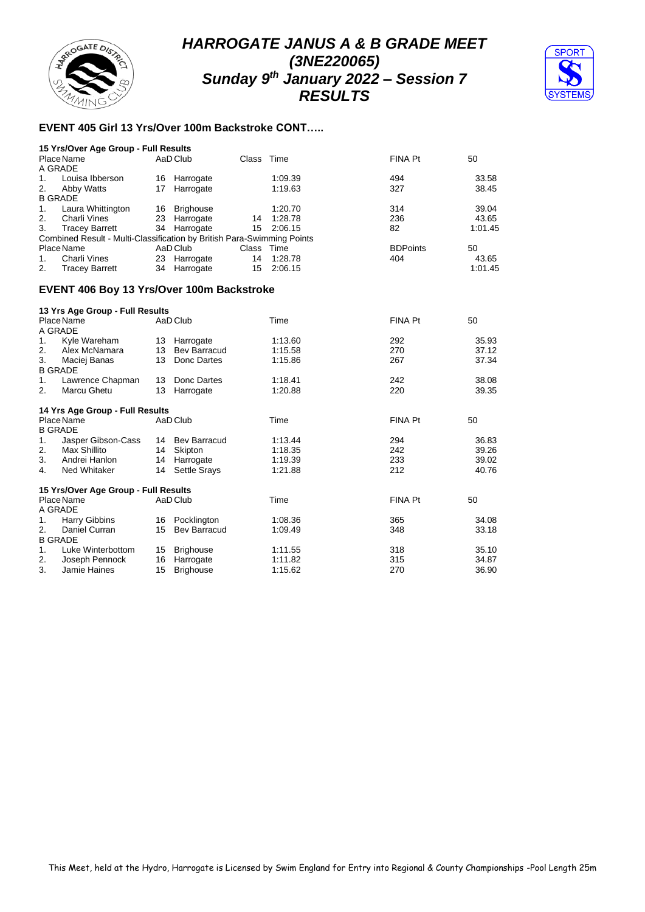# HARROGATE JANUS A & B GRADE MEET
## (3NE220065)
## Sunday 9th January 2022 – Session 7
## RESULTS

### EVENT 405 Girl 13 Yrs/Over 100m Backstroke CONT…..

**15 Yrs/Over Age Group - Full Results**

| Place | Name | AaD | Club | Class | Time | FINA Pt | 50 |
|---|---|---|---|---|---|---|---|
| A GRADE | | | | | | | |
| 1. | Louisa Ibberson | 16 | Harrogate | | 1:09.39 | 494 | 33.58 |
| 2. | Abby Watts | 17 | Harrogate | | 1:19.63 | 327 | 38.45 |
| B GRADE | | | | | | | |
| 1. | Laura Whittington | 16 | Brighouse | | 1:20.70 | 314 | 39.04 |
| 2. | Charli Vines | 23 | Harrogate | 14 | 1:28.78 | 236 | 43.65 |
| 3. | Tracey Barrett | 34 | Harrogate | 15 | 2:06.15 | 82 | 1:01.45 |

Combined Result - Multi-Classification by British Para-Swimming Points

| Place | Name | AaD | Club | Class | Time | BDPoints | 50 |
|---|---|---|---|---|---|---|---|
| 1. | Charli Vines | 23 | Harrogate | 14 | 1:28.78 | 404 | 43.65 |
| 2. | Tracey Barrett | 34 | Harrogate | 15 | 2:06.15 | | 1:01.45 |

### EVENT 406 Boy 13 Yrs/Over 100m Backstroke

**13 Yrs Age Group - Full Results**

| Place | Name | AaD | Club | Time | FINA Pt | 50 |
|---|---|---|---|---|---|---|
| A GRADE | | | | | | |
| 1. | Kyle Wareham | 13 | Harrogate | 1:13.60 | 292 | 35.93 |
| 2. | Alex McNamara | 13 | Bev Barracud | 1:15.58 | 270 | 37.12 |
| 3. | Maciej Banas | 13 | Donc Dartes | 1:15.86 | 267 | 37.34 |
| B GRADE | | | | | | |
| 1. | Lawrence Chapman | 13 | Donc Dartes | 1:18.41 | 242 | 38.08 |
| 2. | Marcu Ghetu | 13 | Harrogate | 1:20.88 | 220 | 39.35 |

**14 Yrs Age Group - Full Results**

| Place | Name | AaD | Club | Time | FINA Pt | 50 |
|---|---|---|---|---|---|---|
| B GRADE | | | | | | |
| 1. | Jasper Gibson-Cass | 14 | Bev Barracud | 1:13.44 | 294 | 36.83 |
| 2. | Max Shillito | 14 | Skipton | 1:18.35 | 242 | 39.26 |
| 3. | Andrei Hanlon | 14 | Harrogate | 1:19.39 | 233 | 39.02 |
| 4. | Ned Whitaker | 14 | Settle Srays | 1:21.88 | 212 | 40.76 |

**15 Yrs/Over Age Group - Full Results**

| Place | Name | AaD | Club | Time | FINA Pt | 50 |
|---|---|---|---|---|---|---|
| A GRADE | | | | | | |
| 1. | Harry Gibbins | 16 | Pocklington | 1:08.36 | 365 | 34.08 |
| 2. | Daniel Curran | 15 | Bev Barracud | 1:09.49 | 348 | 33.18 |
| B GRADE | | | | | | |
| 1. | Luke Winterbottom | 15 | Brighouse | 1:11.55 | 318 | 35.10 |
| 2. | Joseph Pennock | 16 | Harrogate | 1:11.82 | 315 | 34.87 |
| 3. | Jamie Haines | 15 | Brighouse | 1:15.62 | 270 | 36.90 |

This Meet, held at the Hydro, Harrogate is Licensed by Swim England for Entry into Regional & County Championships -Pool Length 25m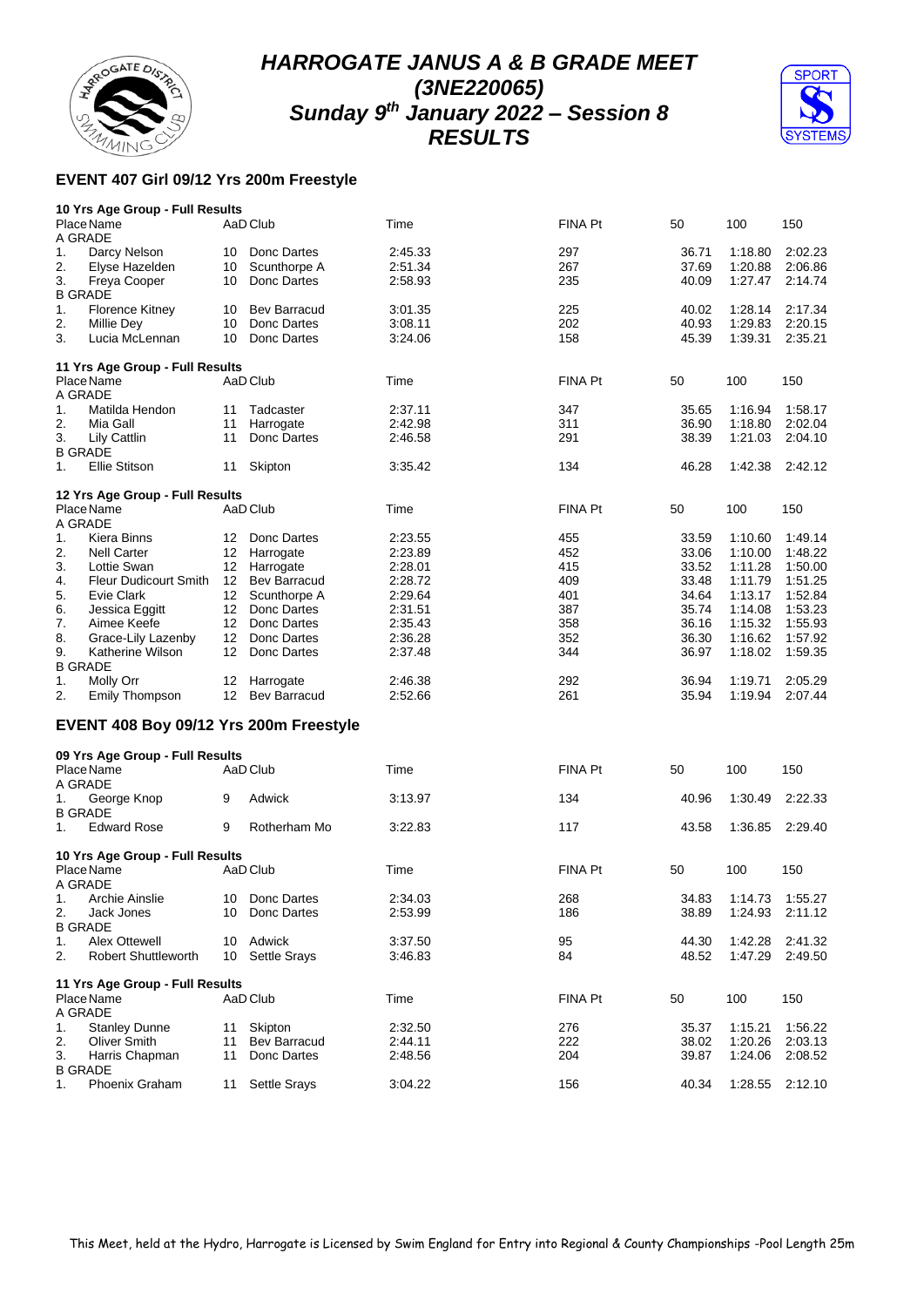# HARROGATE JANUS A & B GRADE MEET
## (3NE220065)
## Sunday 9th January 2022 – Session 8
## RESULTS

### EVENT 407 Girl 09/12 Yrs 200m Freestyle

**10 Yrs Age Group - Full Results**

| Place | Name | AaD | Club | Time | FINA Pt | 50 | 100 | 150 |
|---|---|---|---|---|---|---|---|---|
| A GRADE | | | | | | | | |
| 1. | Darcy Nelson | 10 | Donc Dartes | 2:45.33 | 297 | 36.71 | 1:18.80 | 2:02.23 |
| 2. | Elyse Hazelden | 10 | Scunthorpe A | 2:51.34 | 267 | 37.69 | 1:20.88 | 2:06.86 |
| 3. | Freya Cooper | 10 | Donc Dartes | 2:58.93 | 235 | 40.09 | 1:27.47 | 2:14.74 |
| B GRADE | | | | | | | | |
| 1. | Florence Kitney | 10 | Bev Barracud | 3:01.35 | 225 | 40.02 | 1:28.14 | 2:17.34 |
| 2. | Millie Dey | 10 | Donc Dartes | 3:08.11 | 202 | 40.93 | 1:29.83 | 2:20.15 |
| 3. | Lucia McLennan | 10 | Donc Dartes | 3:24.06 | 158 | 45.39 | 1:39.31 | 2:35.21 |

**11 Yrs Age Group - Full Results**

| Place | Name | AaD | Club | Time | FINA Pt | 50 | 100 | 150 |
|---|---|---|---|---|---|---|---|---|
| A GRADE | | | | | | | | |
| 1. | Matilda Hendon | 11 | Tadcaster | 2:37.11 | 347 | 35.65 | 1:16.94 | 1:58.17 |
| 2. | Mia Gall | 11 | Harrogate | 2:42.98 | 311 | 36.90 | 1:18.80 | 2:02.04 |
| 3. | Lily Cattlin | 11 | Donc Dartes | 2:46.58 | 291 | 38.39 | 1:21.03 | 2:04.10 |
| B GRADE | | | | | | | | |
| 1. | Ellie Stitson | 11 | Skipton | 3:35.42 | 134 | 46.28 | 1:42.38 | 2:42.12 |

**12 Yrs Age Group - Full Results**

| Place | Name | AaD | Club | Time | FINA Pt | 50 | 100 | 150 |
|---|---|---|---|---|---|---|---|---|
| A GRADE | | | | | | | | |
| 1. | Kiera Binns | 12 | Donc Dartes | 2:23.55 | 455 | 33.59 | 1:10.60 | 1:49.14 |
| 2. | Nell Carter | 12 | Harrogate | 2:23.89 | 452 | 33.06 | 1:10.00 | 1:48.22 |
| 3. | Lottie Swan | 12 | Harrogate | 2:28.01 | 415 | 33.52 | 1:11.28 | 1:50.00 |
| 4. | Fleur Dudicourt Smith | 12 | Bev Barracud | 2:28.72 | 409 | 33.48 | 1:11.79 | 1:51.25 |
| 5. | Evie Clark | 12 | Scunthorpe A | 2:29.64 | 401 | 34.64 | 1:13.17 | 1:52.84 |
| 6. | Jessica Eggitt | 12 | Donc Dartes | 2:31.51 | 387 | 35.74 | 1:14.08 | 1:53.23 |
| 7. | Aimee Keefe | 12 | Donc Dartes | 2:35.43 | 358 | 36.16 | 1:15.32 | 1:55.93 |
| 8. | Grace-Lily Lazenby | 12 | Donc Dartes | 2:36.28 | 352 | 36.30 | 1:16.62 | 1:57.92 |
| 9. | Katherine Wilson | 12 | Donc Dartes | 2:37.48 | 344 | 36.97 | 1:18.02 | 1:59.35 |
| B GRADE | | | | | | | | |
| 1. | Molly Orr | 12 | Harrogate | 2:46.38 | 292 | 36.94 | 1:19.71 | 2:05.29 |
| 2. | Emily Thompson | 12 | Bev Barracud | 2:52.66 | 261 | 35.94 | 1:19.94 | 2:07.44 |

### EVENT 408 Boy 09/12 Yrs 200m Freestyle

**09 Yrs Age Group - Full Results**

| Place | Name | AaD | Club | Time | FINA Pt | 50 | 100 | 150 |
|---|---|---|---|---|---|---|---|---|
| A GRADE | | | | | | | | |
| 1. | George Knop | 9 | Adwick | 3:13.97 | 134 | 40.96 | 1:30.49 | 2:22.33 |
| B GRADE | | | | | | | | |
| 1. | Edward Rose | 9 | Rotherham Mo | 3:22.83 | 117 | 43.58 | 1:36.85 | 2:29.40 |

**10 Yrs Age Group - Full Results**

| Place | Name | AaD | Club | Time | FINA Pt | 50 | 100 | 150 |
|---|---|---|---|---|---|---|---|---|
| A GRADE | | | | | | | | |
| 1. | Archie Ainslie | 10 | Donc Dartes | 2:34.03 | 268 | 34.83 | 1:14.73 | 1:55.27 |
| 2. | Jack Jones | 10 | Donc Dartes | 2:53.99 | 186 | 38.89 | 1:24.93 | 2:11.12 |
| B GRADE | | | | | | | | |
| 1. | Alex Ottewell | 10 | Adwick | 3:37.50 | 95 | 44.30 | 1:42.28 | 2:41.32 |
| 2. | Robert Shuttleworth | 10 | Settle Srays | 3:46.83 | 84 | 48.52 | 1:47.29 | 2:49.50 |

**11 Yrs Age Group - Full Results**

| Place | Name | AaD | Club | Time | FINA Pt | 50 | 100 | 150 |
|---|---|---|---|---|---|---|---|---|
| A GRADE | | | | | | | | |
| 1. | Stanley Dunne | 11 | Skipton | 2:32.50 | 276 | 35.37 | 1:15.21 | 1:56.22 |
| 2. | Oliver Smith | 11 | Bev Barracud | 2:44.11 | 222 | 38.02 | 1:20.26 | 2:03.13 |
| 3. | Harris Chapman | 11 | Donc Dartes | 2:48.56 | 204 | 39.87 | 1:24.06 | 2:08.52 |
| B GRADE | | | | | | | | |
| 1. | Phoenix Graham | 11 | Settle Srays | 3:04.22 | 156 | 40.34 | 1:28.55 | 2:12.10 |

This Meet, held at the Hydro, Harrogate is Licensed by Swim England for Entry into Regional & County Championships -Pool Length 25m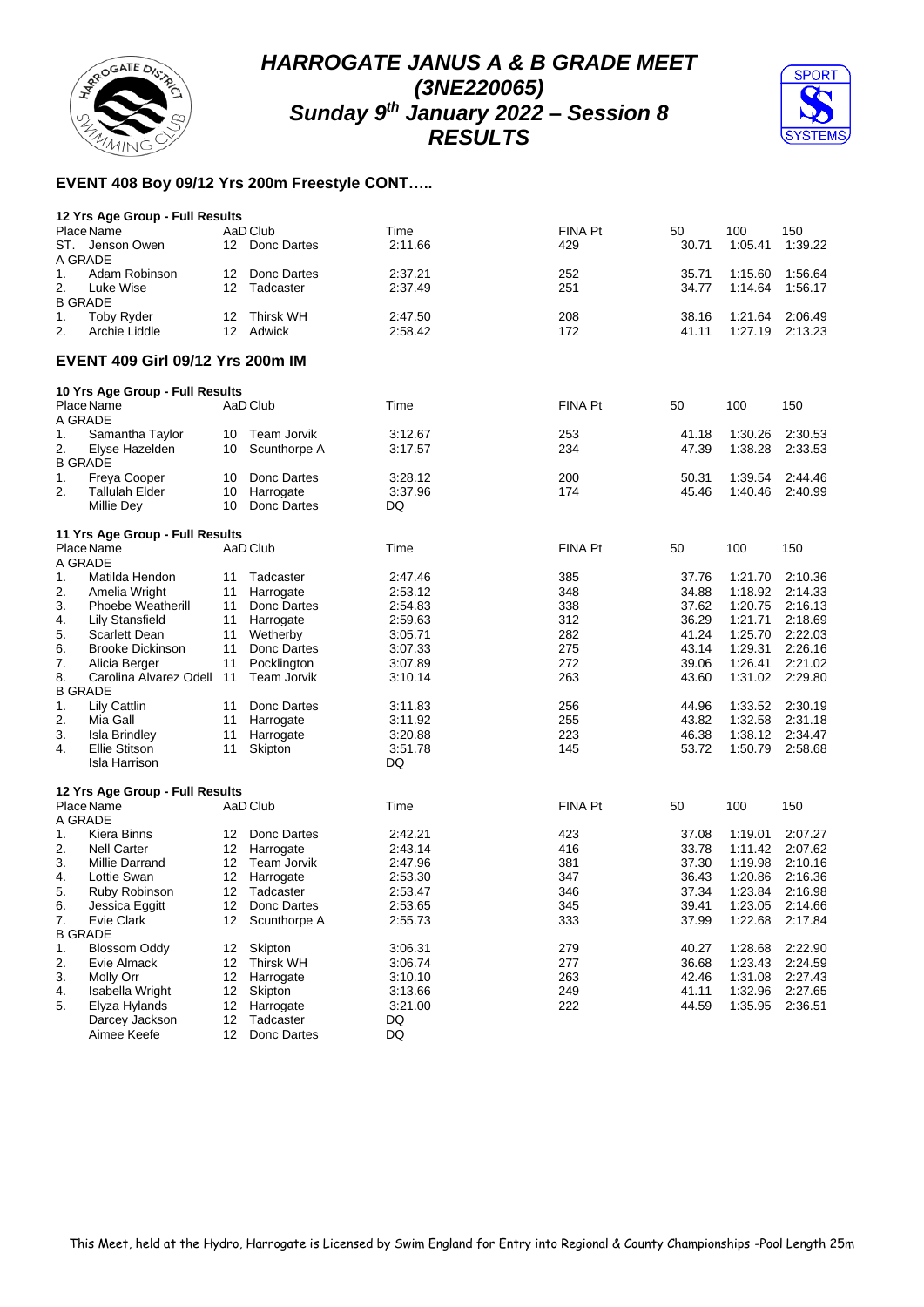# HARROGATE JANUS A & B GRADE MEET
## (3NE220065)
## Sunday 9th January 2022 – Session 8
## RESULTS

### EVENT 408 Boy 09/12 Yrs 200m Freestyle CONT…..

**12 Yrs Age Group - Full Results**

| Place | Name | AaD | Club | Time | FINA Pt | 50 | 100 | 150 |
|---|---|---|---|---|---|---|---|---|
| ST. | Jenson Owen | 12 | Donc Dartes | 2:11.66 | 429 | 30.71 | 1:05.41 | 1:39.22 |
| A GRADE | | | | | | | | |
| 1. | Adam Robinson | 12 | Donc Dartes | 2:37.21 | 252 | 35.71 | 1:15.60 | 1:56.64 |
| 2. | Luke Wise | 12 | Tadcaster | 2:37.49 | 251 | 34.77 | 1:14.64 | 1:56.17 |
| B GRADE | | | | | | | | |
| 1. | Toby Ryder | 12 | Thirsk WH | 2:47.50 | 208 | 38.16 | 1:21.64 | 2:06.49 |
| 2. | Archie Liddle | 12 | Adwick | 2:58.42 | 172 | 41.11 | 1:27.19 | 2:13.23 |

### EVENT 409 Girl 09/12 Yrs 200m IM

**10 Yrs Age Group - Full Results**

| Place | Name | AaD | Club | Time | FINA Pt | 50 | 100 | 150 |
|---|---|---|---|---|---|---|---|---|
| A GRADE | | | | | | | | |
| 1. | Samantha Taylor | 10 | Team Jorvik | 3:12.67 | 253 | 41.18 | 1:30.26 | 2:30.53 |
| 2. | Elyse Hazelden | 10 | Scunthorpe A | 3:17.57 | 234 | 47.39 | 1:38.28 | 2:33.53 |
| B GRADE | | | | | | | | |
| 1. | Freya Cooper | 10 | Donc Dartes | 3:28.12 | 200 | 50.31 | 1:39.54 | 2:44.46 |
| 2. | Tallulah Elder | 10 | Harrogate | 3:37.96 | 174 | 45.46 | 1:40.46 | 2:40.99 |
| | Millie Dey | 10 | Donc Dartes | DQ | | | | |

**11 Yrs Age Group - Full Results**

| Place | Name | AaD | Club | Time | FINA Pt | 50 | 100 | 150 |
|---|---|---|---|---|---|---|---|---|
| A GRADE | | | | | | | | |
| 1. | Matilda Hendon | 11 | Tadcaster | 2:47.46 | 385 | 37.76 | 1:21.70 | 2:10.36 |
| 2. | Amelia Wright | 11 | Harrogate | 2:53.12 | 348 | 34.88 | 1:18.92 | 2:14.33 |
| 3. | Phoebe Weatherill | 11 | Donc Dartes | 2:54.83 | 338 | 37.62 | 1:20.75 | 2:16.13 |
| 4. | Lily Stansfield | 11 | Harrogate | 2:59.63 | 312 | 36.29 | 1:21.71 | 2:18.69 |
| 5. | Scarlett Dean | 11 | Wetherby | 3:05.71 | 282 | 41.24 | 1:25.70 | 2:22.03 |
| 6. | Brooke Dickinson | 11 | Donc Dartes | 3:07.33 | 275 | 43.14 | 1:29.31 | 2:26.16 |
| 7. | Alicia Berger | 11 | Pocklington | 3:07.89 | 272 | 39.06 | 1:26.41 | 2:21.02 |
| 8. | Carolina Alvarez Odell | 11 | Team Jorvik | 3:10.14 | 263 | 43.60 | 1:31.02 | 2:29.80 |
| B GRADE | | | | | | | | |
| 1. | Lily Cattlin | 11 | Donc Dartes | 3:11.83 | 256 | 44.96 | 1:33.52 | 2:30.19 |
| 2. | Mia Gall | 11 | Harrogate | 3:11.92 | 255 | 43.82 | 1:32.58 | 2:31.18 |
| 3. | Isla Brindley | 11 | Harrogate | 3:20.88 | 223 | 46.38 | 1:38.12 | 2:34.47 |
| 4. | Ellie Stitson | 11 | Skipton | 3:51.78 | 145 | 53.72 | 1:50.79 | 2:58.68 |
| | Isla Harrison | | | DQ | | | | |

**12 Yrs Age Group - Full Results**

| Place | Name | AaD | Club | Time | FINA Pt | 50 | 100 | 150 |
|---|---|---|---|---|---|---|---|---|
| A GRADE | | | | | | | | |
| 1. | Kiera Binns | 12 | Donc Dartes | 2:42.21 | 423 | 37.08 | 1:19.01 | 2:07.27 |
| 2. | Nell Carter | 12 | Harrogate | 2:43.14 | 416 | 33.78 | 1:11.42 | 2:07.62 |
| 3. | Millie Darrand | 12 | Team Jorvik | 2:47.96 | 381 | 37.30 | 1:19.98 | 2:10.16 |
| 4. | Lottie Swan | 12 | Harrogate | 2:53.30 | 347 | 36.43 | 1:20.86 | 2:16.36 |
| 5. | Ruby Robinson | 12 | Tadcaster | 2:53.47 | 346 | 37.34 | 1:23.84 | 2:16.98 |
| 6. | Jessica Eggitt | 12 | Donc Dartes | 2:53.65 | 345 | 39.41 | 1:23.05 | 2:14.66 |
| 7. | Evie Clark | 12 | Scunthorpe A | 2:55.73 | 333 | 37.99 | 1:22.68 | 2:17.84 |
| B GRADE | | | | | | | | |
| 1. | Blossom Oddy | 12 | Skipton | 3:06.31 | 279 | 40.27 | 1:28.68 | 2:22.90 |
| 2. | Evie Almack | 12 | Thirsk WH | 3:06.74 | 277 | 36.68 | 1:23.43 | 2:24.59 |
| 3. | Molly Orr | 12 | Harrogate | 3:10.10 | 263 | 42.46 | 1:31.08 | 2:27.43 |
| 4. | Isabella Wright | 12 | Skipton | 3:13.66 | 249 | 41.11 | 1:32.96 | 2:27.65 |
| 5. | Elyza Hylands | 12 | Harrogate | 3:21.00 | 222 | 44.59 | 1:35.95 | 2:36.51 |
| | Darcey Jackson | 12 | Tadcaster | DQ | | | | |
| | Aimee Keefe | 12 | Donc Dartes | DQ | | | | |

This Meet, held at the Hydro, Harrogate is Licensed by Swim England for Entry into Regional & County Championships -Pool Length 25m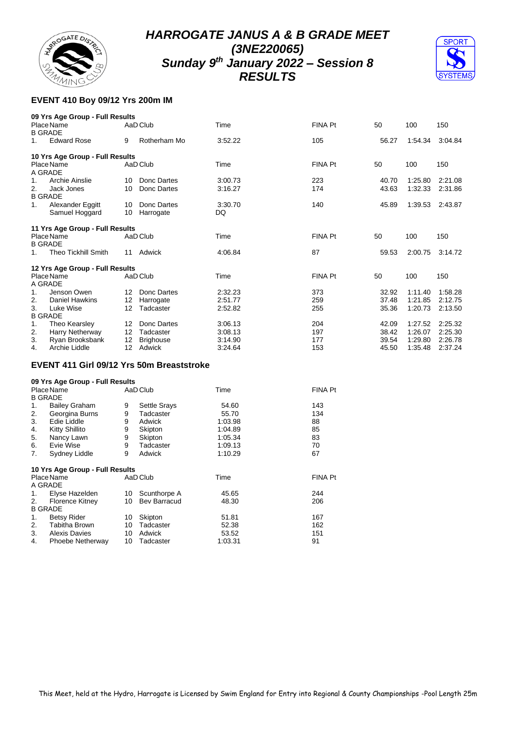# HARROGATE JANUS A & B GRADE MEET
# (3NE220065)
# Sunday 9th January 2022 – Session 8
# RESULTS

## EVENT 410 Boy 09/12 Yrs 200m IM

**09 Yrs Age Group - Full Results**

| Place | Name | AaD | Club | Time | FINA Pt | 50 | 100 | 150 |
|---|---|---|---|---|---|---|---|---|
| B GRADE | | | | | | | | |
| 1. | Edward Rose | 9 | Rotherham Mo | 3:52.22 | 105 | 56.27 | 1:54.34 | 3:04.84 |

**10 Yrs Age Group - Full Results**

| Place | Name | AaD | Club | Time | FINA Pt | 50 | 100 | 150 |
|---|---|---|---|---|---|---|---|---|
| A GRADE | | | | | | | | |
| 1. | Archie Ainslie | 10 | Donc Dartes | 3:00.73 | 223 | 40.70 | 1:25.80 | 2:21.08 |
| 2. | Jack Jones | 10 | Donc Dartes | 3:16.27 | 174 | 43.63 | 1:32.33 | 2:31.86 |
| B GRADE | | | | | | | | |
| 1. | Alexander Eggitt | 10 | Donc Dartes | 3:30.70 | 140 | 45.89 | 1:39.53 | 2:43.87 |
| | Samuel Hoggard | 10 | Harrogate | DQ | | | | |

**11 Yrs Age Group - Full Results**

| Place | Name | AaD | Club | Time | FINA Pt | 50 | 100 | 150 |
|---|---|---|---|---|---|---|---|---|
| B GRADE | | | | | | | | |
| 1. | Theo Tickhill Smith | 11 | Adwick | 4:06.84 | 87 | 59.53 | 2:00.75 | 3:14.72 |

**12 Yrs Age Group - Full Results**

| Place | Name | AaD | Club | Time | FINA Pt | 50 | 100 | 150 |
|---|---|---|---|---|---|---|---|---|
| A GRADE | | | | | | | | |
| 1. | Jenson Owen | 12 | Donc Dartes | 2:32.23 | 373 | 32.92 | 1:11.40 | 1:58.28 |
| 2. | Daniel Hawkins | 12 | Harrogate | 2:51.77 | 259 | 37.48 | 1:21.85 | 2:12.75 |
| 3. | Luke Wise | 12 | Tadcaster | 2:52.82 | 255 | 35.36 | 1:20.73 | 2:13.50 |
| B GRADE | | | | | | | | |
| 1. | Theo Kearsley | 12 | Donc Dartes | 3:06.13 | 204 | 42.09 | 1:27.52 | 2:25.32 |
| 2. | Harry Netherway | 12 | Tadcaster | 3:08.13 | 197 | 38.42 | 1:26.07 | 2:25.30 |
| 3. | Ryan Brooksbank | 12 | Brighouse | 3:14.90 | 177 | 39.54 | 1:29.80 | 2:26.78 |
| 4. | Archie Liddle | 12 | Adwick | 3:24.64 | 153 | 45.50 | 1:35.48 | 2:37.24 |

## EVENT 411 Girl 09/12 Yrs 50m Breaststroke

**09 Yrs Age Group - Full Results**

| Place | Name | AaD | Club | Time | FINA Pt |
|---|---|---|---|---|---|
| B GRADE | | | | | |
| 1. | Bailey Graham | 9 | Settle Srays | 54.60 | 143 |
| 2. | Georgina Burns | 9 | Tadcaster | 55.70 | 134 |
| 3. | Edie Liddle | 9 | Adwick | 1:03.98 | 88 |
| 4. | Kitty Shillito | 9 | Skipton | 1:04.89 | 85 |
| 5. | Nancy Lawn | 9 | Skipton | 1:05.34 | 83 |
| 6. | Evie Wise | 9 | Tadcaster | 1:09.13 | 70 |
| 7. | Sydney Liddle | 9 | Adwick | 1:10.29 | 67 |

**10 Yrs Age Group - Full Results**

| Place | Name | AaD | Club | Time | FINA Pt |
|---|---|---|---|---|---|
| A GRADE | | | | | |
| 1. | Elyse Hazelden | 10 | Scunthorpe A | 45.65 | 244 |
| 2. | Florence Kitney | 10 | Bev Barracud | 48.30 | 206 |
| B GRADE | | | | | |
| 1. | Betsy Rider | 10 | Skipton | 51.81 | 167 |
| 2. | Tabitha Brown | 10 | Tadcaster | 52.38 | 162 |
| 3. | Alexis Davies | 10 | Adwick | 53.52 | 151 |
| 4. | Phoebe Netherway | 10 | Tadcaster | 1:03.31 | 91 |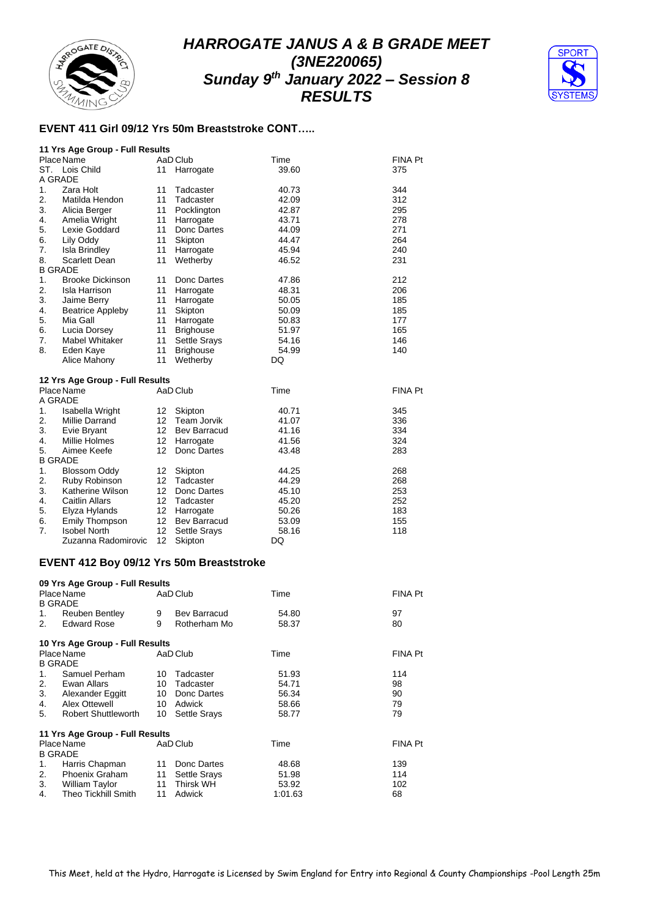# HARROGATE JANUS A & B GRADE MEET (3NE220065) Sunday 9th January 2022 – Session 8 RESULTS

## EVENT 411 Girl 09/12 Yrs 50m Breaststroke CONT…..

### 11 Yrs Age Group - Full Results

| Place | Name | AaD | Club | Time | FINA Pt |
|---|---|---|---|---|---|
| ST. | Lois Child | 11 | Harrogate | 39.60 | 375 |
| A GRADE | | | | | |
| 1. | Zara Holt | 11 | Tadcaster | 40.73 | 344 |
| 2. | Matilda Hendon | 11 | Tadcaster | 42.09 | 312 |
| 3. | Alicia Berger | 11 | Pocklington | 42.87 | 295 |
| 4. | Amelia Wright | 11 | Harrogate | 43.71 | 278 |
| 5. | Lexie Goddard | 11 | Donc Dartes | 44.09 | 271 |
| 6. | Lily Oddy | 11 | Skipton | 44.47 | 264 |
| 7. | Isla Brindley | 11 | Harrogate | 45.94 | 240 |
| 8. | Scarlett Dean | 11 | Wetherby | 46.52 | 231 |
| B GRADE | | | | | |
| 1. | Brooke Dickinson | 11 | Donc Dartes | 47.86 | 212 |
| 2. | Isla Harrison | 11 | Harrogate | 48.31 | 206 |
| 3. | Jaime Berry | 11 | Harrogate | 50.05 | 185 |
| 4. | Beatrice Appleby | 11 | Skipton | 50.09 | 185 |
| 5. | Mia Gall | 11 | Harrogate | 50.83 | 177 |
| 6. | Lucia Dorsey | 11 | Brighouse | 51.97 | 165 |
| 7. | Mabel Whitaker | 11 | Settle Srays | 54.16 | 146 |
| 8. | Eden Kaye | 11 | Brighouse | 54.99 | 140 |
| | Alice Mahony | 11 | Wetherby | DQ | |

### 12 Yrs Age Group - Full Results

| Place | Name | AaD | Club | Time | FINA Pt |
|---|---|---|---|---|---|
| A GRADE | | | | | |
| 1. | Isabella Wright | 12 | Skipton | 40.71 | 345 |
| 2. | Millie Darrand | 12 | Team Jorvik | 41.07 | 336 |
| 3. | Evie Bryant | 12 | Bev Barracud | 41.16 | 334 |
| 4. | Millie Holmes | 12 | Harrogate | 41.56 | 324 |
| 5. | Aimee Keefe | 12 | Donc Dartes | 43.48 | 283 |
| B GRADE | | | | | |
| 1. | Blossom Oddy | 12 | Skipton | 44.25 | 268 |
| 2. | Ruby Robinson | 12 | Tadcaster | 44.29 | 268 |
| 3. | Katherine Wilson | 12 | Donc Dartes | 45.10 | 253 |
| 4. | Caitlin Allars | 12 | Tadcaster | 45.20 | 252 |
| 5. | Elyza Hylands | 12 | Harrogate | 50.26 | 183 |
| 6. | Emily Thompson | 12 | Bev Barracud | 53.09 | 155 |
| 7. | Isobel North | 12 | Settle Srays | 58.16 | 118 |
| | Zuzanna Radomirovic | 12 | Skipton | DQ | |

## EVENT 412 Boy 09/12 Yrs 50m Breaststroke

### 09 Yrs Age Group - Full Results

| Place | Name | AaD | Club | Time | FINA Pt |
|---|---|---|---|---|---|
| B GRADE | | | | | |
| 1. | Reuben Bentley | 9 | Bev Barracud | 54.80 | 97 |
| 2. | Edward Rose | 9 | Rotherham Mo | 58.37 | 80 |

### 10 Yrs Age Group - Full Results

| Place | Name | AaD | Club | Time | FINA Pt |
|---|---|---|---|---|---|
| B GRADE | | | | | |
| 1. | Samuel Perham | 10 | Tadcaster | 51.93 | 114 |
| 2. | Ewan Allars | 10 | Tadcaster | 54.71 | 98 |
| 3. | Alexander Eggitt | 10 | Donc Dartes | 56.34 | 90 |
| 4. | Alex Ottewell | 10 | Adwick | 58.66 | 79 |
| 5. | Robert Shuttleworth | 10 | Settle Srays | 58.77 | 79 |

### 11 Yrs Age Group - Full Results

| Place | Name | AaD | Club | Time | FINA Pt |
|---|---|---|---|---|---|
| B GRADE | | | | | |
| 1. | Harris Chapman | 11 | Donc Dartes | 48.68 | 139 |
| 2. | Phoenix Graham | 11 | Settle Srays | 51.98 | 114 |
| 3. | William Taylor | 11 | Thirsk WH | 53.92 | 102 |
| 4. | Theo Tickhill Smith | 11 | Adwick | 1:01.63 | 68 |

This Meet, held at the Hydro, Harrogate is Licensed by Swim England for Entry into Regional & County Championships -Pool Length 25m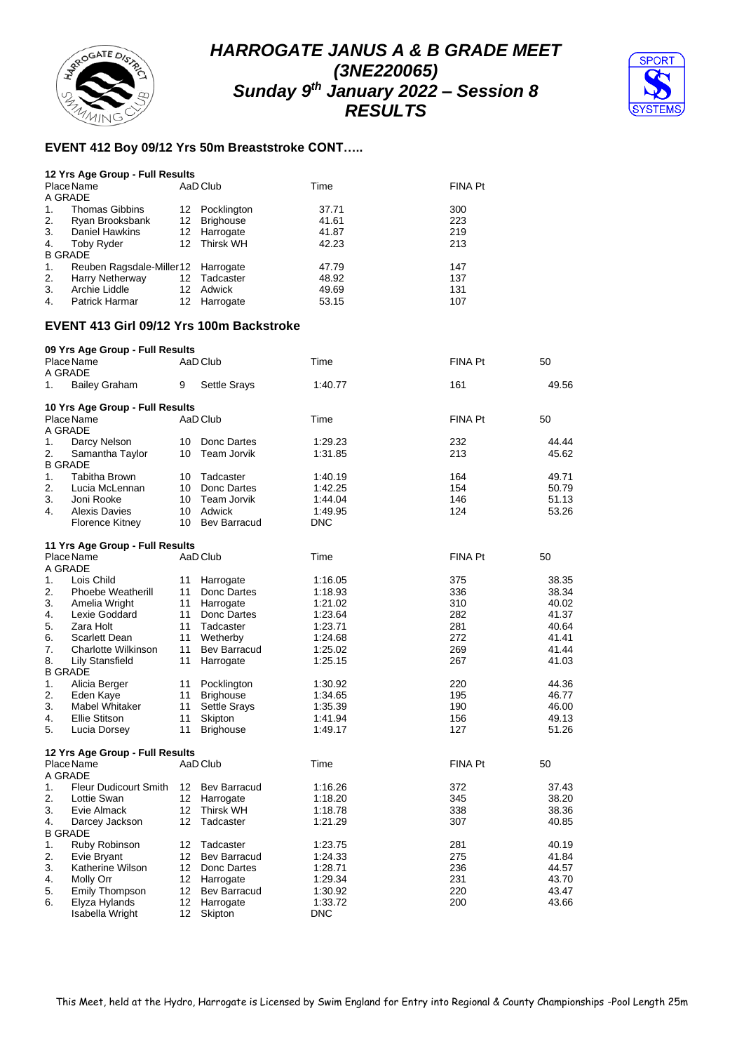# HARROGATE JANUS A & B GRADE MEET
## (3NE220065)
## Sunday 9th January 2022 – Session 8
## RESULTS

### EVENT 412 Boy 09/12 Yrs 50m Breaststroke CONT…..

**12 Yrs Age Group - Full Results**

| Place | Name | AaD | Club | Time | FINA Pt |
|---|---|---|---|---|---|
| A GRADE | | | | | |
| 1. | Thomas Gibbins | 12 | Pocklington | 37.71 | 300 |
| 2. | Ryan Brooksbank | 12 | Brighouse | 41.61 | 223 |
| 3. | Daniel Hawkins | 12 | Harrogate | 41.87 | 219 |
| 4. | Toby Ryder | 12 | Thirsk WH | 42.23 | 213 |
| B GRADE | | | | | |
| 1. | Reuben Ragsdale-Miller | 12 | Harrogate | 47.79 | 147 |
| 2. | Harry Netherway | 12 | Tadcaster | 48.92 | 137 |
| 3. | Archie Liddle | 12 | Adwick | 49.69 | 131 |
| 4. | Patrick Harmar | 12 | Harrogate | 53.15 | 107 |

### EVENT 413 Girl 09/12 Yrs 100m Backstroke

**09 Yrs Age Group - Full Results**

| Place | Name | AaD | Club | Time | FINA Pt | 50 |
|---|---|---|---|---|---|---|
| A GRADE | | | | | | |
| 1. | Bailey Graham | 9 | Settle Srays | 1:40.77 | 161 | 49.56 |

**10 Yrs Age Group - Full Results**

| Place | Name | AaD | Club | Time | FINA Pt | 50 |
|---|---|---|---|---|---|---|
| A GRADE | | | | | | |
| 1. | Darcy Nelson | 10 | Donc Dartes | 1:29.23 | 232 | 44.44 |
| 2. | Samantha Taylor | 10 | Team Jorvik | 1:31.85 | 213 | 45.62 |
| B GRADE | | | | | | |
| 1. | Tabitha Brown | 10 | Tadcaster | 1:40.19 | 164 | 49.71 |
| 2. | Lucia McLennan | 10 | Donc Dartes | 1:42.25 | 154 | 50.79 |
| 3. | Joni Rooke | 10 | Team Jorvik | 1:44.04 | 146 | 51.13 |
| 4. | Alexis Davies | 10 | Adwick | 1:49.95 | 124 | 53.26 |
| | Florence Kitney | 10 | Bev Barracud | DNC | | |

**11 Yrs Age Group - Full Results**

| Place | Name | AaD | Club | Time | FINA Pt | 50 |
|---|---|---|---|---|---|---|
| A GRADE | | | | | | |
| 1. | Lois Child | 11 | Harrogate | 1:16.05 | 375 | 38.35 |
| 2. | Phoebe Weatherill | 11 | Donc Dartes | 1:18.93 | 336 | 38.34 |
| 3. | Amelia Wright | 11 | Harrogate | 1:21.02 | 310 | 40.02 |
| 4. | Lexie Goddard | 11 | Donc Dartes | 1:23.64 | 282 | 41.37 |
| 5. | Zara Holt | 11 | Tadcaster | 1:23.71 | 281 | 40.64 |
| 6. | Scarlett Dean | 11 | Wetherby | 1:24.68 | 272 | 41.41 |
| 7. | Charlotte Wilkinson | 11 | Bev Barracud | 1:25.02 | 269 | 41.44 |
| 8. | Lily Stansfield | 11 | Harrogate | 1:25.15 | 267 | 41.03 |
| B GRADE | | | | | | |
| 1. | Alicia Berger | 11 | Pocklington | 1:30.92 | 220 | 44.36 |
| 2. | Eden Kaye | 11 | Brighouse | 1:34.65 | 195 | 46.77 |
| 3. | Mabel Whitaker | 11 | Settle Srays | 1:35.39 | 190 | 46.00 |
| 4. | Ellie Stitson | 11 | Skipton | 1:41.94 | 156 | 49.13 |
| 5. | Lucia Dorsey | 11 | Brighouse | 1:49.17 | 127 | 51.26 |

**12 Yrs Age Group - Full Results**

| Place | Name | AaD | Club | Time | FINA Pt | 50 |
|---|---|---|---|---|---|---|
| A GRADE | | | | | | |
| 1. | Fleur Dudicourt Smith | 12 | Bev Barracud | 1:16.26 | 372 | 37.43 |
| 2. | Lottie Swan | 12 | Harrogate | 1:18.20 | 345 | 38.20 |
| 3. | Evie Almack | 12 | Thirsk WH | 1:18.78 | 338 | 38.36 |
| 4. | Darcey Jackson | 12 | Tadcaster | 1:21.29 | 307 | 40.85 |
| B GRADE | | | | | | |
| 1. | Ruby Robinson | 12 | Tadcaster | 1:23.75 | 281 | 40.19 |
| 2. | Evie Bryant | 12 | Bev Barracud | 1:24.33 | 275 | 41.84 |
| 3. | Katherine Wilson | 12 | Donc Dartes | 1:28.71 | 236 | 44.57 |
| 4. | Molly Orr | 12 | Harrogate | 1:29.34 | 231 | 43.70 |
| 5. | Emily Thompson | 12 | Bev Barracud | 1:30.92 | 220 | 43.47 |
| 6. | Elyza Hylands | 12 | Harrogate | 1:33.72 | 200 | 43.66 |
| | Isabella Wright | 12 | Skipton | DNC | | |

This Meet, held at the Hydro, Harrogate is Licensed by Swim England for Entry into Regional & County Championships -Pool Length 25m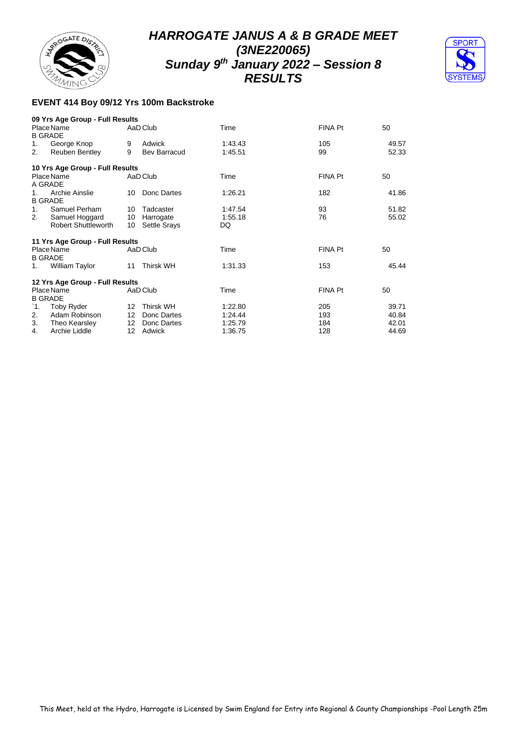# *HARROGATE JANUS A & B GRADE MEET (3NE220065) Sunday 9th January 2022 – Session 8 RESULTS*

### EVENT 414 Boy 09/12 Yrs 100m Backstroke

**09 Yrs Age Group - Full Results**

| Place | Name | AaD | Club | Time | FINA Pt | 50 |
|---|---|---|---|---|---|---|
| B GRADE | | | | | | |
| 1. | George Knop | 9 | Adwick | 1:43.43 | 105 | 49.57 |
| 2. | Reuben Bentley | 9 | Bev Barracud | 1:45.51 | 99 | 52.33 |

**10 Yrs Age Group - Full Results**

| Place | Name | AaD | Club | Time | FINA Pt | 50 |
|---|---|---|---|---|---|---|
| A GRADE | | | | | | |
| 1. | Archie Ainslie | 10 | Donc Dartes | 1:26.21 | 182 | 41.86 |
| B GRADE | | | | | | |
| 1. | Samuel Perham | 10 | Tadcaster | 1:47.54 | 93 | 51.82 |
| 2. | Samuel Hoggard | 10 | Harrogate | 1:55.18 | 76 | 55.02 |
| | Robert Shuttleworth | 10 | Settle Srays | DQ | | |

**11 Yrs Age Group - Full Results**

| Place | Name | AaD | Club | Time | FINA Pt | 50 |
|---|---|---|---|---|---|---|
| B GRADE | | | | | | |
| 1. | William Taylor | 11 | Thirsk WH | 1:31.33 | 153 | 45.44 |

**12 Yrs Age Group - Full Results**

| Place | Name | AaD | Club | Time | FINA Pt | 50 |
|---|---|---|---|---|---|---|
| B GRADE | | | | | | |
| `1. | Toby Ryder | 12 | Thirsk WH | 1:22.80 | 205 | 39.71 |
| 2. | Adam Robinson | 12 | Donc Dartes | 1:24.44 | 193 | 40.84 |
| 3. | Theo Kearsley | 12 | Donc Dartes | 1:25.79 | 184 | 42.01 |
| 4. | Archie Liddle | 12 | Adwick | 1:36.75 | 128 | 44.69 |

This Meet, held at the Hydro, Harrogate is Licensed by Swim England for Entry into Regional & County Championships -Pool Length 25m